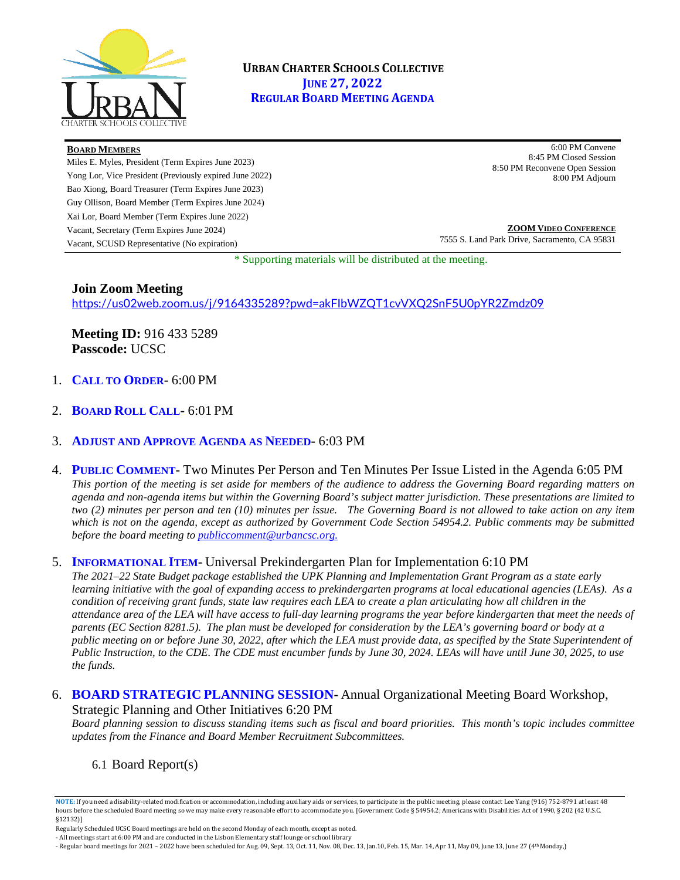# URBAN CHARTER SCHOOLS COLLECTIVE
## JUNE 27, 2022
## REGULAR BOARD MEETING AGENDA

**BOARD MEMBERS**

Miles E. Myles, President (Term Expires June 2023)
Yong Lor, Vice President (Previously expired June 2022)
Bao Xiong, Board Treasurer (Term Expires June 2023)
Guy Ollison, Board Member (Term Expires June 2024)
Xai Lor, Board Member (Term Expires June 2022)
Vacant, Secretary (Term Expires June 2024)
Vacant, SCUSD Representative (No expiration)

6:00 PM Convene
8:45 PM Closed Session
8:50 PM Reconvene Open Session
8:00 PM Adjourn

**ZOOM VIDEO CONFERENCE**
7555 S. Land Park Drive, Sacramento, CA 95831

* Supporting materials will be distributed at the meeting.

**Join Zoom Meeting**
https://us02web.zoom.us/j/9164335289?pwd=akFIbWZQT1cvVXQ2SnF5U0pYR2Zmdz09

**Meeting ID:** 916 433 5289
**Passcode:** UCSC

1. **CALL TO ORDER-** 6:00 PM

2. **BOARD ROLL CALL-** 6:01 PM

3. **ADJUST AND APPROVE AGENDA AS NEEDED-** 6:03 PM

4. **PUBLIC COMMENT-** Two Minutes Per Person and Ten Minutes Per Issue Listed in the Agenda 6:05 PM
   *This portion of the meeting is set aside for members of the audience to address the Governing Board regarding matters on agenda and non-agenda items but within the Governing Board's subject matter jurisdiction. These presentations are limited to two (2) minutes per person and ten (10) minutes per issue. The Governing Board is not allowed to take action on any item which is not on the agenda, except as authorized by Government Code Section 54954.2. Public comments may be submitted before the board meeting to publiccomment@urbancsc.org.*

5. **INFORMATIONAL ITEM-** Universal Prekindergarten Plan for Implementation 6:10 PM
   *The 2021–22 State Budget package established the UPK Planning and Implementation Grant Program as a state early learning initiative with the goal of expanding access to prekindergarten programs at local educational agencies (LEAs). As a condition of receiving grant funds, state law requires each LEA to create a plan articulating how all children in the attendance area of the LEA will have access to full-day learning programs the year before kindergarten that meet the needs of parents (EC Section 8281.5). The plan must be developed for consideration by the LEA's governing board or body at a public meeting on or before June 30, 2022, after which the LEA must provide data, as specified by the State Superintendent of Public Instruction, to the CDE. The CDE must encumber funds by June 30, 2024. LEAs will have until June 30, 2025, to use the funds.*

6. **BOARD STRATEGIC PLANNING SESSION-** Annual Organizational Meeting Board Workshop, Strategic Planning and Other Initiatives 6:20 PM
   *Board planning session to discuss standing items such as fiscal and board priorities. This month's topic includes committee updates from the Finance and Board Member Recruitment Subcommittees.*

   6.1 Board Report(s)

**NOTE:** If you need a disability-related modification or accommodation, including auxiliary aids or services, to participate in the public meeting, please contact Lee Yang (916) 752-8791 at least 48 hours before the scheduled Board meeting so we may make every reasonable effort to accommodate you. [Government Code § 54954.2; Americans with Disabilities Act of 1990, § 202 (42 U.S.C. §12132)]

Regularly Scheduled UCSC Board meetings are held on the second Monday of each month, except as noted.
- All meetings start at 6:00 PM and are conducted in the Lisbon Elementary staff lounge or school library
- Regular board meetings for 2021 – 2022 have been scheduled for Aug. 09, Sept. 13, Oct. 11, Nov. 08, Dec. 13, Jan.10, Feb. 15, Mar. 14, Apr 11, May 09, June 13, June 27 (4th Monday,)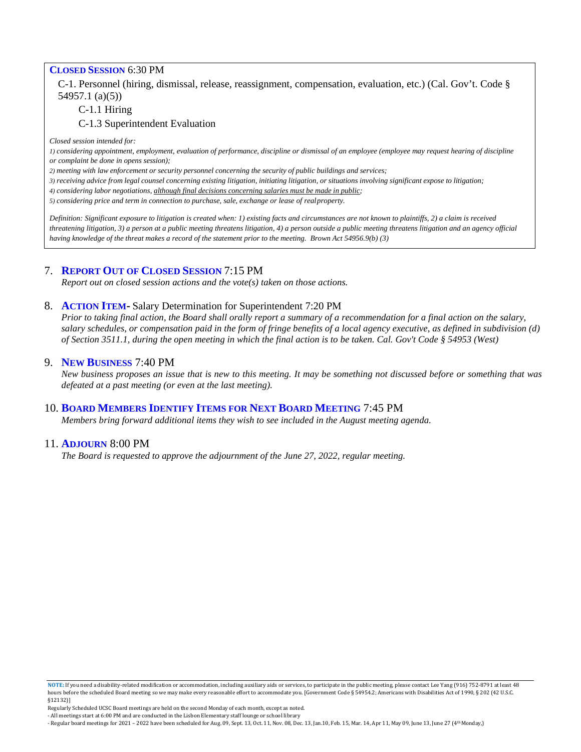**CLOSED SESSION** 6:30 PM

C-1. Personnel (hiring, dismissal, release, reassignment, compensation, evaluation, etc.) (Cal. Gov't. Code § 54957.1 (a)(5))

C-1.1 Hiring

C-1.3 Superintendent Evaluation

*Closed session intended for:*

*1) considering appointment, employment, evaluation of performance, discipline or dismissal of an employee (employee may request hearing of discipline or complaint be done in opens session);*

*2) meeting with law enforcement or security personnel concerning the security of public buildings and services;*

*3) receiving advice from legal counsel concerning existing litigation, initiating litigation, or situations involving significant expose to litigation;*

*4) considering labor negotiations, <u>although final decisions concerning salaries must be made in public</u>;*

*5) considering price and term in connection to purchase, sale, exchange or lease of realproperty.*

*Definition: Significant exposure to litigation is created when: 1) existing facts and circumstances are not known to plaintiffs, 2) a claim is received threatening litigation, 3) a person at a public meeting threatens litigation, 4) a person outside a public meeting threatens litigation and an agency official having knowledge of the threat makes a record of the statement prior to the meeting. Brown Act 54956.9(b) (3)*

7. **REPORT OUT OF CLOSED SESSION** 7:15 PM

   *Report out on closed session actions and the vote(s) taken on those actions.*

8. **ACTION ITEM-** Salary Determination for Superintendent 7:20 PM

   *Prior to taking final action, the Board shall orally report a summary of a recommendation for a final action on the salary, salary schedules, or compensation paid in the form of fringe benefits of a local agency executive, as defined in subdivision (d) of Section 3511.1, during the open meeting in which the final action is to be taken. Cal. Gov't Code § 54953 (West)*

9. **NEW BUSINESS** 7:40 PM

   *New business proposes an issue that is new to this meeting. It may be something not discussed before or something that was defeated at a past meeting (or even at the last meeting).*

10. **BOARD MEMBERS IDENTIFY ITEMS FOR NEXT BOARD MEETING** 7:45 PM

    *Members bring forward additional items they wish to see included in the August meeting agenda.*

11. **ADJOURN** 8:00 PM

    *The Board is requested to approve the adjournment of the June 27, 2022, regular meeting.*

**NOTE:** If you need a disability-related modification or accommodation, including auxiliary aids or services, to participate in the public meeting, please contact Lee Yang (916) 752-8791 at least 48 hours before the scheduled Board meeting so we may make every reasonable effort to accommodate you. [Government Code § 54954.2; Americans with Disabilities Act of 1990, § 202 (42 U.S.C. §12132)]

Regularly Scheduled UCSC Board meetings are held on the second Monday of each month, except as noted.

- All meetings start at 6:00 PM and are conducted in the Lisbon Elementary staff lounge or school library
- Regular board meetings for 2021 – 2022 have been scheduled for Aug. 09, Sept. 13, Oct. 11, Nov. 08, Dec. 13, Jan.10, Feb. 15, Mar. 14, Apr 11, May 09, June 13, June 27 (4th Monday,)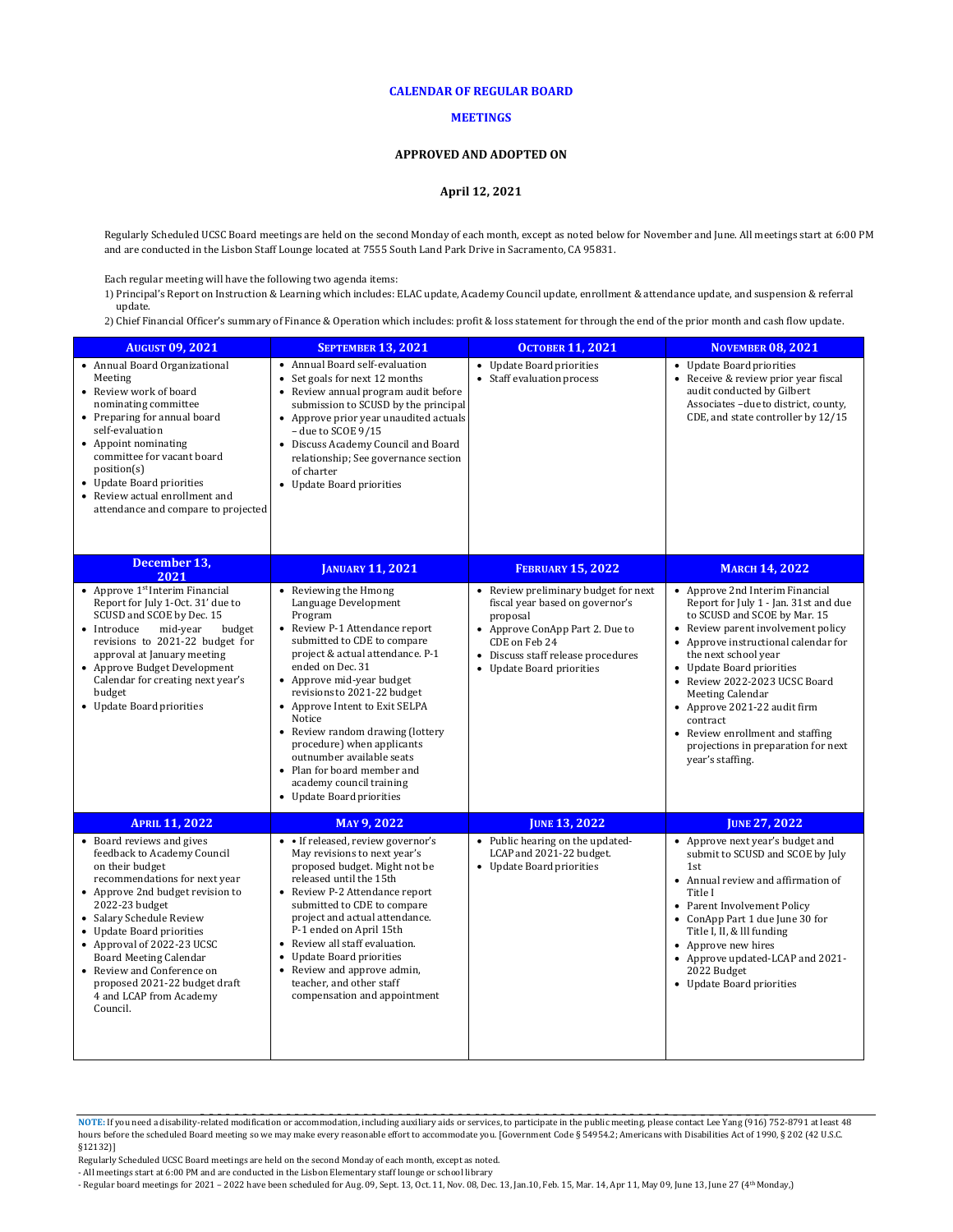# CALENDAR OF REGULAR BOARD MEETINGS

**APPROVED AND ADOPTED ON**

**April 12, 2021**

Regularly Scheduled UCSC Board meetings are held on the second Monday of each month, except as noted below for November and June. All meetings start at 6:00 PM and are conducted in the Lisbon Staff Lounge located at 7555 South Land Park Drive in Sacramento, CA 95831.

Each regular meeting will have the following two agenda items:

1) Principal's Report on Instruction & Learning which includes: ELAC update, Academy Council update, enrollment & attendance update, and suspension & referral update.
2) Chief Financial Officer's summary of Finance & Operation which includes: profit & loss statement for through the end of the prior month and cash flow update.

| AUGUST 09, 2021 | SEPTEMBER 13, 2021 | OCTOBER 11, 2021 | NOVEMBER 08, 2021 |
|---|---|---|---|
| • Annual Board Organizational Meeting<br>• Review work of board nominating committee<br>• Preparing for annual board self-evaluation<br>• Appoint nominating committee for vacant board position(s)<br>• Update Board priorities<br>• Review actual enrollment and attendance and compare to projected | • Annual Board self-evaluation<br>• Set goals for next 12 months<br>• Review annual program audit before submission to SCUSD by the principal<br>• Approve prior year unaudited actuals – due to SCOE 9/15<br>• Discuss Academy Council and Board relationship; See governance section of charter<br>• Update Board priorities | • Update Board priorities<br>• Staff evaluation process | • Update Board priorities<br>• Receive & review prior year fiscal audit conducted by Gilbert Associates –due to district, county, CDE, and state controller by 12/15 |
| **December 13, 2021** | **JANUARY 11, 2021** | **FEBRUARY 15, 2022** | **MARCH 14, 2022** |
| • Approve 1st Interim Financial Report for July 1-Oct. 31' due to SCUSD and SCOE by Dec. 15<br>• Introduce mid-year budget revisions to 2021-22 budget for approval at January meeting<br>• Approve Budget Development Calendar for creating next year's budget<br>• Update Board priorities | • Reviewing the Hmong Language Development Program<br>• Review P-1 Attendance report submitted to CDE to compare project & actual attendance. P-1 ended on Dec. 31<br>• Approve mid-year budget revisions to 2021-22 budget<br>• Approve Intent to Exit SELPA Notice<br>• Review random drawing (lottery procedure) when applicants outnumber available seats<br>• Plan for board member and academy council training<br>• Update Board priorities | • Review preliminary budget for next fiscal year based on governor's proposal<br>• Approve ConApp Part 2. Due to CDE on Feb 24<br>• Discuss staff release procedures<br>• Update Board priorities | • Approve 2nd Interim Financial Report for July 1 - Jan. 31st and due to SCUSD and SCOE by Mar. 15<br>• Review parent involvement policy<br>• Approve instructional calendar for the next school year<br>• Update Board priorities<br>• Review 2022-2023 UCSC Board Meeting Calendar<br>• Approve 2021-22 audit firm contract<br>• Review enrollment and staffing projections in preparation for next year's staffing. |
| **APRIL 11, 2022** | **MAY 9, 2022** | **JUNE 13, 2022** | **JUNE 27, 2022** |
| • Board reviews and gives feedback to Academy Council on their budget recommendations for next year<br>• Approve 2nd budget revision to 2022-23 budget<br>• Salary Schedule Review<br>• Update Board priorities<br>• Approval of 2022-23 UCSC Board Meeting Calendar<br>• Review and Conference on proposed 2021-22 budget draft 4 and LCAP from Academy Council. | • • If released, review governor's May revisions to next year's proposed budget. Might not be released until the 15th<br>• Review P-2 Attendance report submitted to CDE to compare project and actual attendance. P-1 ended on April 15th<br>• Review all staff evaluation.<br>• Update Board priorities<br>• Review and approve admin, teacher, and other staff compensation and appointment | • Public hearing on the updated-LCAP and 2021-22 budget.<br>• Update Board priorities | • Approve next year's budget and submit to SCUSD and SCOE by July 1st<br>• Annual review and affirmation of Title I<br>• Parent Involvement Policy<br>• ConApp Part 1 due June 30 for Title I, II, & lll funding<br>• Approve new hires<br>• Approve updated-LCAP and 2021-2022 Budget<br>• Update Board priorities |

**NOTE:** If you need a disability-related modification or accommodation, including auxiliary aids or services, to participate in the public meeting, please contact Lee Yang (916) 752-8791 at least 48 hours before the scheduled Board meeting so we may make every reasonable effort to accommodate you. [Government Code § 54954.2; Americans with Disabilities Act of 1990, § 202 (42 U.S.C. §12132)]

Regularly Scheduled UCSC Board meetings are held on the second Monday of each month, except as noted.

- All meetings start at 6:00 PM and are conducted in the Lisbon Elementary staff lounge or school library
- Regular board meetings for 2021 – 2022 have been scheduled for Aug. 09, Sept. 13, Oct. 11, Nov. 08, Dec. 13, Jan.10, Feb. 15, Mar. 14, Apr 11, May 09, June 13, June 27 (4th Monday,)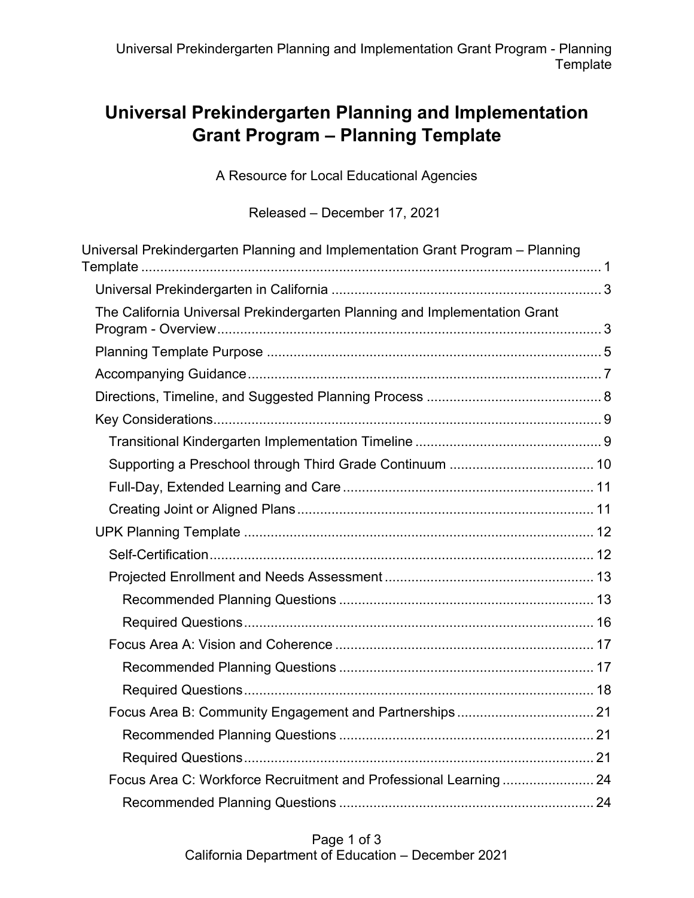# Universal Prekindergarten Planning and Implementation Grant Program – Planning Template

A Resource for Local Educational Agencies

Released – December 17, 2021

- Universal Prekindergarten Planning and Implementation Grant Program – Planning Template ........ 1
  - Universal Prekindergarten in California ........ 3
  - The California Universal Prekindergarten Planning and Implementation Grant Program - Overview ........ 3
  - Planning Template Purpose ........ 5
  - Accompanying Guidance ........ 7
  - Directions, Timeline, and Suggested Planning Process ........ 8
  - Key Considerations ........ 9
    - Transitional Kindergarten Implementation Timeline ........ 9
    - Supporting a Preschool through Third Grade Continuum ........ 10
    - Full-Day, Extended Learning and Care ........ 11
    - Creating Joint or Aligned Plans ........ 11
  - UPK Planning Template ........ 12
    - Self-Certification ........ 12
    - Projected Enrollment and Needs Assessment ........ 13
      - Recommended Planning Questions ........ 13
      - Required Questions ........ 16
    - Focus Area A: Vision and Coherence ........ 17
      - Recommended Planning Questions ........ 17
      - Required Questions ........ 18
    - Focus Area B: Community Engagement and Partnerships ........ 21
      - Recommended Planning Questions ........ 21
      - Required Questions ........ 21
    - Focus Area C: Workforce Recruitment and Professional Learning ........ 24
      - Recommended Planning Questions ........ 24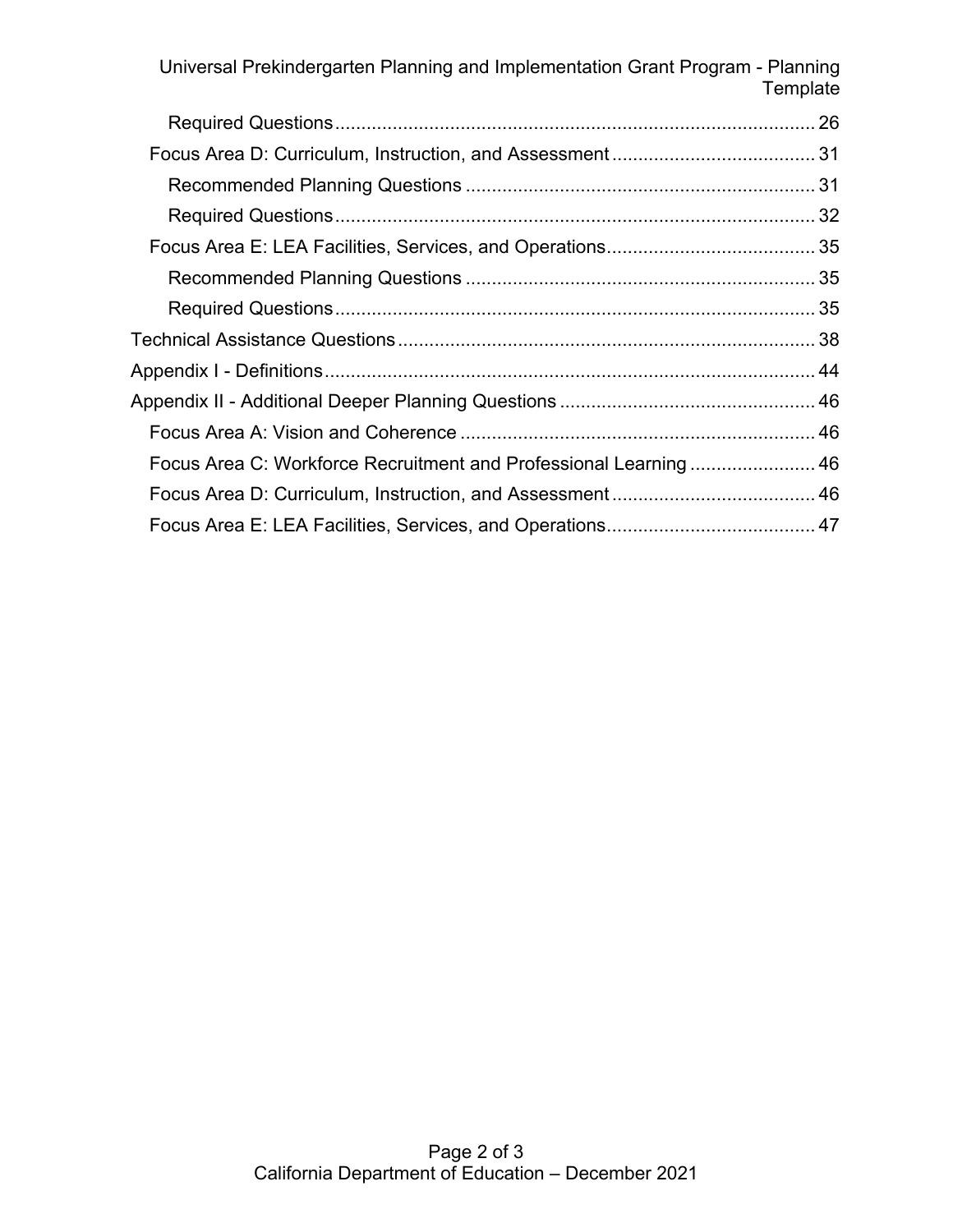Required Questions ........................................................................................ 26

Focus Area D: Curriculum, Instruction, and Assessment ...................................... 31

Recommended Planning Questions .................................................................. 31

Required Questions ........................................................................................ 32

Focus Area E: LEA Facilities, Services, and Operations ....................................... 35

Recommended Planning Questions .................................................................. 35

Required Questions ........................................................................................ 35

Technical Assistance Questions ............................................................................... 38

Appendix I - Definitions ............................................................................................ 44

Appendix II - Additional Deeper Planning Questions ................................................ 46

Focus Area A: Vision and Coherence ................................................................... 46

Focus Area C: Workforce Recruitment and Professional Learning ........................ 46

Focus Area D: Curriculum, Instruction, and Assessment ...................................... 46

Focus Area E: LEA Facilities, Services, and Operations ....................................... 47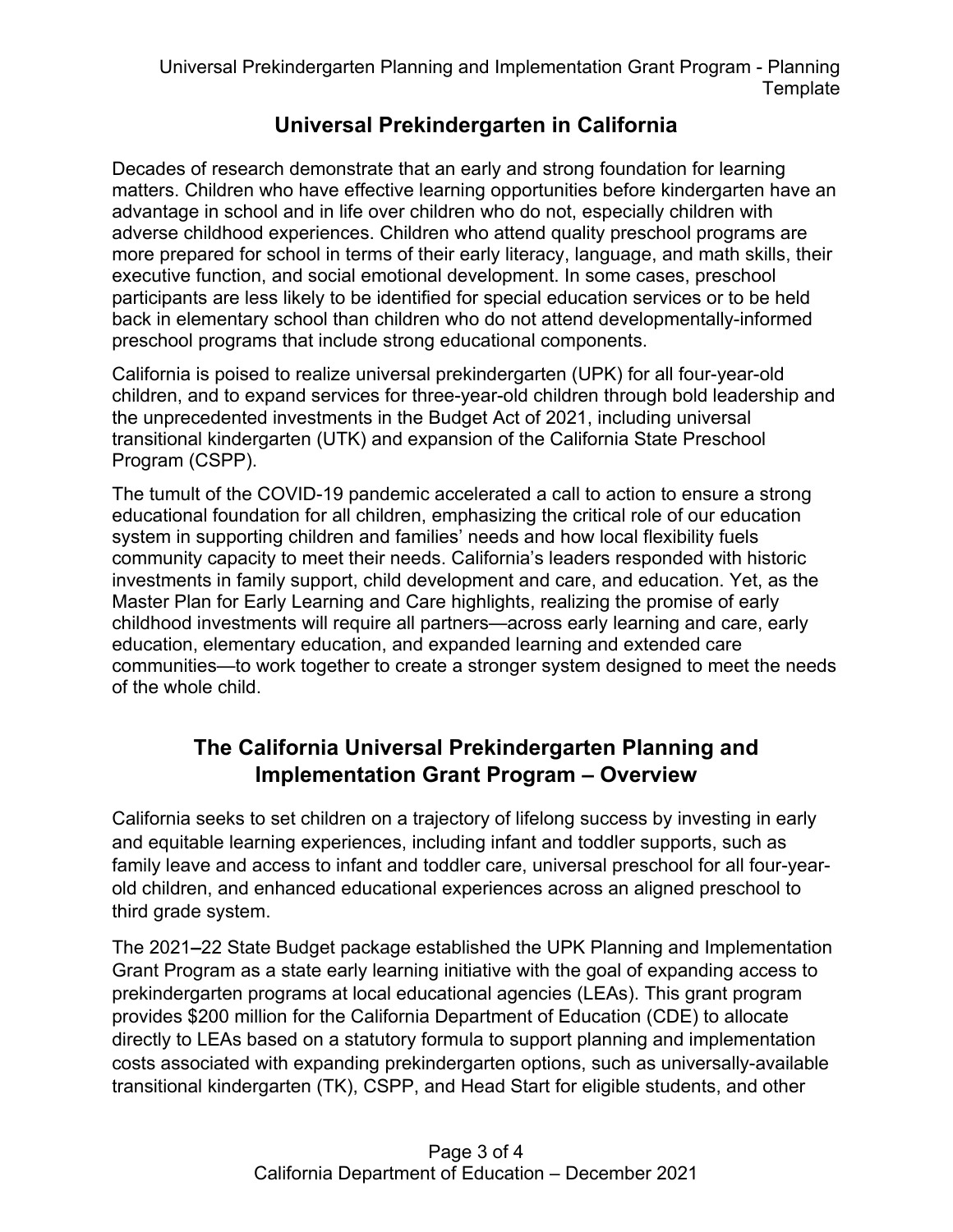## Universal Prekindergarten in California

Decades of research demonstrate that an early and strong foundation for learning matters. Children who have effective learning opportunities before kindergarten have an advantage in school and in life over children who do not, especially children with adverse childhood experiences. Children who attend quality preschool programs are more prepared for school in terms of their early literacy, language, and math skills, their executive function, and social emotional development. In some cases, preschool participants are less likely to be identified for special education services or to be held back in elementary school than children who do not attend developmentally-informed preschool programs that include strong educational components.

California is poised to realize universal prekindergarten (UPK) for all four-year-old children, and to expand services for three-year-old children through bold leadership and the unprecedented investments in the Budget Act of 2021, including universal transitional kindergarten (UTK) and expansion of the California State Preschool Program (CSPP).

The tumult of the COVID-19 pandemic accelerated a call to action to ensure a strong educational foundation for all children, emphasizing the critical role of our education system in supporting children and families' needs and how local flexibility fuels community capacity to meet their needs. California's leaders responded with historic investments in family support, child development and care, and education. Yet, as the Master Plan for Early Learning and Care highlights, realizing the promise of early childhood investments will require all partners—across early learning and care, early education, elementary education, and expanded learning and extended care communities—to work together to create a stronger system designed to meet the needs of the whole child.

## The California Universal Prekindergarten Planning and Implementation Grant Program – Overview

California seeks to set children on a trajectory of lifelong success by investing in early and equitable learning experiences, including infant and toddler supports, such as family leave and access to infant and toddler care, universal preschool for all four-year-old children, and enhanced educational experiences across an aligned preschool to third grade system.

The 2021–22 State Budget package established the UPK Planning and Implementation Grant Program as a state early learning initiative with the goal of expanding access to prekindergarten programs at local educational agencies (LEAs). This grant program provides $200 million for the California Department of Education (CDE) to allocate directly to LEAs based on a statutory formula to support planning and implementation costs associated with expanding prekindergarten options, such as universally-available transitional kindergarten (TK), CSPP, and Head Start for eligible students, and other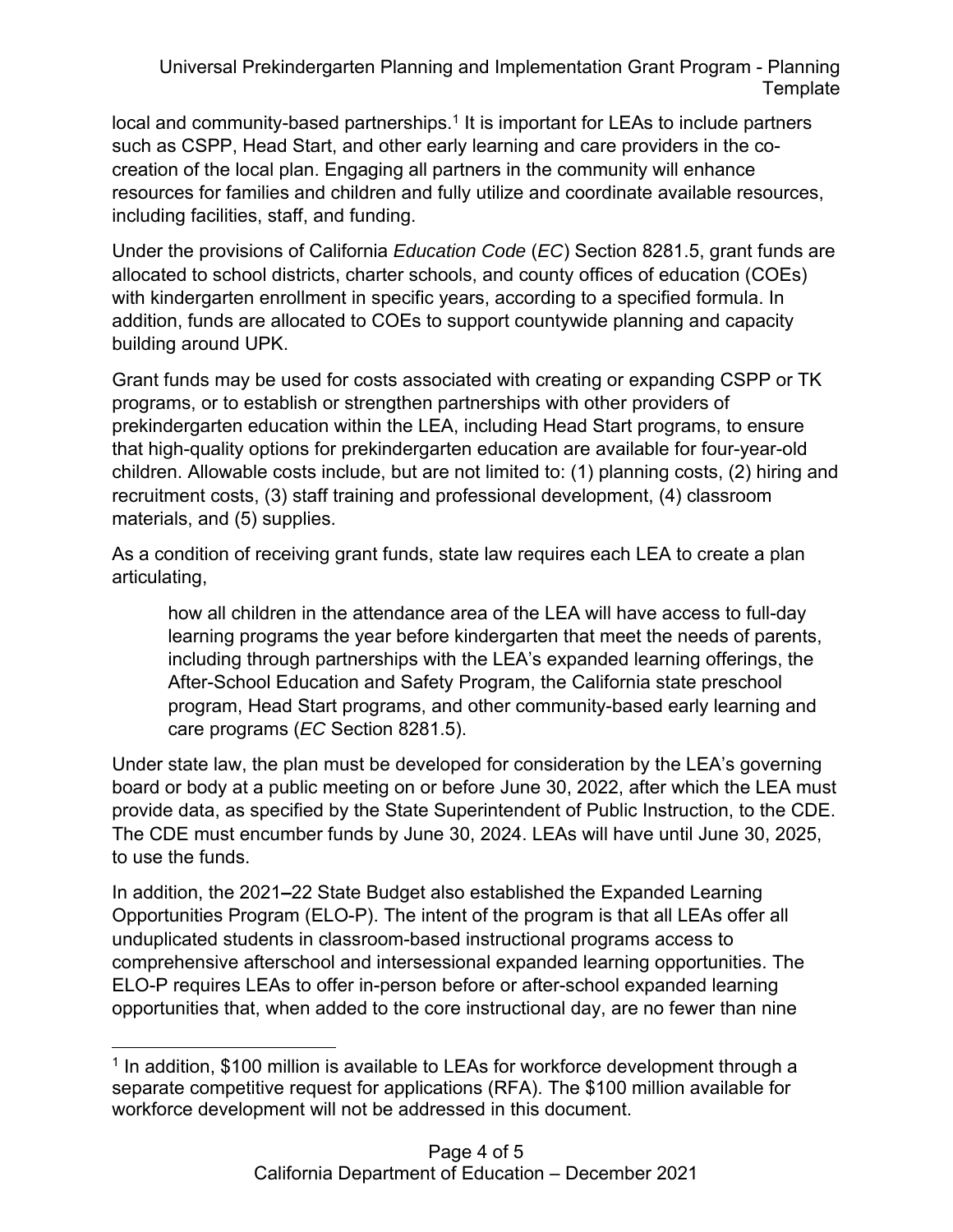local and community-based partnerships.[1] It is important for LEAs to include partners such as CSPP, Head Start, and other early learning and care providers in the co-creation of the local plan. Engaging all partners in the community will enhance resources for families and children and fully utilize and coordinate available resources, including facilities, staff, and funding.

Under the provisions of California *Education Code* (*EC*) Section 8281.5, grant funds are allocated to school districts, charter schools, and county offices of education (COEs) with kindergarten enrollment in specific years, according to a specified formula. In addition, funds are allocated to COEs to support countywide planning and capacity building around UPK.

Grant funds may be used for costs associated with creating or expanding CSPP or TK programs, or to establish or strengthen partnerships with other providers of prekindergarten education within the LEA, including Head Start programs, to ensure that high-quality options for prekindergarten education are available for four-year-old children. Allowable costs include, but are not limited to: (1) planning costs, (2) hiring and recruitment costs, (3) staff training and professional development, (4) classroom materials, and (5) supplies.

As a condition of receiving grant funds, state law requires each LEA to create a plan articulating,

> how all children in the attendance area of the LEA will have access to full-day learning programs the year before kindergarten that meet the needs of parents, including through partnerships with the LEA's expanded learning offerings, the After-School Education and Safety Program, the California state preschool program, Head Start programs, and other community-based early learning and care programs (*EC* Section 8281.5).

Under state law, the plan must be developed for consideration by the LEA's governing board or body at a public meeting on or before June 30, 2022, after which the LEA must provide data, as specified by the State Superintendent of Public Instruction, to the CDE. The CDE must encumber funds by June 30, 2024. LEAs will have until June 30, 2025, to use the funds.

In addition, the 2021–22 State Budget also established the Expanded Learning Opportunities Program (ELO-P). The intent of the program is that all LEAs offer all unduplicated students in classroom-based instructional programs access to comprehensive afterschool and intersessional expanded learning opportunities. The ELO-P requires LEAs to offer in-person before or after-school expanded learning opportunities that, when added to the core instructional day, are no fewer than nine

[1] In addition, $100 million is available to LEAs for workforce development through a separate competitive request for applications (RFA). The $100 million available for workforce development will not be addressed in this document.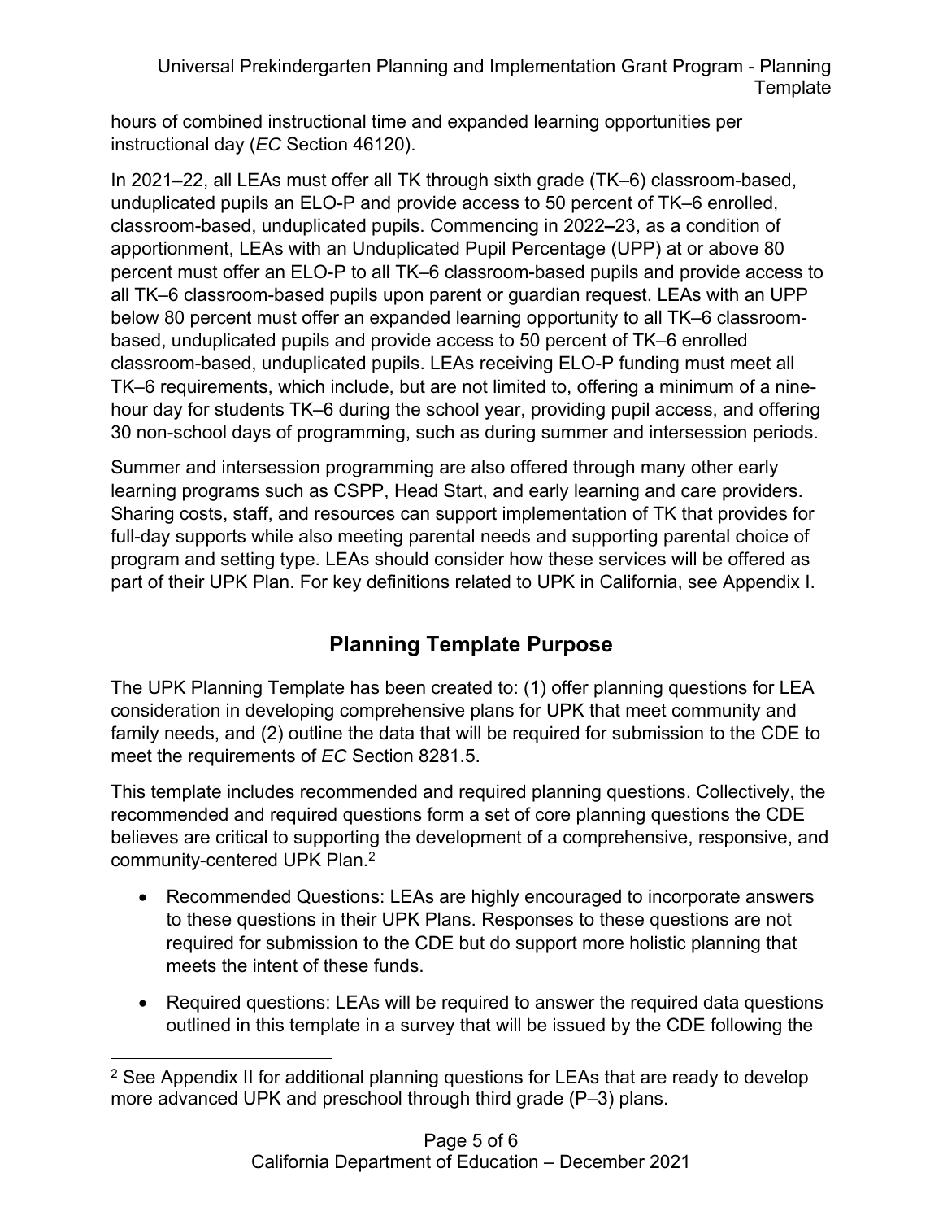hours of combined instructional time and expanded learning opportunities per instructional day (*EC* Section 46120).

In 2021–22, all LEAs must offer all TK through sixth grade (TK–6) classroom-based, unduplicated pupils an ELO-P and provide access to 50 percent of TK–6 enrolled, classroom-based, unduplicated pupils. Commencing in 2022–23, as a condition of apportionment, LEAs with an Unduplicated Pupil Percentage (UPP) at or above 80 percent must offer an ELO-P to all TK–6 classroom-based pupils and provide access to all TK–6 classroom-based pupils upon parent or guardian request. LEAs with an UPP below 80 percent must offer an expanded learning opportunity to all TK–6 classroom-based, unduplicated pupils and provide access to 50 percent of TK–6 enrolled classroom-based, unduplicated pupils. LEAs receiving ELO-P funding must meet all TK–6 requirements, which include, but are not limited to, offering a minimum of a nine-hour day for students TK–6 during the school year, providing pupil access, and offering 30 non-school days of programming, such as during summer and intersession periods.

Summer and intersession programming are also offered through many other early learning programs such as CSPP, Head Start, and early learning and care providers. Sharing costs, staff, and resources can support implementation of TK that provides for full-day supports while also meeting parental needs and supporting parental choice of program and setting type. LEAs should consider how these services will be offered as part of their UPK Plan. For key definitions related to UPK in California, see Appendix I.

## Planning Template Purpose

The UPK Planning Template has been created to: (1) offer planning questions for LEA consideration in developing comprehensive plans for UPK that meet community and family needs, and (2) outline the data that will be required for submission to the CDE to meet the requirements of *EC* Section 8281.5.

This template includes recommended and required planning questions. Collectively, the recommended and required questions form a set of core planning questions the CDE believes are critical to supporting the development of a comprehensive, responsive, and community-centered UPK Plan.[2]

- Recommended Questions: LEAs are highly encouraged to incorporate answers to these questions in their UPK Plans. Responses to these questions are not required for submission to the CDE but do support more holistic planning that meets the intent of these funds.
- Required questions: LEAs will be required to answer the required data questions outlined in this template in a survey that will be issued by the CDE following the

[2] See Appendix II for additional planning questions for LEAs that are ready to develop more advanced UPK and preschool through third grade (P–3) plans.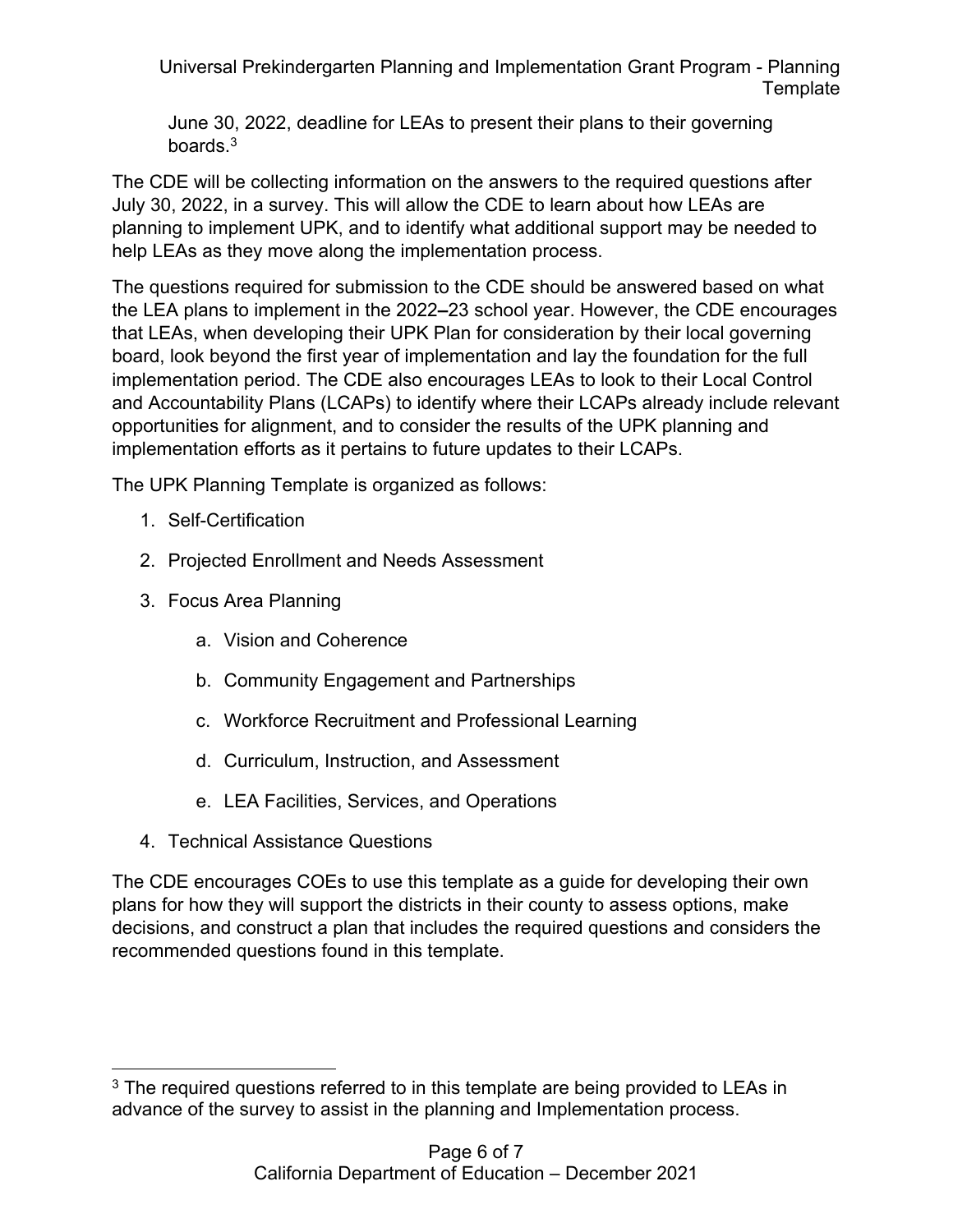June 30, 2022, deadline for LEAs to present their plans to their governing boards.[3]

The CDE will be collecting information on the answers to the required questions after July 30, 2022, in a survey. This will allow the CDE to learn about how LEAs are planning to implement UPK, and to identify what additional support may be needed to help LEAs as they move along the implementation process.

The questions required for submission to the CDE should be answered based on what the LEA plans to implement in the 2022–23 school year. However, the CDE encourages that LEAs, when developing their UPK Plan for consideration by their local governing board, look beyond the first year of implementation and lay the foundation for the full implementation period. The CDE also encourages LEAs to look to their Local Control and Accountability Plans (LCAPs) to identify where their LCAPs already include relevant opportunities for alignment, and to consider the results of the UPK planning and implementation efforts as it pertains to future updates to their LCAPs.

The UPK Planning Template is organized as follows:

1. Self-Certification
2. Projected Enrollment and Needs Assessment
3. Focus Area Planning
    a. Vision and Coherence
    b. Community Engagement and Partnerships
    c. Workforce Recruitment and Professional Learning
    d. Curriculum, Instruction, and Assessment
    e. LEA Facilities, Services, and Operations
4. Technical Assistance Questions

The CDE encourages COEs to use this template as a guide for developing their own plans for how they will support the districts in their county to assess options, make decisions, and construct a plan that includes the required questions and considers the recommended questions found in this template.

[3] The required questions referred to in this template are being provided to LEAs in advance of the survey to assist in the planning and Implementation process.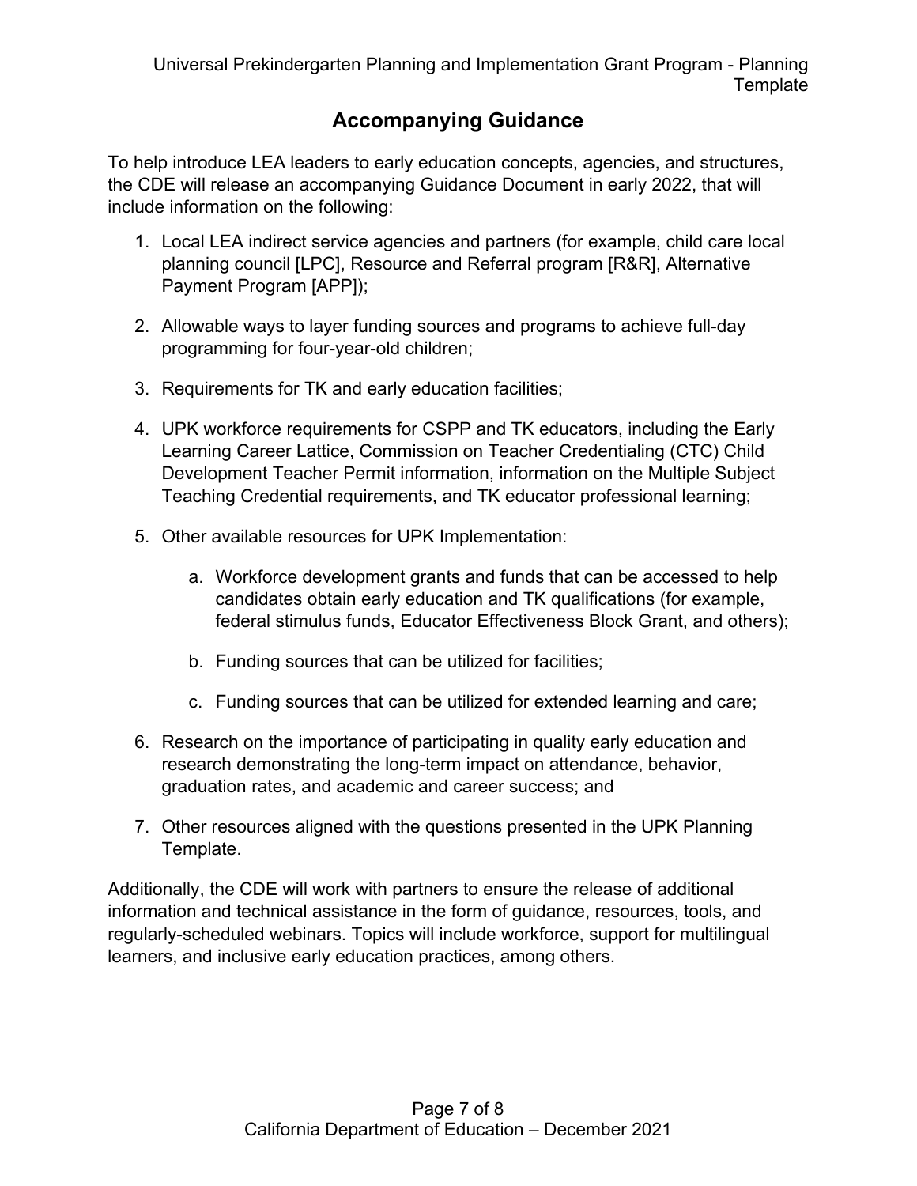## Accompanying Guidance

To help introduce LEA leaders to early education concepts, agencies, and structures, the CDE will release an accompanying Guidance Document in early 2022, that will include information on the following:

1. Local LEA indirect service agencies and partners (for example, child care local planning council [LPC], Resource and Referral program [R&R], Alternative Payment Program [APP]);

2. Allowable ways to layer funding sources and programs to achieve full-day programming for four-year-old children;

3. Requirements for TK and early education facilities;

4. UPK workforce requirements for CSPP and TK educators, including the Early Learning Career Lattice, Commission on Teacher Credentialing (CTC) Child Development Teacher Permit information, information on the Multiple Subject Teaching Credential requirements, and TK educator professional learning;

5. Other available resources for UPK Implementation:

    a. Workforce development grants and funds that can be accessed to help candidates obtain early education and TK qualifications (for example, federal stimulus funds, Educator Effectiveness Block Grant, and others);

    b. Funding sources that can be utilized for facilities;

    c. Funding sources that can be utilized for extended learning and care;

6. Research on the importance of participating in quality early education and research demonstrating the long-term impact on attendance, behavior, graduation rates, and academic and career success; and

7. Other resources aligned with the questions presented in the UPK Planning Template.

Additionally, the CDE will work with partners to ensure the release of additional information and technical assistance in the form of guidance, resources, tools, and regularly-scheduled webinars. Topics will include workforce, support for multilingual learners, and inclusive early education practices, among others.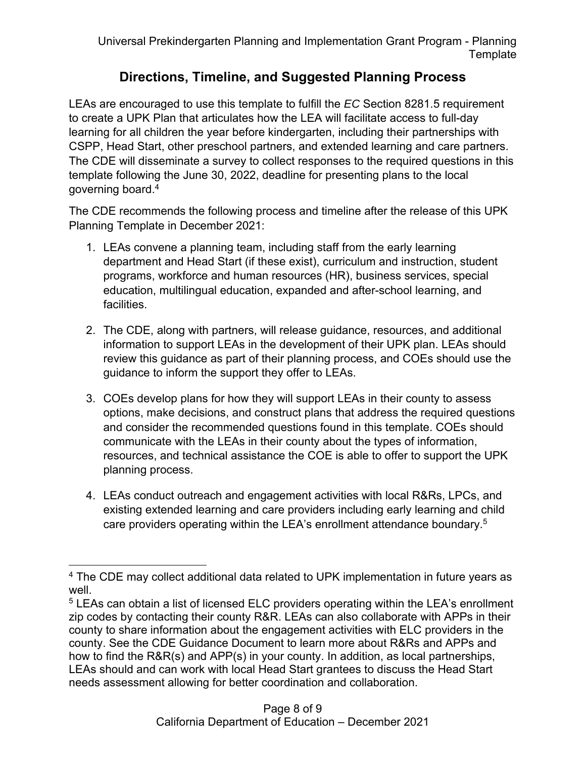## Directions, Timeline, and Suggested Planning Process

LEAs are encouraged to use this template to fulfill the *EC* Section 8281.5 requirement to create a UPK Plan that articulates how the LEA will facilitate access to full-day learning for all children the year before kindergarten, including their partnerships with CSPP, Head Start, other preschool partners, and extended learning and care partners. The CDE will disseminate a survey to collect responses to the required questions in this template following the June 30, 2022, deadline for presenting plans to the local governing board.[4]

The CDE recommends the following process and timeline after the release of this UPK Planning Template in December 2021:

1. LEAs convene a planning team, including staff from the early learning department and Head Start (if these exist), curriculum and instruction, student programs, workforce and human resources (HR), business services, special education, multilingual education, expanded and after-school learning, and facilities.

2. The CDE, along with partners, will release guidance, resources, and additional information to support LEAs in the development of their UPK plan. LEAs should review this guidance as part of their planning process, and COEs should use the guidance to inform the support they offer to LEAs.

3. COEs develop plans for how they will support LEAs in their county to assess options, make decisions, and construct plans that address the required questions and consider the recommended questions found in this template. COEs should communicate with the LEAs in their county about the types of information, resources, and technical assistance the COE is able to offer to support the UPK planning process.

4. LEAs conduct outreach and engagement activities with local R&Rs, LPCs, and existing extended learning and care providers including early learning and child care providers operating within the LEA's enrollment attendance boundary.[5]

---

[4] The CDE may collect additional data related to UPK implementation in future years as well.

[5] LEAs can obtain a list of licensed ELC providers operating within the LEA's enrollment zip codes by contacting their county R&R. LEAs can also collaborate with APPs in their county to share information about the engagement activities with ELC providers in the county. See the CDE Guidance Document to learn more about R&Rs and APPs and how to find the R&R(s) and APP(s) in your county. In addition, as local partnerships, LEAs should and can work with local Head Start grantees to discuss the Head Start needs assessment allowing for better coordination and collaboration.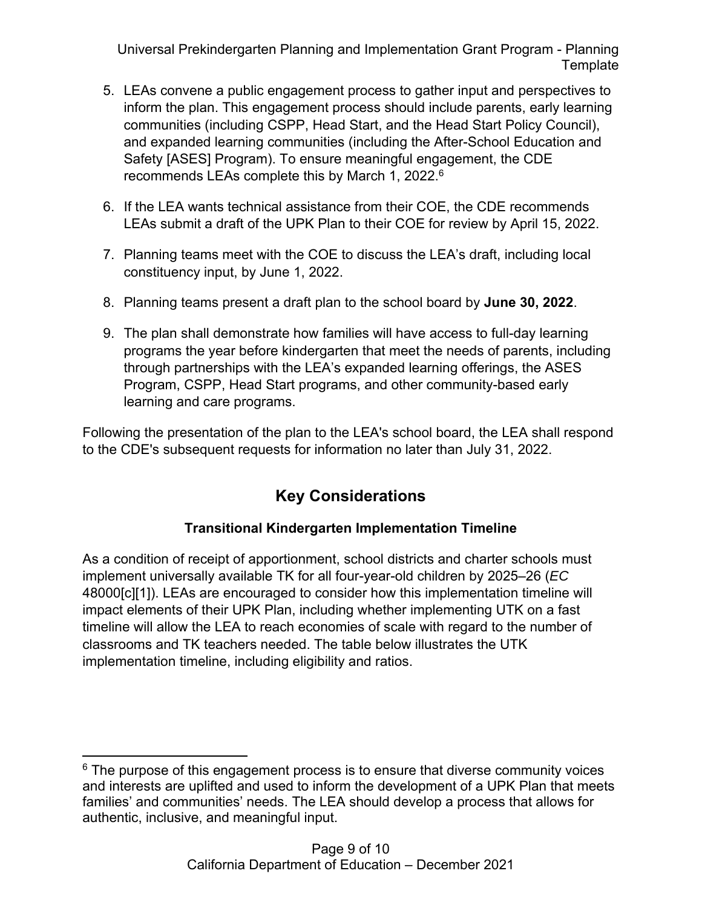5. LEAs convene a public engagement process to gather input and perspectives to inform the plan. This engagement process should include parents, early learning communities (including CSPP, Head Start, and the Head Start Policy Council), and expanded learning communities (including the After-School Education and Safety [ASES] Program). To ensure meaningful engagement, the CDE recommends LEAs complete this by March 1, 2022.[6]

6. If the LEA wants technical assistance from their COE, the CDE recommends LEAs submit a draft of the UPK Plan to their COE for review by April 15, 2022.

7. Planning teams meet with the COE to discuss the LEA's draft, including local constituency input, by June 1, 2022.

8. Planning teams present a draft plan to the school board by **June 30, 2022**.

9. The plan shall demonstrate how families will have access to full-day learning programs the year before kindergarten that meet the needs of parents, including through partnerships with the LEA's expanded learning offerings, the ASES Program, CSPP, Head Start programs, and other community-based early learning and care programs.

Following the presentation of the plan to the LEA's school board, the LEA shall respond to the CDE's subsequent requests for information no later than July 31, 2022.

## Key Considerations

### Transitional Kindergarten Implementation Timeline

As a condition of receipt of apportionment, school districts and charter schools must implement universally available TK for all four-year-old children by 2025–26 (*EC* 48000[c][1]). LEAs are encouraged to consider how this implementation timeline will impact elements of their UPK Plan, including whether implementing UTK on a fast timeline will allow the LEA to reach economies of scale with regard to the number of classrooms and TK teachers needed. The table below illustrates the UTK implementation timeline, including eligibility and ratios.

[6] The purpose of this engagement process is to ensure that diverse community voices and interests are uplifted and used to inform the development of a UPK Plan that meets families' and communities' needs. The LEA should develop a process that allows for authentic, inclusive, and meaningful input.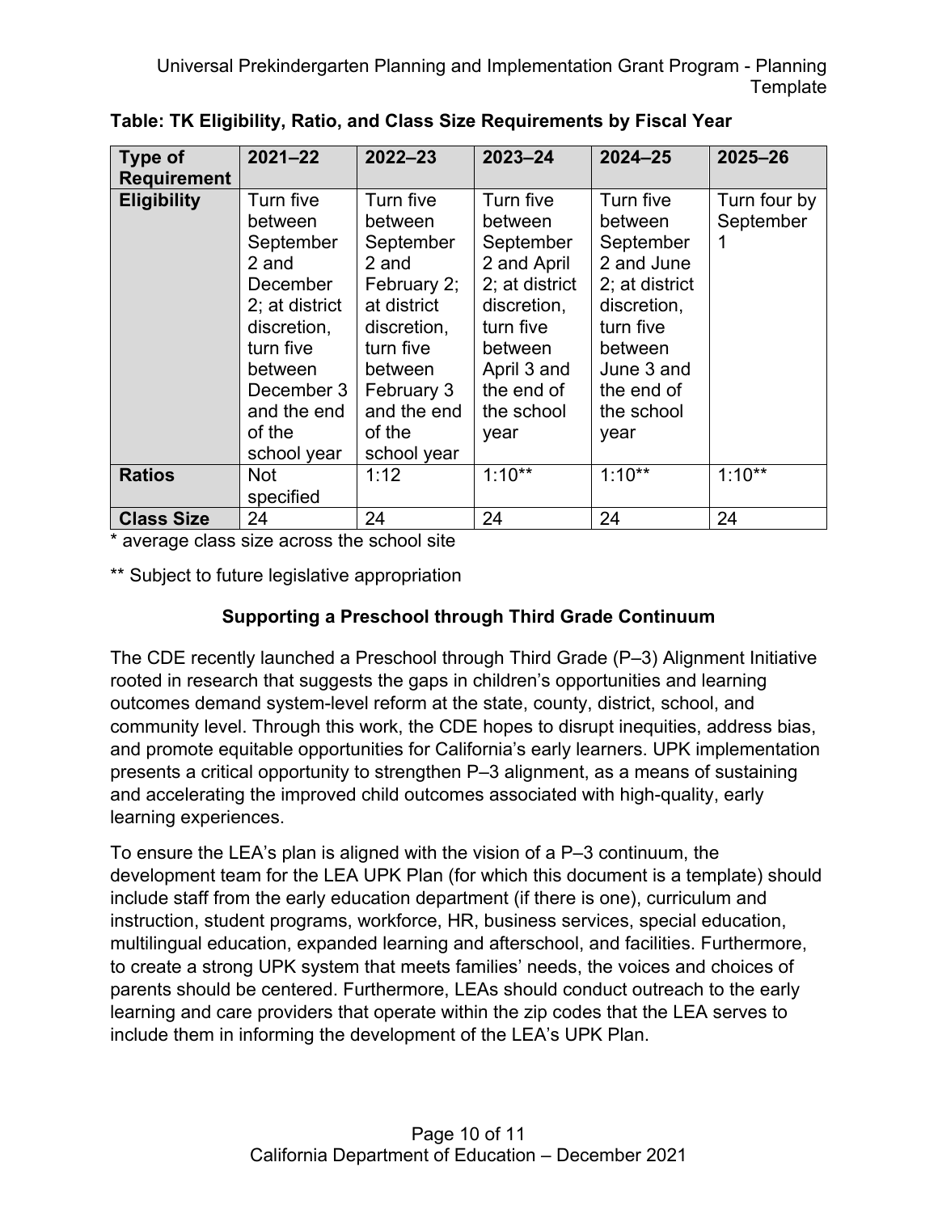**Table: TK Eligibility, Ratio, and Class Size Requirements by Fiscal Year**

| Type of Requirement | 2021–22 | 2022–23 | 2023–24 | 2024–25 | 2025–26 |
|---|---|---|---|---|---|
| **Eligibility** | Turn five between September 2 and December 2; at district discretion, turn five between December 3 and the end of the school year | Turn five between September 2 and February 2; at district discretion, turn five between February 3 and the end of the school year | Turn five between September 2 and April 2; at district discretion, turn five between April 3 and the end of the school year | Turn five between September 2 and June 2; at district discretion, turn five between June 3 and the end of the school year | Turn four by September 1 |
| **Ratios** | Not specified | 1:12 | 1:10** | 1:10** | 1:10** |
| **Class Size** | 24 | 24 | 24 | 24 | 24 |

* average class size across the school site

** Subject to future legislative appropriation

### Supporting a Preschool through Third Grade Continuum

The CDE recently launched a Preschool through Third Grade (P–3) Alignment Initiative rooted in research that suggests the gaps in children's opportunities and learning outcomes demand system-level reform at the state, county, district, school, and community level. Through this work, the CDE hopes to disrupt inequities, address bias, and promote equitable opportunities for California's early learners. UPK implementation presents a critical opportunity to strengthen P–3 alignment, as a means of sustaining and accelerating the improved child outcomes associated with high-quality, early learning experiences.

To ensure the LEA's plan is aligned with the vision of a P–3 continuum, the development team for the LEA UPK Plan (for which this document is a template) should include staff from the early education department (if there is one), curriculum and instruction, student programs, workforce, HR, business services, special education, multilingual education, expanded learning and afterschool, and facilities. Furthermore, to create a strong UPK system that meets families' needs, the voices and choices of parents should be centered. Furthermore, LEAs should conduct outreach to the early learning and care providers that operate within the zip codes that the LEA serves to include them in informing the development of the LEA's UPK Plan.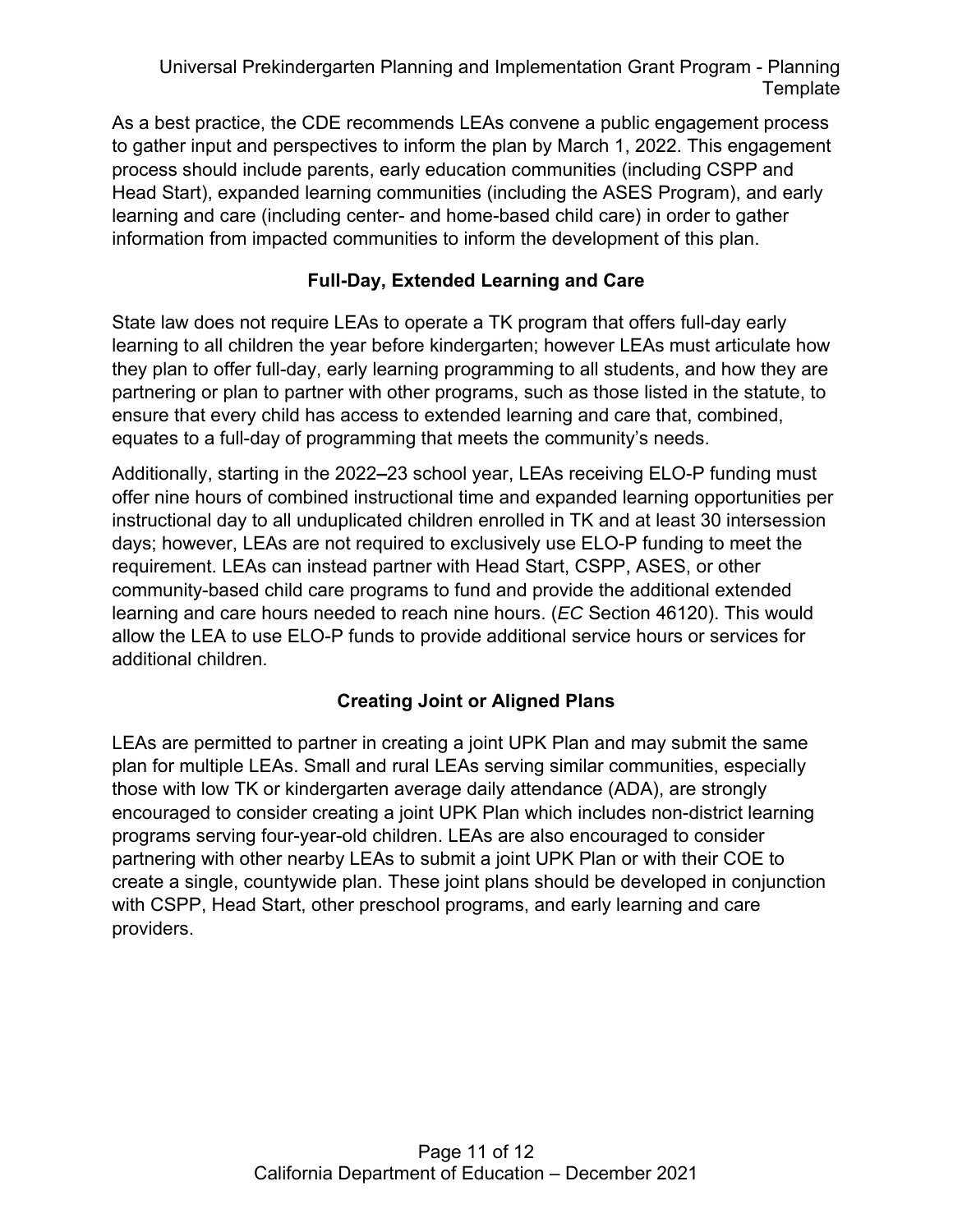As a best practice, the CDE recommends LEAs convene a public engagement process to gather input and perspectives to inform the plan by March 1, 2022. This engagement process should include parents, early education communities (including CSPP and Head Start), expanded learning communities (including the ASES Program), and early learning and care (including center- and home-based child care) in order to gather information from impacted communities to inform the development of this plan.

### Full-Day, Extended Learning and Care

State law does not require LEAs to operate a TK program that offers full-day early learning to all children the year before kindergarten; however LEAs must articulate how they plan to offer full-day, early learning programming to all students, and how they are partnering or plan to partner with other programs, such as those listed in the statute, to ensure that every child has access to extended learning and care that, combined, equates to a full-day of programming that meets the community's needs.

Additionally, starting in the 2022–23 school year, LEAs receiving ELO-P funding must offer nine hours of combined instructional time and expanded learning opportunities per instructional day to all unduplicated children enrolled in TK and at least 30 intersession days; however, LEAs are not required to exclusively use ELO-P funding to meet the requirement. LEAs can instead partner with Head Start, CSPP, ASES, or other community-based child care programs to fund and provide the additional extended learning and care hours needed to reach nine hours. (*EC* Section 46120). This would allow the LEA to use ELO-P funds to provide additional service hours or services for additional children.

### Creating Joint or Aligned Plans

LEAs are permitted to partner in creating a joint UPK Plan and may submit the same plan for multiple LEAs. Small and rural LEAs serving similar communities, especially those with low TK or kindergarten average daily attendance (ADA), are strongly encouraged to consider creating a joint UPK Plan which includes non-district learning programs serving four-year-old children. LEAs are also encouraged to consider partnering with other nearby LEAs to submit a joint UPK Plan or with their COE to create a single, countywide plan. These joint plans should be developed in conjunction with CSPP, Head Start, other preschool programs, and early learning and care providers.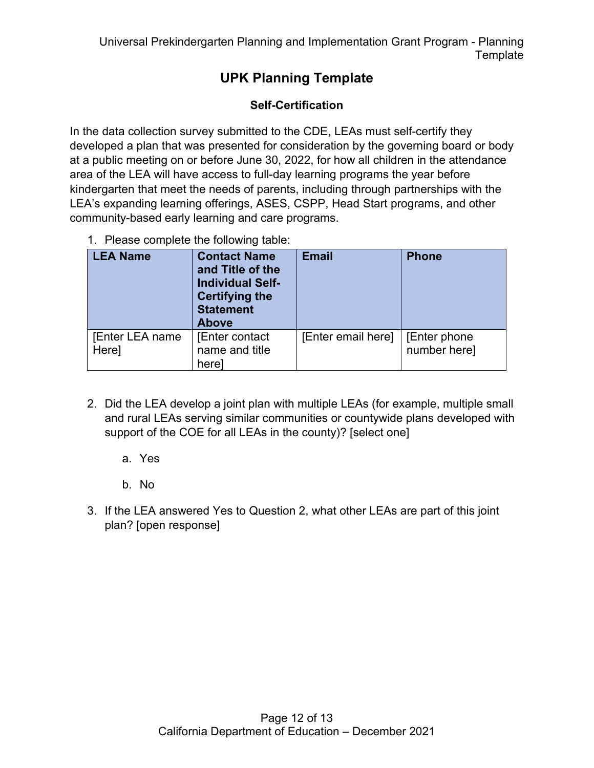## UPK Planning Template

### Self-Certification

In the data collection survey submitted to the CDE, LEAs must self-certify they developed a plan that was presented for consideration by the governing board or body at a public meeting on or before June 30, 2022, for how all children in the attendance area of the LEA will have access to full-day learning programs the year before kindergarten that meet the needs of parents, including through partnerships with the LEA's expanding learning offerings, ASES, CSPP, Head Start programs, and other community-based early learning and care programs.

1. Please complete the following table:

| LEA Name | Contact Name and Title of the Individual Self-Certifying the Statement Above | Email | Phone |
|---|---|---|---|
| [Enter LEA name Here] | [Enter contact name and title here] | [Enter email here] | [Enter phone number here] |

2. Did the LEA develop a joint plan with multiple LEAs (for example, multiple small and rural LEAs serving similar communities or countywide plans developed with support of the COE for all LEAs in the county)? [select one]

   a. Yes

   b. No

3. If the LEA answered Yes to Question 2, what other LEAs are part of this joint plan? [open response]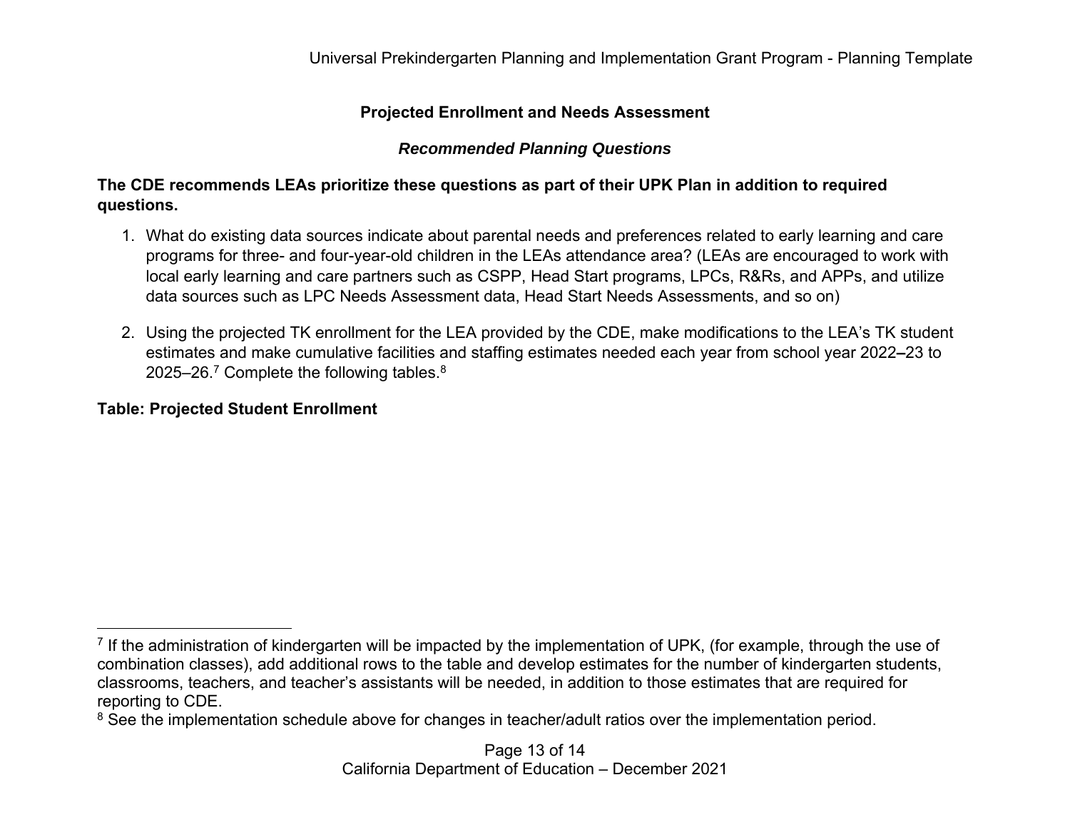## Projected Enrollment and Needs Assessment

### *Recommended Planning Questions*

**The CDE recommends LEAs prioritize these questions as part of their UPK Plan in addition to required questions.**

1. What do existing data sources indicate about parental needs and preferences related to early learning and care programs for three- and four-year-old children in the LEAs attendance area? (LEAs are encouraged to work with local early learning and care partners such as CSPP, Head Start programs, LPCs, R&Rs, and APPs, and utilize data sources such as LPC Needs Assessment data, Head Start Needs Assessments, and so on)

2. Using the projected TK enrollment for the LEA provided by the CDE, make modifications to the LEA's TK student estimates and make cumulative facilities and staffing estimates needed each year from school year 2022**–**23 to 2025–26.[7] Complete the following tables.[8]

**Table: Projected Student Enrollment**

[7] If the administration of kindergarten will be impacted by the implementation of UPK, (for example, through the use of combination classes), add additional rows to the table and develop estimates for the number of kindergarten students, classrooms, teachers, and teacher's assistants will be needed, in addition to those estimates that are required for reporting to CDE.

[8] See the implementation schedule above for changes in teacher/adult ratios over the implementation period.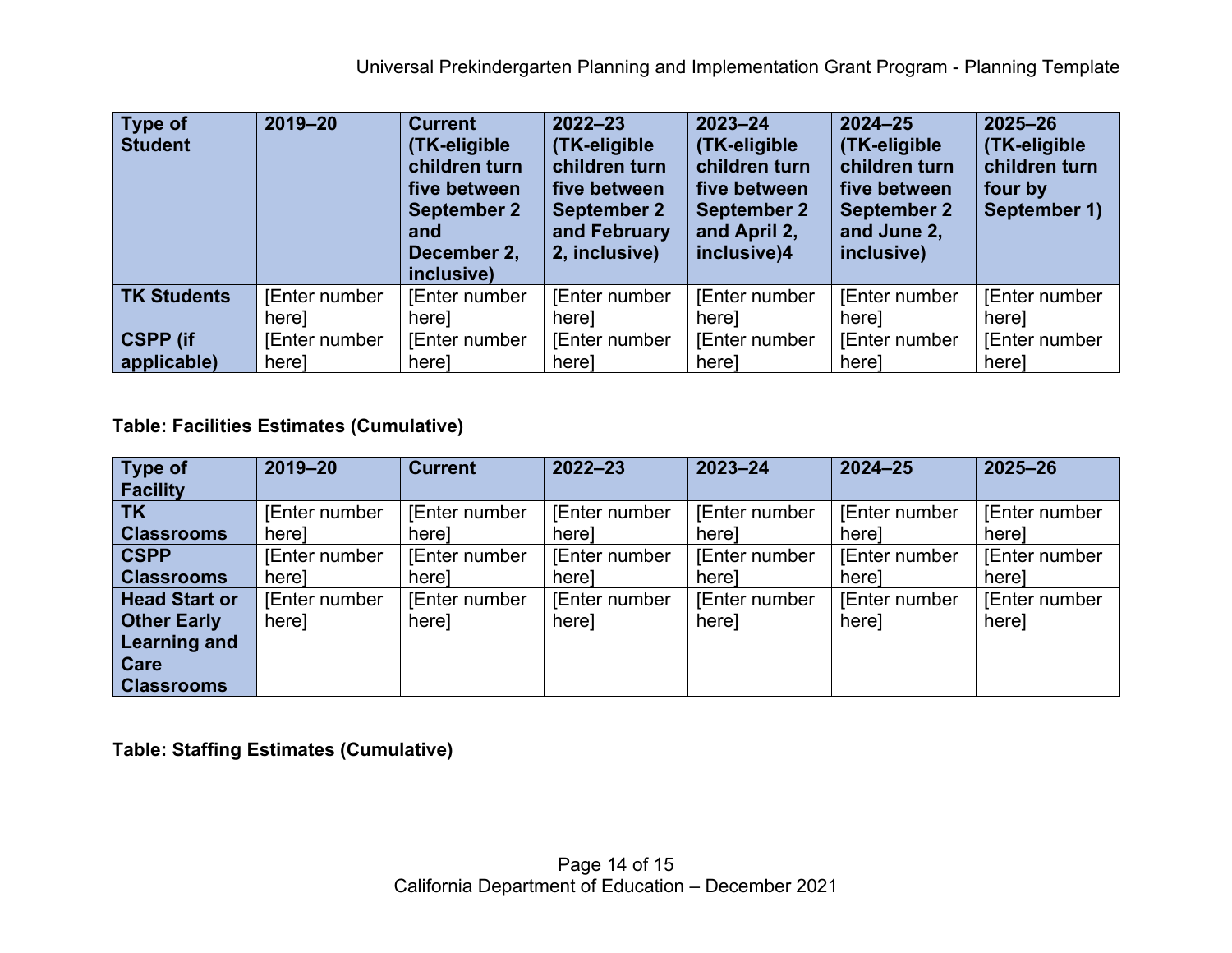| Type of Student | 2019–20 | Current (TK-eligible children turn five between September 2 and December 2, inclusive) | 2022–23 (TK-eligible children turn five between September 2 and February 2, inclusive) | 2023–24 (TK-eligible children turn five between September 2 and April 2, inclusive)4 | 2024–25 (TK-eligible children turn five between September 2 and June 2, inclusive) | 2025–26 (TK-eligible children turn four by September 1) |
|---|---|---|---|---|---|---|
| **TK Students** | [Enter number here] | [Enter number here] | [Enter number here] | [Enter number here] | [Enter number here] | [Enter number here] |
| **CSPP (if applicable)** | [Enter number here] | [Enter number here] | [Enter number here] | [Enter number here] | [Enter number here] | [Enter number here] |

**Table: Facilities Estimates (Cumulative)**

| Type of Facility | 2019–20 | Current | 2022–23 | 2023–24 | 2024–25 | 2025–26 |
|---|---|---|---|---|---|---|
| **TK Classrooms** | [Enter number here] | [Enter number here] | [Enter number here] | [Enter number here] | [Enter number here] | [Enter number here] |
| **CSPP Classrooms** | [Enter number here] | [Enter number here] | [Enter number here] | [Enter number here] | [Enter number here] | [Enter number here] |
| **Head Start or Other Early Learning and Care Classrooms** | [Enter number here] | [Enter number here] | [Enter number here] | [Enter number here] | [Enter number here] | [Enter number here] |

**Table: Staffing Estimates (Cumulative)**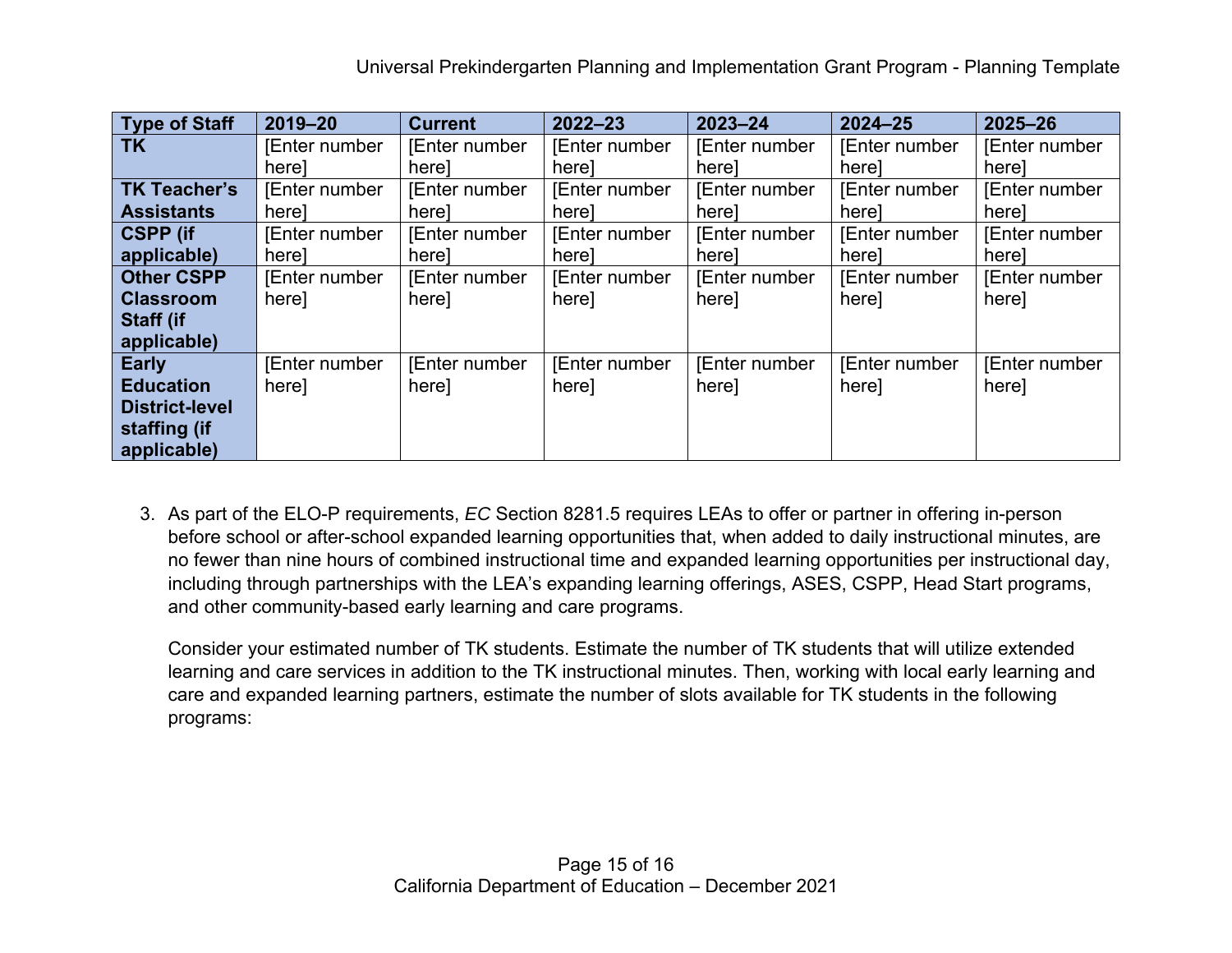| Type of Staff | 2019–20 | Current | 2022–23 | 2023–24 | 2024–25 | 2025–26 |
|---|---|---|---|---|---|---|
| **TK** | [Enter number here] | [Enter number here] | [Enter number here] | [Enter number here] | [Enter number here] | [Enter number here] |
| **TK Teacher's Assistants** | [Enter number here] | [Enter number here] | [Enter number here] | [Enter number here] | [Enter number here] | [Enter number here] |
| **CSPP (if applicable)** | [Enter number here] | [Enter number here] | [Enter number here] | [Enter number here] | [Enter number here] | [Enter number here] |
| **Other CSPP Classroom Staff (if applicable)** | [Enter number here] | [Enter number here] | [Enter number here] | [Enter number here] | [Enter number here] | [Enter number here] |
| **Early Education District-level staffing (if applicable)** | [Enter number here] | [Enter number here] | [Enter number here] | [Enter number here] | [Enter number here] | [Enter number here] |

3. As part of the ELO-P requirements, *EC* Section 8281.5 requires LEAs to offer or partner in offering in-person before school or after-school expanded learning opportunities that, when added to daily instructional minutes, are no fewer than nine hours of combined instructional time and expanded learning opportunities per instructional day, including through partnerships with the LEA's expanding learning offerings, ASES, CSPP, Head Start programs, and other community-based early learning and care programs.

   Consider your estimated number of TK students. Estimate the number of TK students that will utilize extended learning and care services in addition to the TK instructional minutes. Then, working with local early learning and care and expanded learning partners, estimate the number of slots available for TK students in the following programs: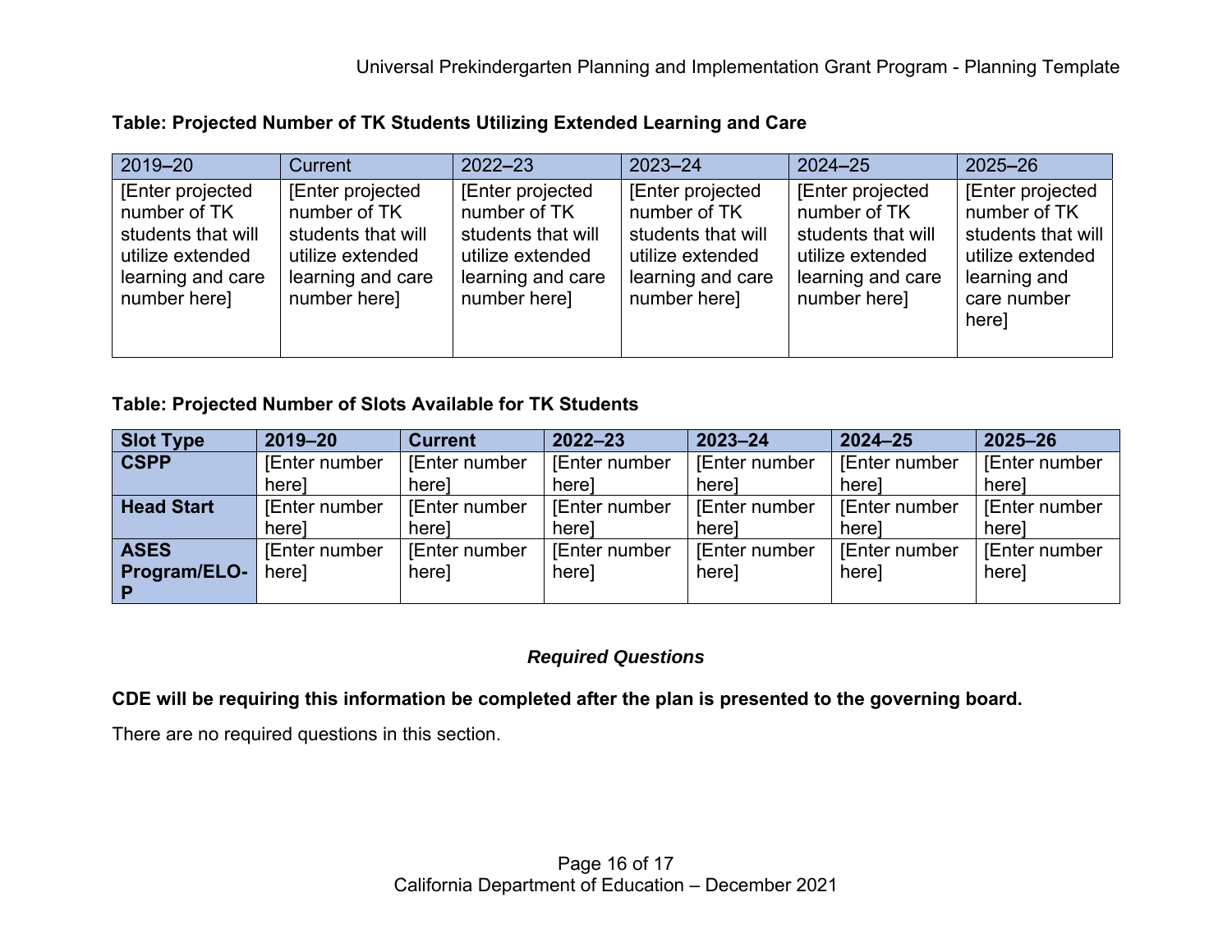**Table: Projected Number of TK Students Utilizing Extended Learning and Care**

| 2019–20 | Current | 2022–23 | 2023–24 | 2024–25 | 2025–26 |
|---|---|---|---|---|---|
| [Enter projected number of TK students that will utilize extended learning and care number here] | [Enter projected number of TK students that will utilize extended learning and care number here] | [Enter projected number of TK students that will utilize extended learning and care number here] | [Enter projected number of TK students that will utilize extended learning and care number here] | [Enter projected number of TK students that will utilize extended learning and care number here] | [Enter projected number of TK students that will utilize extended learning and care number here] |

**Table: Projected Number of Slots Available for TK Students**

| Slot Type | 2019–20 | Current | 2022–23 | 2023–24 | 2024–25 | 2025–26 |
|---|---|---|---|---|---|---|
| **CSPP** | [Enter number here] | [Enter number here] | [Enter number here] | [Enter number here] | [Enter number here] | [Enter number here] |
| **Head Start** | [Enter number here] | [Enter number here] | [Enter number here] | [Enter number here] | [Enter number here] | [Enter number here] |
| **ASES Program/ELO-P** | [Enter number here] | [Enter number here] | [Enter number here] | [Enter number here] | [Enter number here] | [Enter number here] |

### *Required Questions*

**CDE will be requiring this information be completed after the plan is presented to the governing board.**

There are no required questions in this section.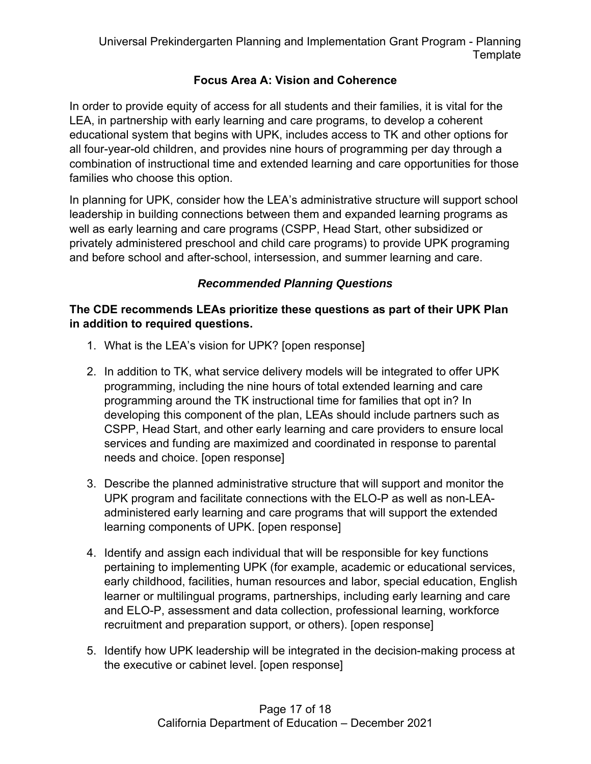## Focus Area A: Vision and Coherence

In order to provide equity of access for all students and their families, it is vital for the LEA, in partnership with early learning and care programs, to develop a coherent educational system that begins with UPK, includes access to TK and other options for all four-year-old children, and provides nine hours of programming per day through a combination of instructional time and extended learning and care opportunities for those families who choose this option.

In planning for UPK, consider how the LEA's administrative structure will support school leadership in building connections between them and expanded learning programs as well as early learning and care programs (CSPP, Head Start, other subsidized or privately administered preschool and child care programs) to provide UPK programing and before school and after-school, intersession, and summer learning and care.

### *Recommended Planning Questions*

**The CDE recommends LEAs prioritize these questions as part of their UPK Plan in addition to required questions.**

1. What is the LEA's vision for UPK? [open response]
2. In addition to TK, what service delivery models will be integrated to offer UPK programming, including the nine hours of total extended learning and care programming around the TK instructional time for families that opt in? In developing this component of the plan, LEAs should include partners such as CSPP, Head Start, and other early learning and care providers to ensure local services and funding are maximized and coordinated in response to parental needs and choice. [open response]
3. Describe the planned administrative structure that will support and monitor the UPK program and facilitate connections with the ELO-P as well as non-LEA-administered early learning and care programs that will support the extended learning components of UPK. [open response]
4. Identify and assign each individual that will be responsible for key functions pertaining to implementing UPK (for example, academic or educational services, early childhood, facilities, human resources and labor, special education, English learner or multilingual programs, partnerships, including early learning and care and ELO-P, assessment and data collection, professional learning, workforce recruitment and preparation support, or others). [open response]
5. Identify how UPK leadership will be integrated in the decision-making process at the executive or cabinet level. [open response]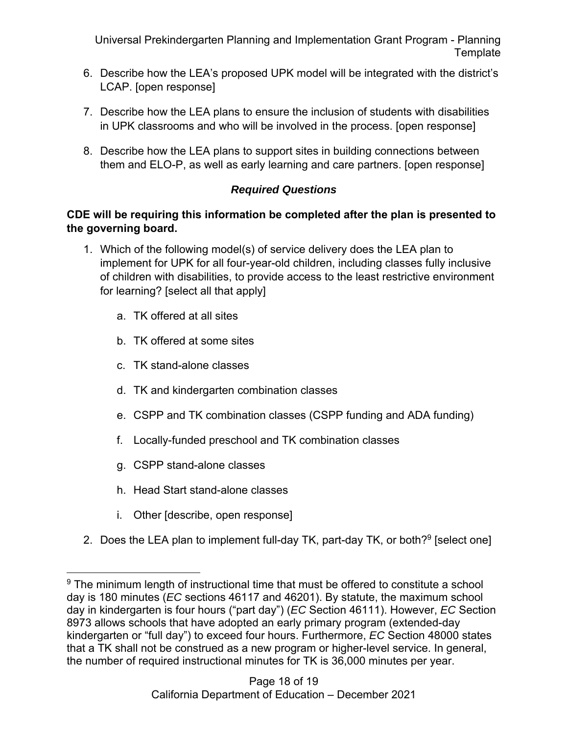6. Describe how the LEA's proposed UPK model will be integrated with the district's LCAP. [open response]

7. Describe how the LEA plans to ensure the inclusion of students with disabilities in UPK classrooms and who will be involved in the process. [open response]

8. Describe how the LEA plans to support sites in building connections between them and ELO-P, as well as early learning and care partners. [open response]

### *Required Questions*

**CDE will be requiring this information be completed after the plan is presented to the governing board.**

1. Which of the following model(s) of service delivery does the LEA plan to implement for UPK for all four-year-old children, including classes fully inclusive of children with disabilities, to provide access to the least restrictive environment for learning? [select all that apply]

    a. TK offered at all sites

    b. TK offered at some sites

    c. TK stand-alone classes

    d. TK and kindergarten combination classes

    e. CSPP and TK combination classes (CSPP funding and ADA funding)

    f. Locally-funded preschool and TK combination classes

    g. CSPP stand-alone classes

    h. Head Start stand-alone classes

    i. Other [describe, open response]

2. Does the LEA plan to implement full-day TK, part-day TK, or both?[9] [select one]

---

[9] The minimum length of instructional time that must be offered to constitute a school day is 180 minutes (*EC* sections 46117 and 46201). By statute, the maximum school day in kindergarten is four hours ("part day") (*EC* Section 46111). However, *EC* Section 8973 allows schools that have adopted an early primary program (extended-day kindergarten or "full day") to exceed four hours. Furthermore, *EC* Section 48000 states that a TK shall not be construed as a new program or higher-level service. In general, the number of required instructional minutes for TK is 36,000 minutes per year.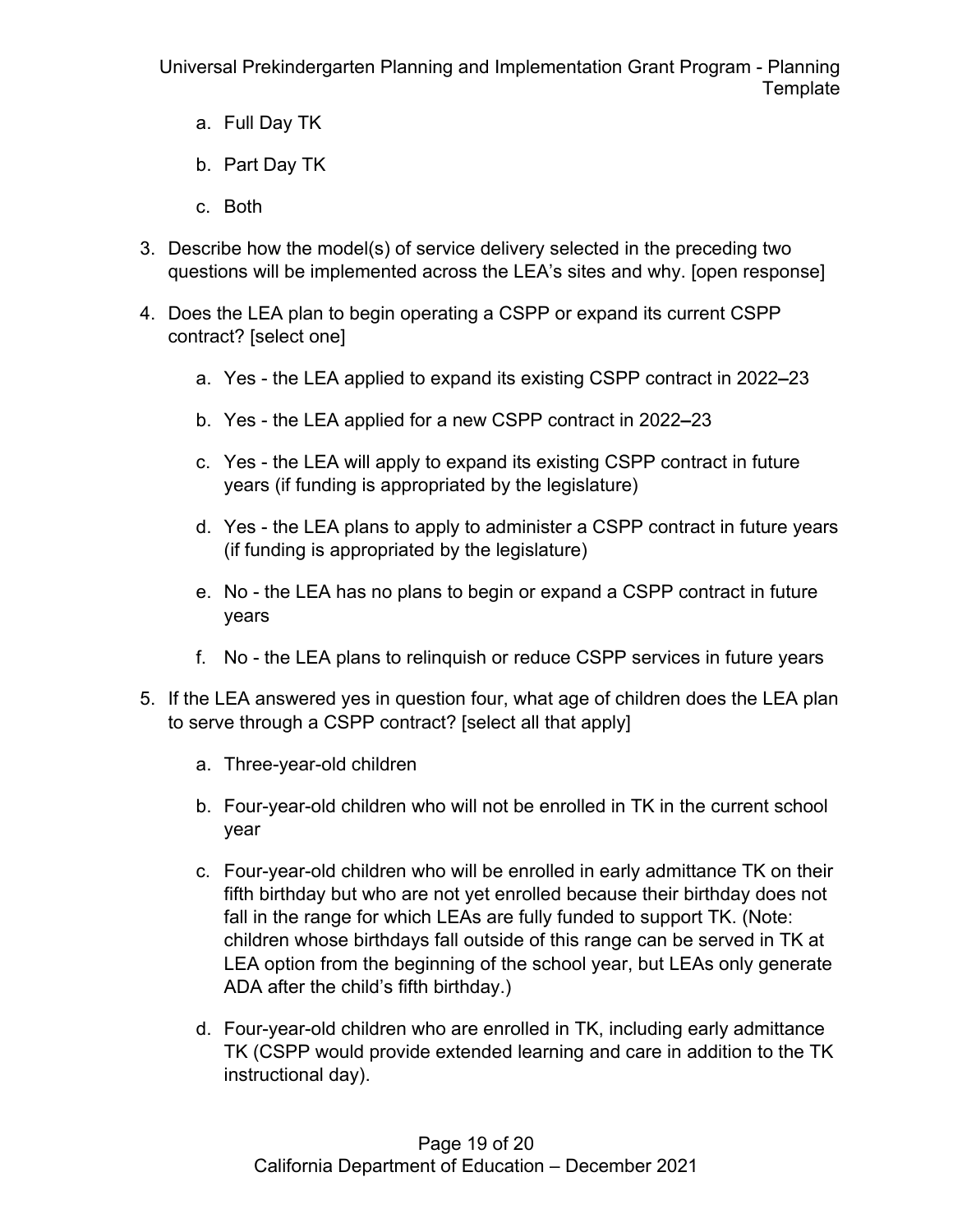a. Full Day TK

b. Part Day TK

c. Both

3. Describe how the model(s) of service delivery selected in the preceding two questions will be implemented across the LEA's sites and why. [open response]

4. Does the LEA plan to begin operating a CSPP or expand its current CSPP contract? [select one]

    a. Yes - the LEA applied to expand its existing CSPP contract in 2022–23

    b. Yes - the LEA applied for a new CSPP contract in 2022–23

    c. Yes - the LEA will apply to expand its existing CSPP contract in future years (if funding is appropriated by the legislature)

    d. Yes - the LEA plans to apply to administer a CSPP contract in future years (if funding is appropriated by the legislature)

    e. No - the LEA has no plans to begin or expand a CSPP contract in future years

    f. No - the LEA plans to relinquish or reduce CSPP services in future years

5. If the LEA answered yes in question four, what age of children does the LEA plan to serve through a CSPP contract? [select all that apply]

    a. Three-year-old children

    b. Four-year-old children who will not be enrolled in TK in the current school year

    c. Four-year-old children who will be enrolled in early admittance TK on their fifth birthday but who are not yet enrolled because their birthday does not fall in the range for which LEAs are fully funded to support TK. (Note: children whose birthdays fall outside of this range can be served in TK at LEA option from the beginning of the school year, but LEAs only generate ADA after the child's fifth birthday.)

    d. Four-year-old children who are enrolled in TK, including early admittance TK (CSPP would provide extended learning and care in addition to the TK instructional day).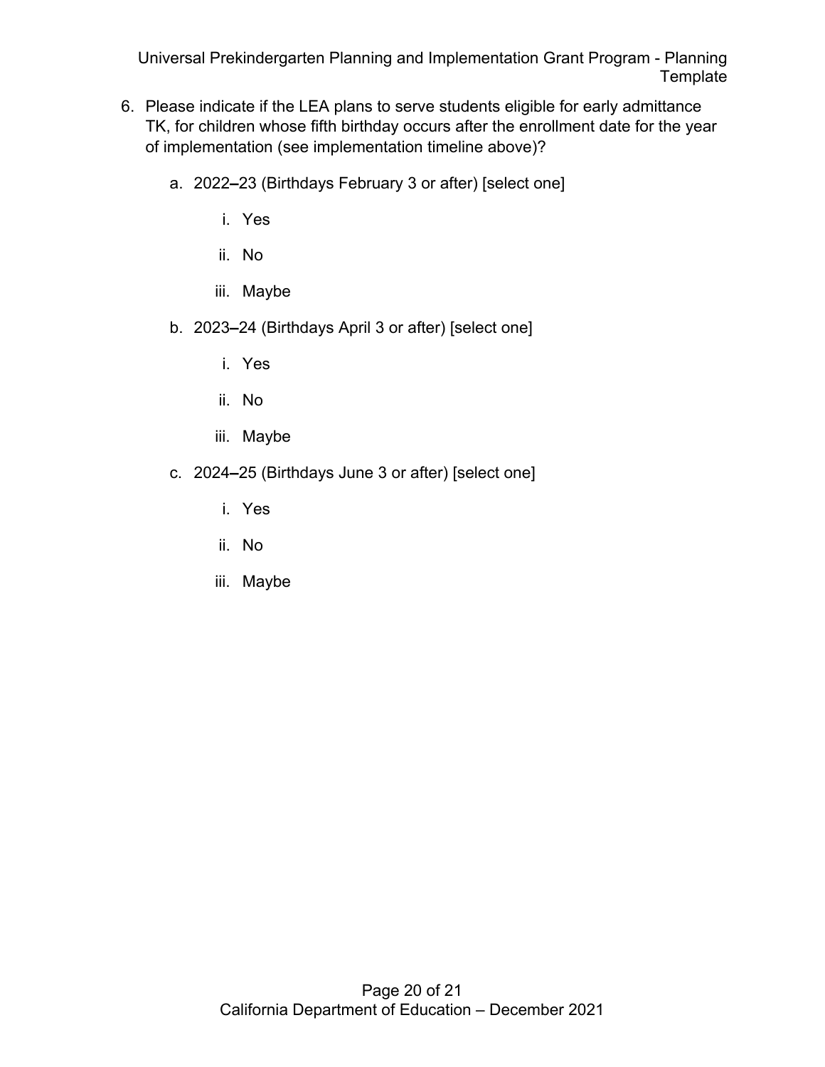6. Please indicate if the LEA plans to serve students eligible for early admittance TK, for children whose fifth birthday occurs after the enrollment date for the year of implementation (see implementation timeline above)?

   a. 2022–23 (Birthdays February 3 or after) [select one]

      i. Yes

      ii. No

      iii. Maybe

   b. 2023–24 (Birthdays April 3 or after) [select one]

      i. Yes

      ii. No

      iii. Maybe

   c. 2024–25 (Birthdays June 3 or after) [select one]

      i. Yes

      ii. No

      iii. Maybe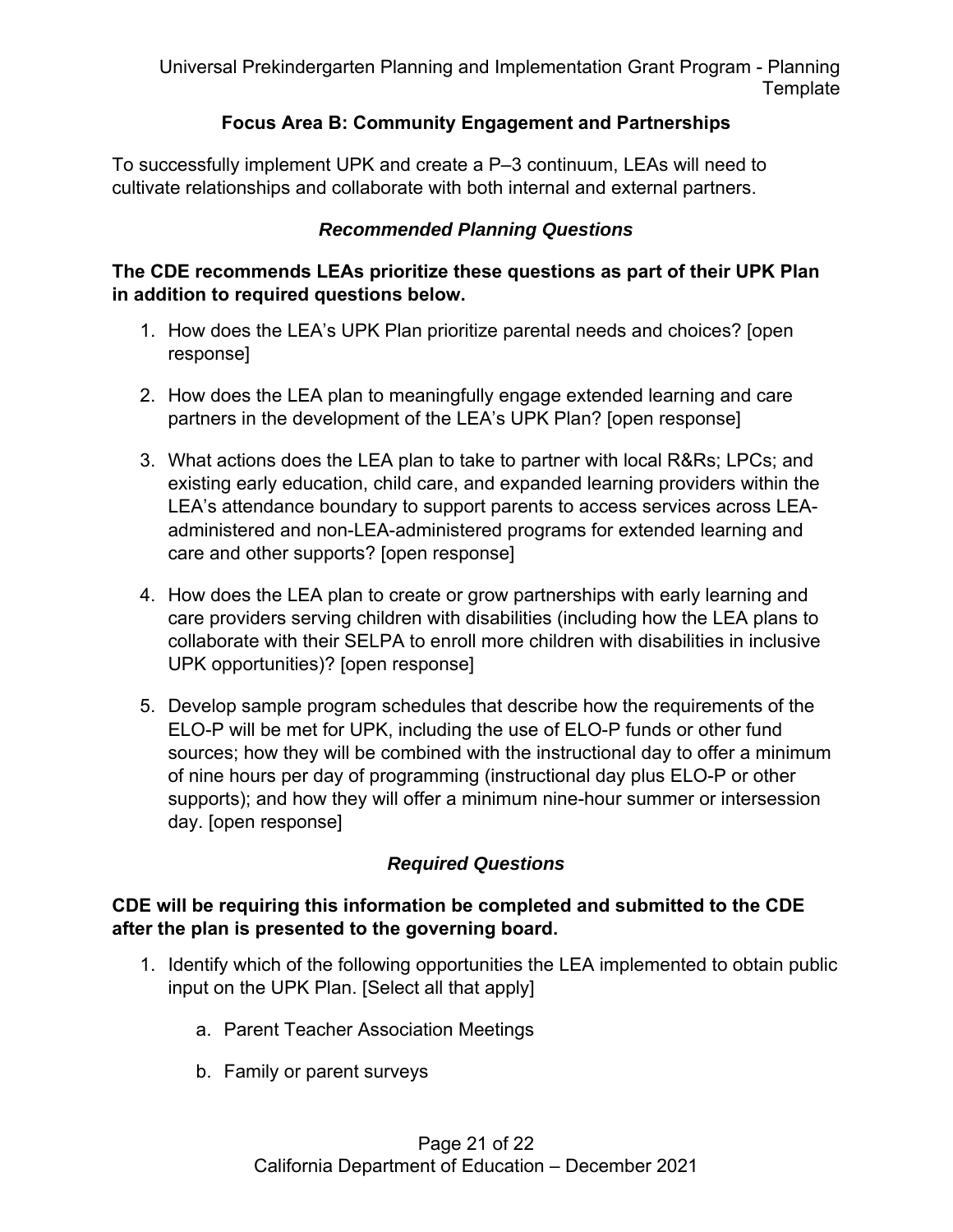### Focus Area B: Community Engagement and Partnerships

To successfully implement UPK and create a P–3 continuum, LEAs will need to cultivate relationships and collaborate with both internal and external partners.

#### *Recommended Planning Questions*

**The CDE recommends LEAs prioritize these questions as part of their UPK Plan in addition to required questions below.**

1. How does the LEA's UPK Plan prioritize parental needs and choices? [open response]

2. How does the LEA plan to meaningfully engage extended learning and care partners in the development of the LEA's UPK Plan? [open response]

3. What actions does the LEA plan to take to partner with local R&Rs; LPCs; and existing early education, child care, and expanded learning providers within the LEA's attendance boundary to support parents to access services across LEA-administered and non-LEA-administered programs for extended learning and care and other supports? [open response]

4. How does the LEA plan to create or grow partnerships with early learning and care providers serving children with disabilities (including how the LEA plans to collaborate with their SELPA to enroll more children with disabilities in inclusive UPK opportunities)? [open response]

5. Develop sample program schedules that describe how the requirements of the ELO-P will be met for UPK, including the use of ELO-P funds or other fund sources; how they will be combined with the instructional day to offer a minimum of nine hours per day of programming (instructional day plus ELO-P or other supports); and how they will offer a minimum nine-hour summer or intersession day. [open response]

#### *Required Questions*

**CDE will be requiring this information be completed and submitted to the CDE after the plan is presented to the governing board.**

1. Identify which of the following opportunities the LEA implemented to obtain public input on the UPK Plan. [Select all that apply]

   a. Parent Teacher Association Meetings

   b. Family or parent surveys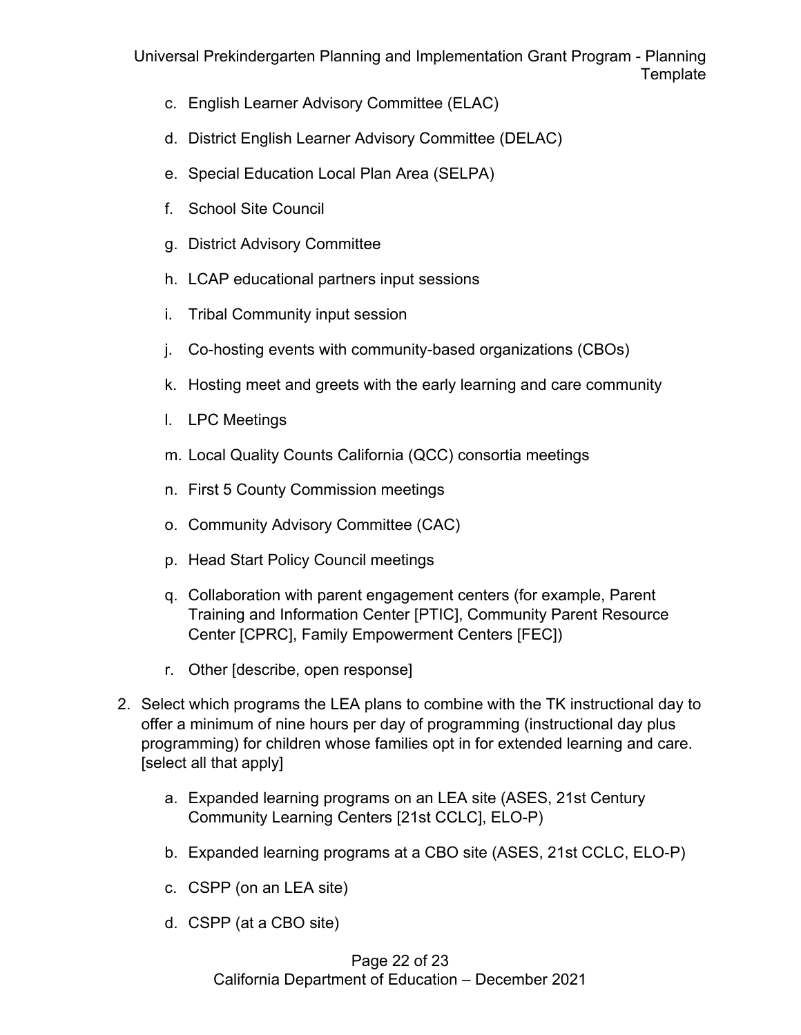c. English Learner Advisory Committee (ELAC)

d. District English Learner Advisory Committee (DELAC)

e. Special Education Local Plan Area (SELPA)

f. School Site Council

g. District Advisory Committee

h. LCAP educational partners input sessions

i. Tribal Community input session

j. Co-hosting events with community-based organizations (CBOs)

k. Hosting meet and greets with the early learning and care community

l. LPC Meetings

m. Local Quality Counts California (QCC) consortia meetings

n. First 5 County Commission meetings

o. Community Advisory Committee (CAC)

p. Head Start Policy Council meetings

q. Collaboration with parent engagement centers (for example, Parent Training and Information Center [PTIC], Community Parent Resource Center [CPRC], Family Empowerment Centers [FEC])

r. Other [describe, open response]

2. Select which programs the LEA plans to combine with the TK instructional day to offer a minimum of nine hours per day of programming (instructional day plus programming) for children whose families opt in for extended learning and care. [select all that apply]

   a. Expanded learning programs on an LEA site (ASES, 21st Century Community Learning Centers [21st CCLC], ELO-P)

   b. Expanded learning programs at a CBO site (ASES, 21st CCLC, ELO-P)

   c. CSPP (on an LEA site)

   d. CSPP (at a CBO site)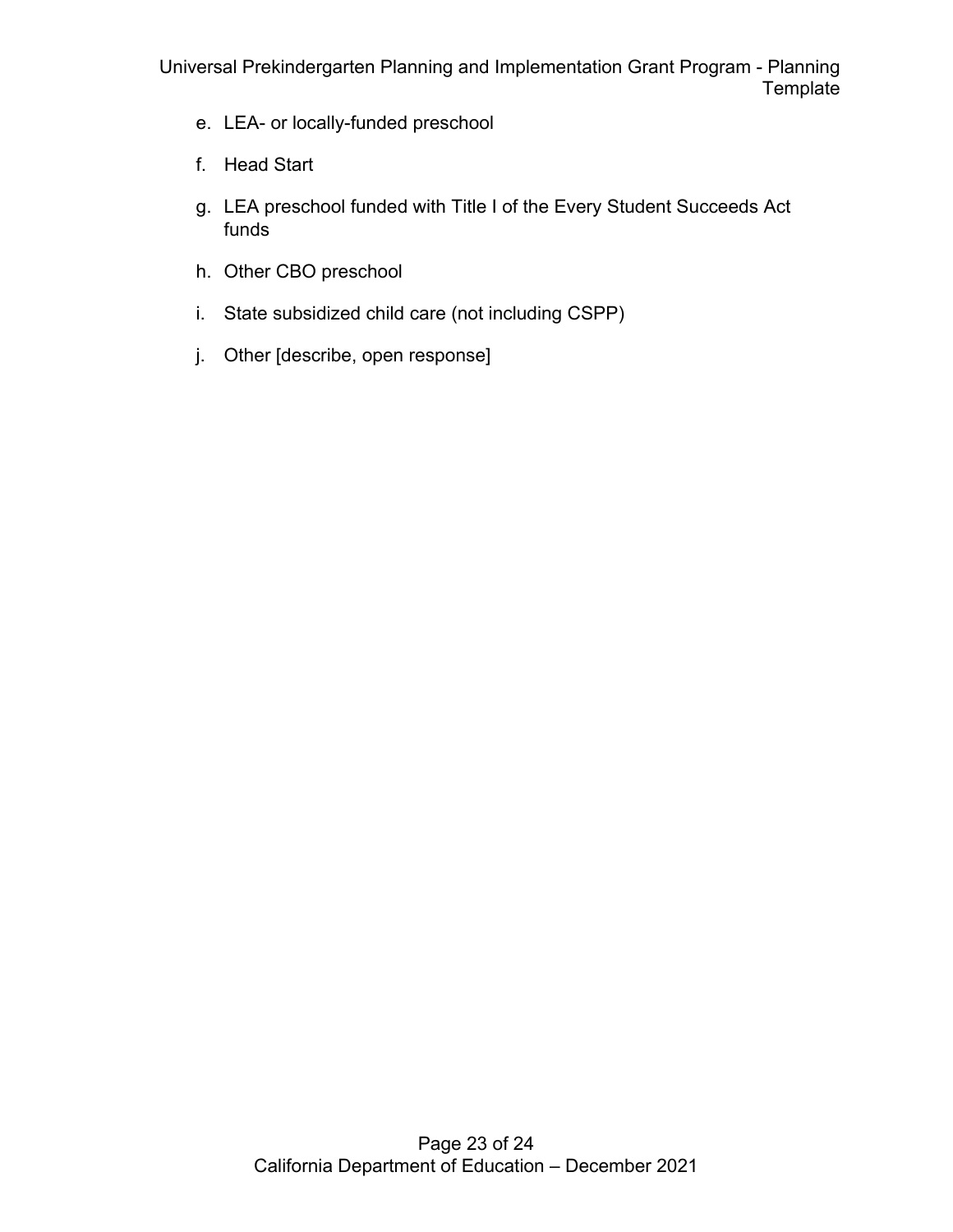e. LEA- or locally-funded preschool

f. Head Start

g. LEA preschool funded with Title I of the Every Student Succeeds Act funds

h. Other CBO preschool

i. State subsidized child care (not including CSPP)

j. Other [describe, open response]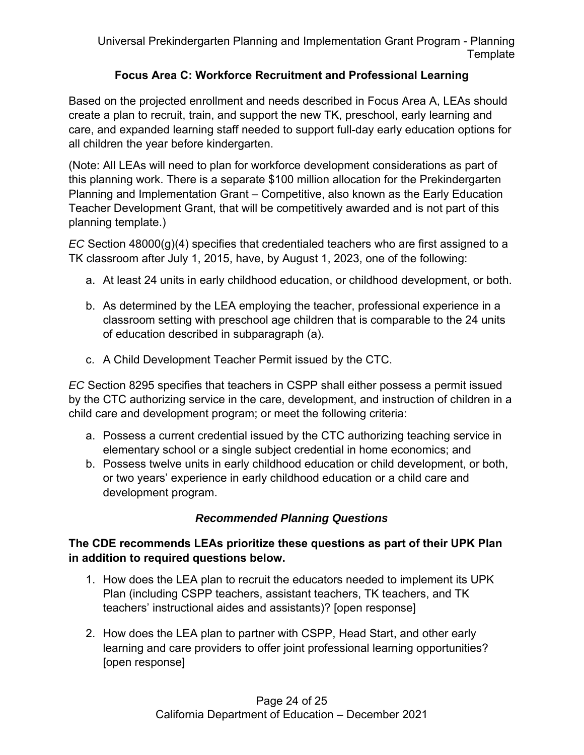### Focus Area C: Workforce Recruitment and Professional Learning

Based on the projected enrollment and needs described in Focus Area A, LEAs should create a plan to recruit, train, and support the new TK, preschool, early learning and care, and expanded learning staff needed to support full-day early education options for all children the year before kindergarten.

(Note: All LEAs will need to plan for workforce development considerations as part of this planning work. There is a separate $100 million allocation for the Prekindergarten Planning and Implementation Grant – Competitive, also known as the Early Education Teacher Development Grant, that will be competitively awarded and is not part of this planning template.)

*EC* Section 48000(g)(4) specifies that credentialed teachers who are first assigned to a TK classroom after July 1, 2015, have, by August 1, 2023, one of the following:

a. At least 24 units in early childhood education, or childhood development, or both.

b. As determined by the LEA employing the teacher, professional experience in a classroom setting with preschool age children that is comparable to the 24 units of education described in subparagraph (a).

c. A Child Development Teacher Permit issued by the CTC.

*EC* Section 8295 specifies that teachers in CSPP shall either possess a permit issued by the CTC authorizing service in the care, development, and instruction of children in a child care and development program; or meet the following criteria:

a. Possess a current credential issued by the CTC authorizing teaching service in elementary school or a single subject credential in home economics; and
b. Possess twelve units in early childhood education or child development, or both, or two years' experience in early childhood education or a child care and development program.

#### *Recommended Planning Questions*

**The CDE recommends LEAs prioritize these questions as part of their UPK Plan in addition to required questions below.**

1. How does the LEA plan to recruit the educators needed to implement its UPK Plan (including CSPP teachers, assistant teachers, TK teachers, and TK teachers' instructional aides and assistants)? [open response]

2. How does the LEA plan to partner with CSPP, Head Start, and other early learning and care providers to offer joint professional learning opportunities? [open response]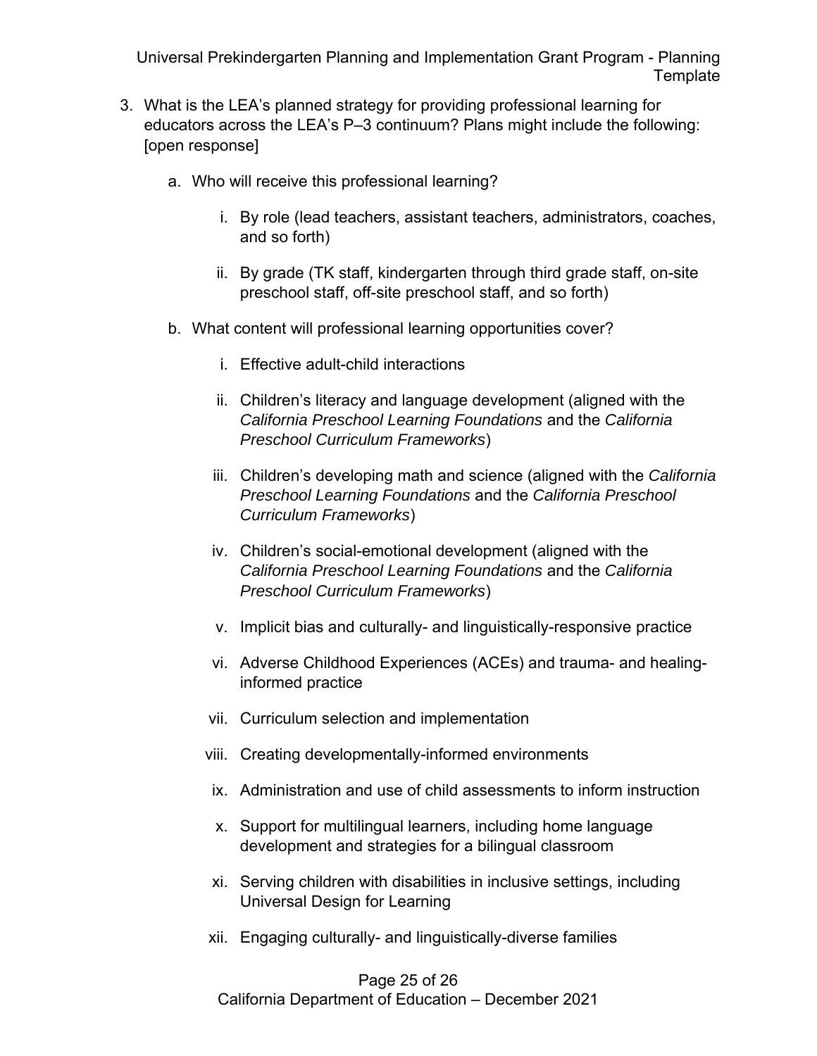3. What is the LEA's planned strategy for providing professional learning for educators across the LEA's P–3 continuum? Plans might include the following: [open response]

    a. Who will receive this professional learning?

        i. By role (lead teachers, assistant teachers, administrators, coaches, and so forth)

        ii. By grade (TK staff, kindergarten through third grade staff, on-site preschool staff, off-site preschool staff, and so forth)

    b. What content will professional learning opportunities cover?

        i. Effective adult-child interactions

        ii. Children's literacy and language development (aligned with the *California Preschool Learning Foundations* and the *California Preschool Curriculum Frameworks*)

        iii. Children's developing math and science (aligned with the *California Preschool Learning Foundations* and the *California Preschool Curriculum Frameworks*)

        iv. Children's social-emotional development (aligned with the *California Preschool Learning Foundations* and the *California Preschool Curriculum Frameworks*)

        v. Implicit bias and culturally- and linguistically-responsive practice

        vi. Adverse Childhood Experiences (ACEs) and trauma- and healing-informed practice

        vii. Curriculum selection and implementation

        viii. Creating developmentally-informed environments

        ix. Administration and use of child assessments to inform instruction

        x. Support for multilingual learners, including home language development and strategies for a bilingual classroom

        xi. Serving children with disabilities in inclusive settings, including Universal Design for Learning

        xii. Engaging culturally- and linguistically-diverse families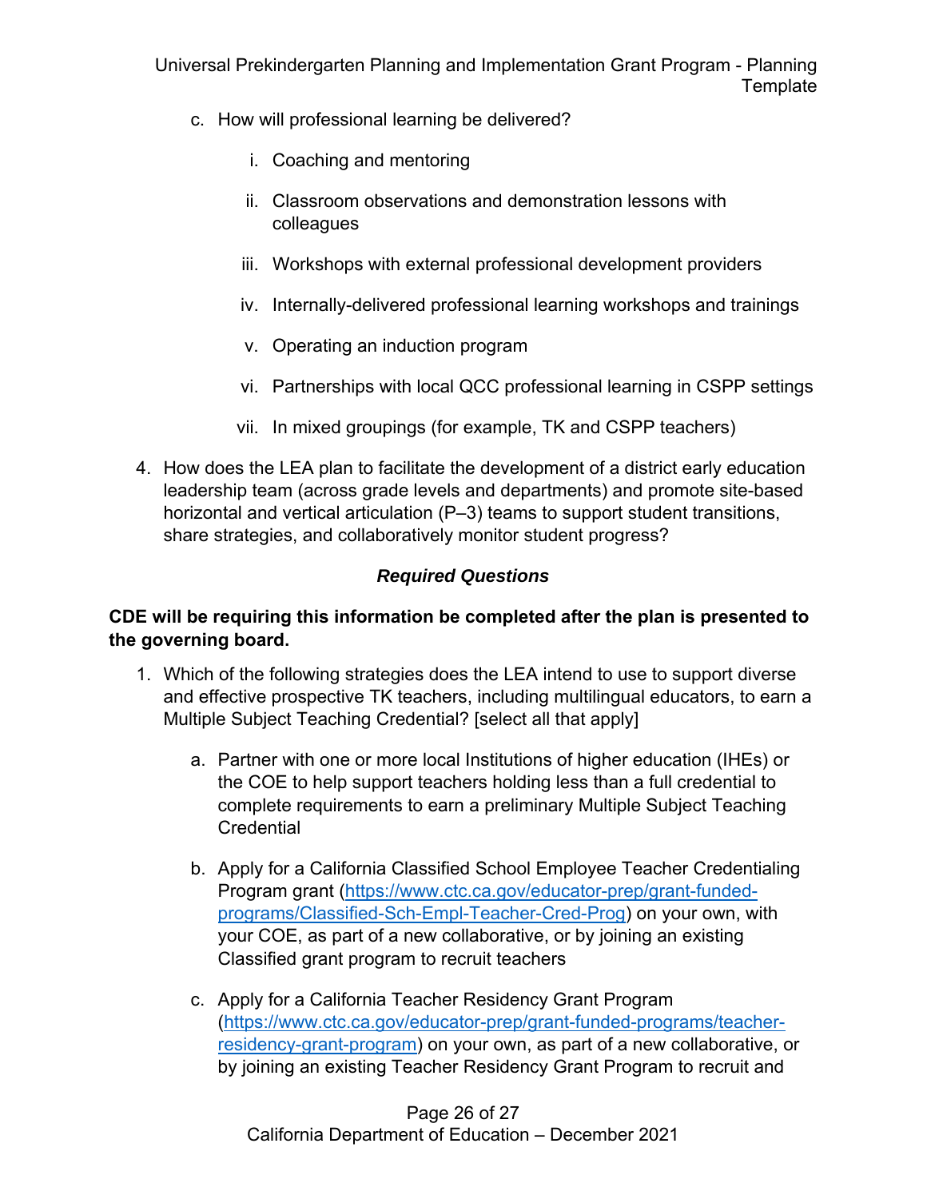c. How will professional learning be delivered?

    i. Coaching and mentoring

    ii. Classroom observations and demonstration lessons with colleagues

    iii. Workshops with external professional development providers

    iv. Internally-delivered professional learning workshops and trainings

    v. Operating an induction program

    vi. Partnerships with local QCC professional learning in CSPP settings

    vii. In mixed groupings (for example, TK and CSPP teachers)

4. How does the LEA plan to facilitate the development of a district early education leadership team (across grade levels and departments) and promote site-based horizontal and vertical articulation (P–3) teams to support student transitions, share strategies, and collaboratively monitor student progress?

### *Required Questions*

**CDE will be requiring this information be completed after the plan is presented to the governing board.**

1. Which of the following strategies does the LEA intend to use to support diverse and effective prospective TK teachers, including multilingual educators, to earn a Multiple Subject Teaching Credential? [select all that apply]

    a. Partner with one or more local Institutions of higher education (IHEs) or the COE to help support teachers holding less than a full credential to complete requirements to earn a preliminary Multiple Subject Teaching Credential

    b. Apply for a California Classified School Employee Teacher Credentialing Program grant (https://www.ctc.ca.gov/educator-prep/grant-funded-programs/Classified-Sch-Empl-Teacher-Cred-Prog) on your own, with your COE, as part of a new collaborative, or by joining an existing Classified grant program to recruit teachers

    c. Apply for a California Teacher Residency Grant Program (https://www.ctc.ca.gov/educator-prep/grant-funded-programs/teacher-residency-grant-program) on your own, as part of a new collaborative, or by joining an existing Teacher Residency Grant Program to recruit and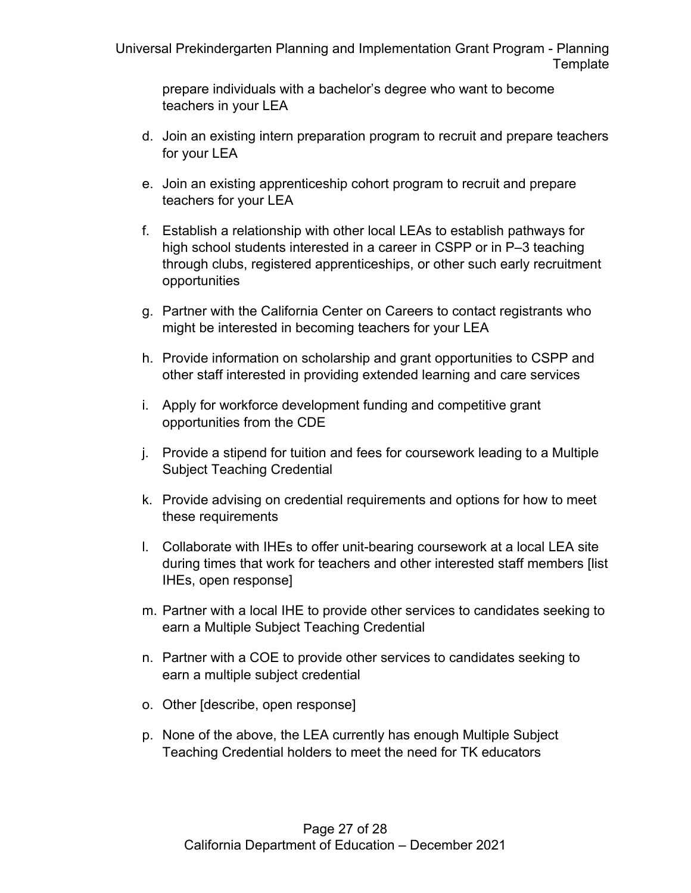prepare individuals with a bachelor's degree who want to become teachers in your LEA

d. Join an existing intern preparation program to recruit and prepare teachers for your LEA

e. Join an existing apprenticeship cohort program to recruit and prepare teachers for your LEA

f. Establish a relationship with other local LEAs to establish pathways for high school students interested in a career in CSPP or in P–3 teaching through clubs, registered apprenticeships, or other such early recruitment opportunities

g. Partner with the California Center on Careers to contact registrants who might be interested in becoming teachers for your LEA

h. Provide information on scholarship and grant opportunities to CSPP and other staff interested in providing extended learning and care services

i. Apply for workforce development funding and competitive grant opportunities from the CDE

j. Provide a stipend for tuition and fees for coursework leading to a Multiple Subject Teaching Credential

k. Provide advising on credential requirements and options for how to meet these requirements

l. Collaborate with IHEs to offer unit-bearing coursework at a local LEA site during times that work for teachers and other interested staff members [list IHEs, open response]

m. Partner with a local IHE to provide other services to candidates seeking to earn a Multiple Subject Teaching Credential

n. Partner with a COE to provide other services to candidates seeking to earn a multiple subject credential

o. Other [describe, open response]

p. None of the above, the LEA currently has enough Multiple Subject Teaching Credential holders to meet the need for TK educators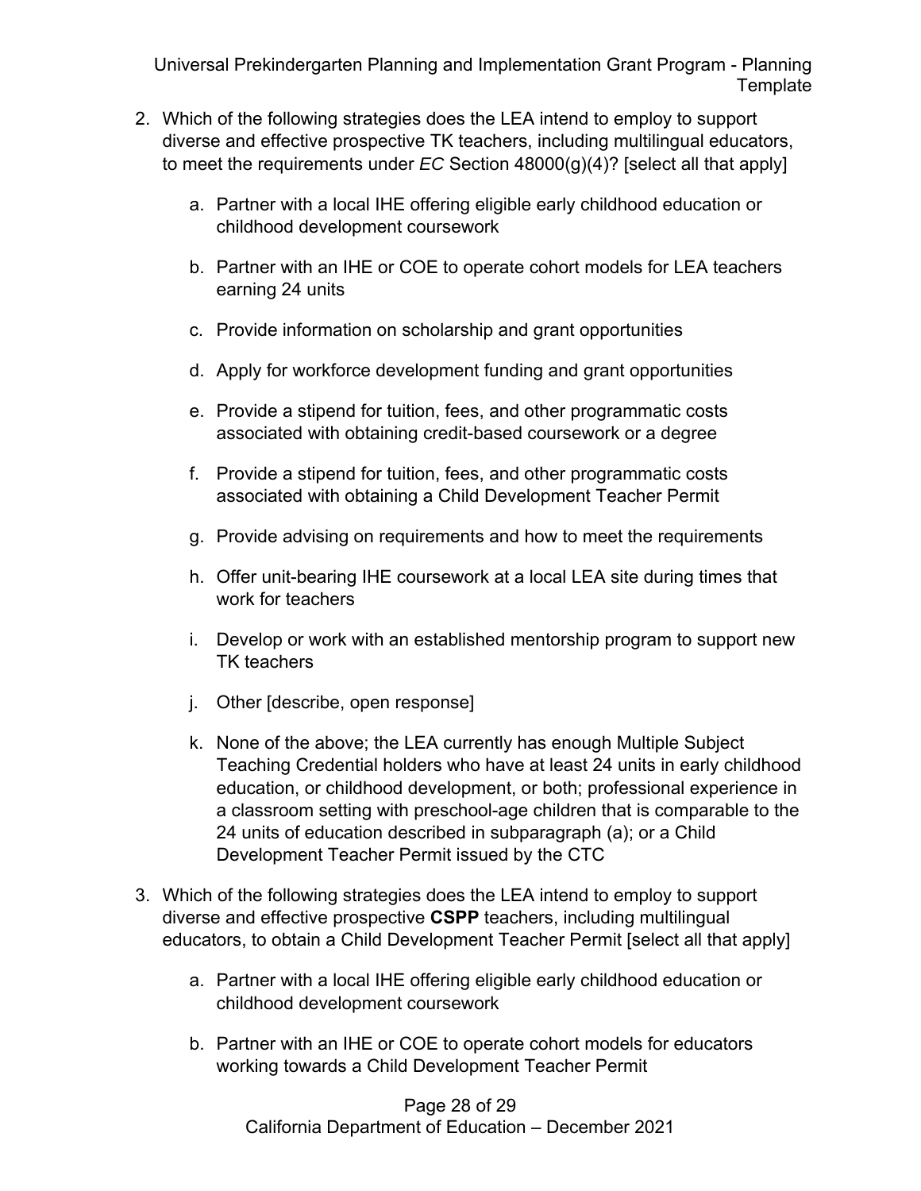2. Which of the following strategies does the LEA intend to employ to support diverse and effective prospective TK teachers, including multilingual educators, to meet the requirements under *EC* Section 48000(g)(4)? [select all that apply]

    a. Partner with a local IHE offering eligible early childhood education or childhood development coursework

    b. Partner with an IHE or COE to operate cohort models for LEA teachers earning 24 units

    c. Provide information on scholarship and grant opportunities

    d. Apply for workforce development funding and grant opportunities

    e. Provide a stipend for tuition, fees, and other programmatic costs associated with obtaining credit-based coursework or a degree

    f. Provide a stipend for tuition, fees, and other programmatic costs associated with obtaining a Child Development Teacher Permit

    g. Provide advising on requirements and how to meet the requirements

    h. Offer unit-bearing IHE coursework at a local LEA site during times that work for teachers

    i. Develop or work with an established mentorship program to support new TK teachers

    j. Other [describe, open response]

    k. None of the above; the LEA currently has enough Multiple Subject Teaching Credential holders who have at least 24 units in early childhood education, or childhood development, or both; professional experience in a classroom setting with preschool-age children that is comparable to the 24 units of education described in subparagraph (a); or a Child Development Teacher Permit issued by the CTC

3. Which of the following strategies does the LEA intend to employ to support diverse and effective prospective **CSPP** teachers, including multilingual educators, to obtain a Child Development Teacher Permit [select all that apply]

    a. Partner with a local IHE offering eligible early childhood education or childhood development coursework

    b. Partner with an IHE or COE to operate cohort models for educators working towards a Child Development Teacher Permit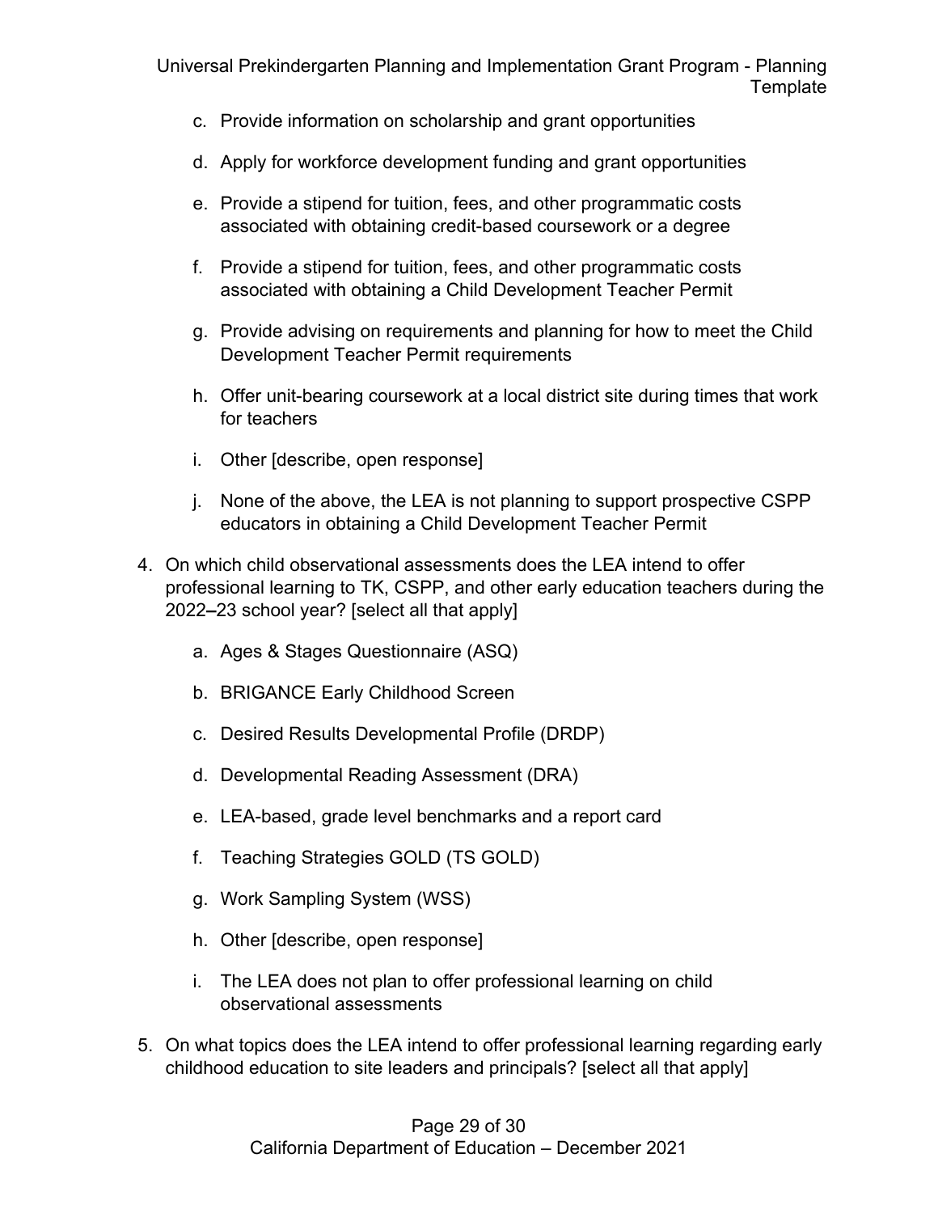c. Provide information on scholarship and grant opportunities

d. Apply for workforce development funding and grant opportunities

e. Provide a stipend for tuition, fees, and other programmatic costs associated with obtaining credit-based coursework or a degree

f. Provide a stipend for tuition, fees, and other programmatic costs associated with obtaining a Child Development Teacher Permit

g. Provide advising on requirements and planning for how to meet the Child Development Teacher Permit requirements

h. Offer unit-bearing coursework at a local district site during times that work for teachers

i. Other [describe, open response]

j. None of the above, the LEA is not planning to support prospective CSPP educators in obtaining a Child Development Teacher Permit

4. On which child observational assessments does the LEA intend to offer professional learning to TK, CSPP, and other early education teachers during the 2022–23 school year? [select all that apply]

   a. Ages & Stages Questionnaire (ASQ)

   b. BRIGANCE Early Childhood Screen

   c. Desired Results Developmental Profile (DRDP)

   d. Developmental Reading Assessment (DRA)

   e. LEA-based, grade level benchmarks and a report card

   f. Teaching Strategies GOLD (TS GOLD)

   g. Work Sampling System (WSS)

   h. Other [describe, open response]

   i. The LEA does not plan to offer professional learning on child observational assessments

5. On what topics does the LEA intend to offer professional learning regarding early childhood education to site leaders and principals? [select all that apply]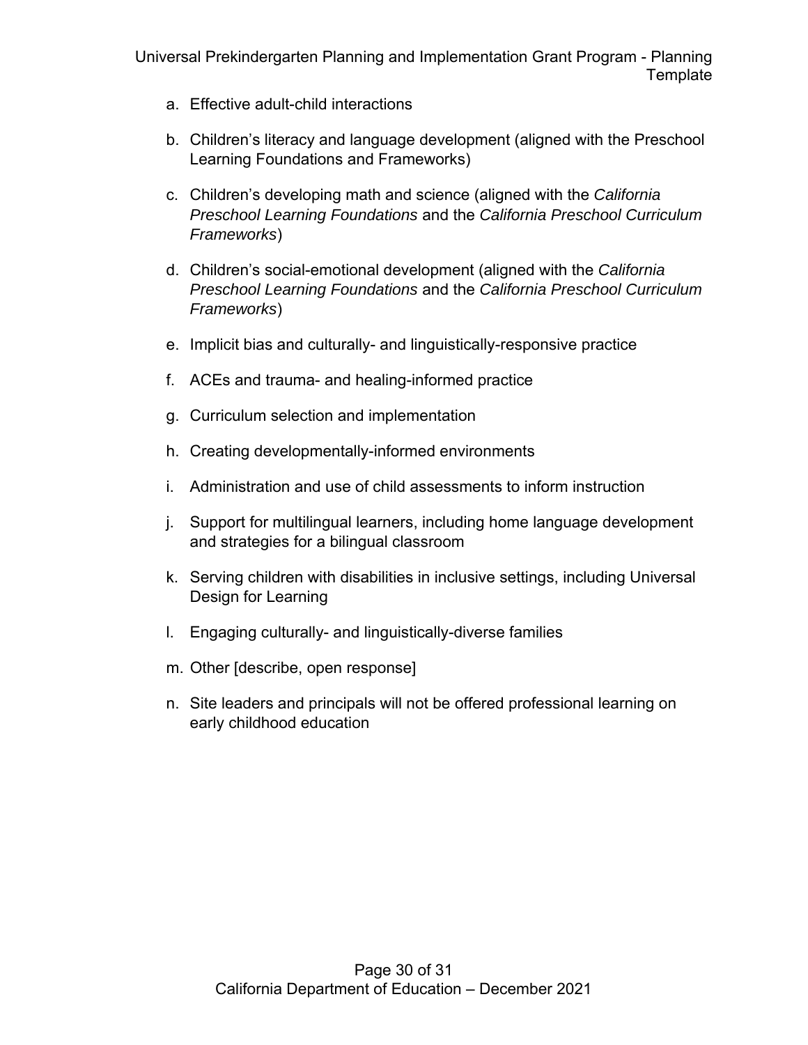a. Effective adult-child interactions
b. Children’s literacy and language development (aligned with the Preschool Learning Foundations and Frameworks)
c. Children’s developing math and science (aligned with the *California Preschool Learning Foundations* and the *California Preschool Curriculum Frameworks*)
d. Children’s social-emotional development (aligned with the *California Preschool Learning Foundations* and the *California Preschool Curriculum Frameworks*)
e. Implicit bias and culturally- and linguistically-responsive practice
f. ACEs and trauma- and healing-informed practice
g. Curriculum selection and implementation
h. Creating developmentally-informed environments
i. Administration and use of child assessments to inform instruction
j. Support for multilingual learners, including home language development and strategies for a bilingual classroom
k. Serving children with disabilities in inclusive settings, including Universal Design for Learning
l. Engaging culturally- and linguistically-diverse families
m. Other [describe, open response]
n. Site leaders and principals will not be offered professional learning on early childhood education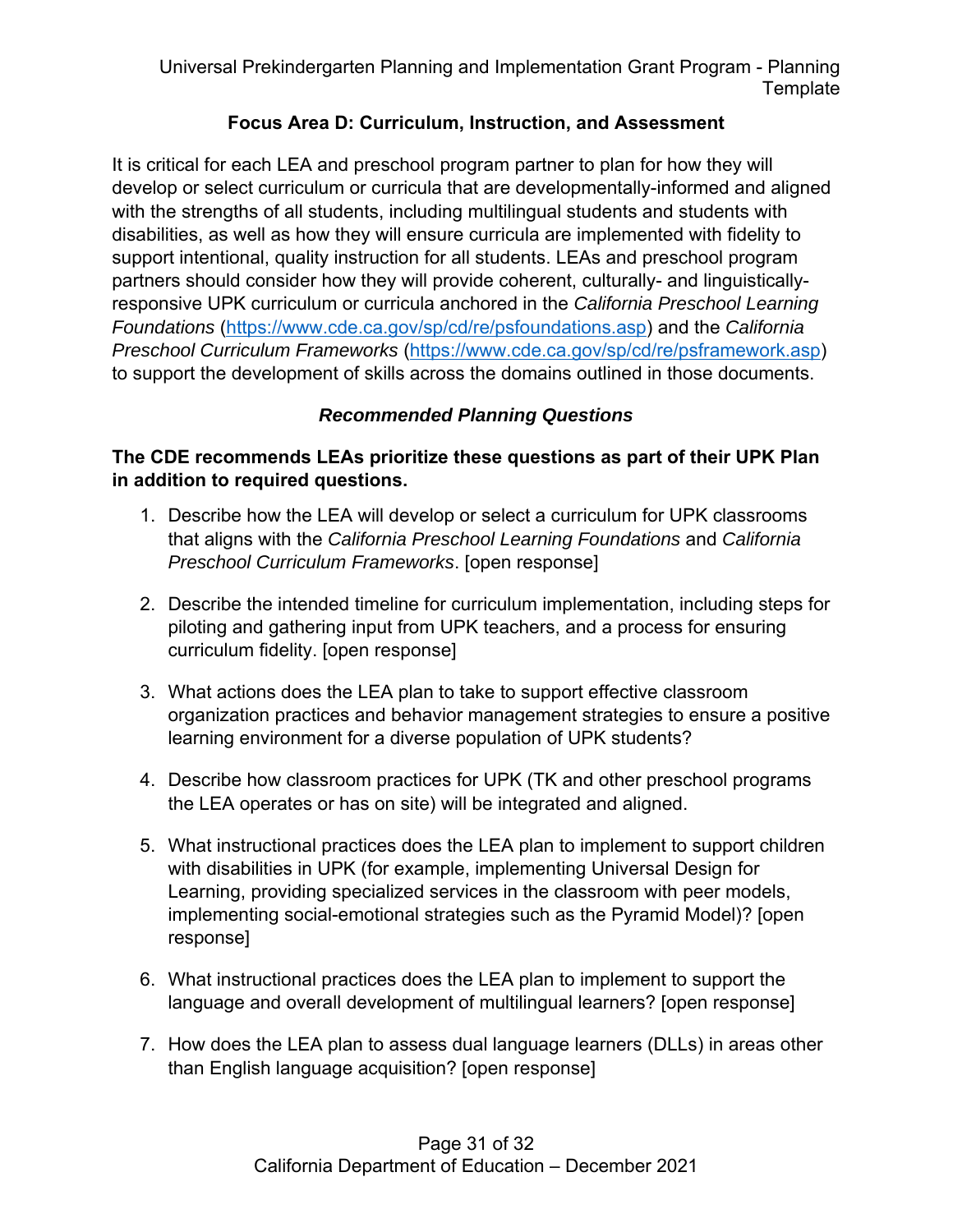## Focus Area D: Curriculum, Instruction, and Assessment

It is critical for each LEA and preschool program partner to plan for how they will develop or select curriculum or curricula that are developmentally-informed and aligned with the strengths of all students, including multilingual students and students with disabilities, as well as how they will ensure curricula are implemented with fidelity to support intentional, quality instruction for all students. LEAs and preschool program partners should consider how they will provide coherent, culturally- and linguistically-responsive UPK curriculum or curricula anchored in the *California Preschool Learning Foundations* (https://www.cde.ca.gov/sp/cd/re/psfoundations.asp) and the *California Preschool Curriculum Frameworks* (https://www.cde.ca.gov/sp/cd/re/psframework.asp) to support the development of skills across the domains outlined in those documents.

### *Recommended Planning Questions*

**The CDE recommends LEAs prioritize these questions as part of their UPK Plan in addition to required questions.**

1. Describe how the LEA will develop or select a curriculum for UPK classrooms that aligns with the *California Preschool Learning Foundations* and *California Preschool Curriculum Frameworks*. [open response]

2. Describe the intended timeline for curriculum implementation, including steps for piloting and gathering input from UPK teachers, and a process for ensuring curriculum fidelity. [open response]

3. What actions does the LEA plan to take to support effective classroom organization practices and behavior management strategies to ensure a positive learning environment for a diverse population of UPK students?

4. Describe how classroom practices for UPK (TK and other preschool programs the LEA operates or has on site) will be integrated and aligned.

5. What instructional practices does the LEA plan to implement to support children with disabilities in UPK (for example, implementing Universal Design for Learning, providing specialized services in the classroom with peer models, implementing social-emotional strategies such as the Pyramid Model)? [open response]

6. What instructional practices does the LEA plan to implement to support the language and overall development of multilingual learners? [open response]

7. How does the LEA plan to assess dual language learners (DLLs) in areas other than English language acquisition? [open response]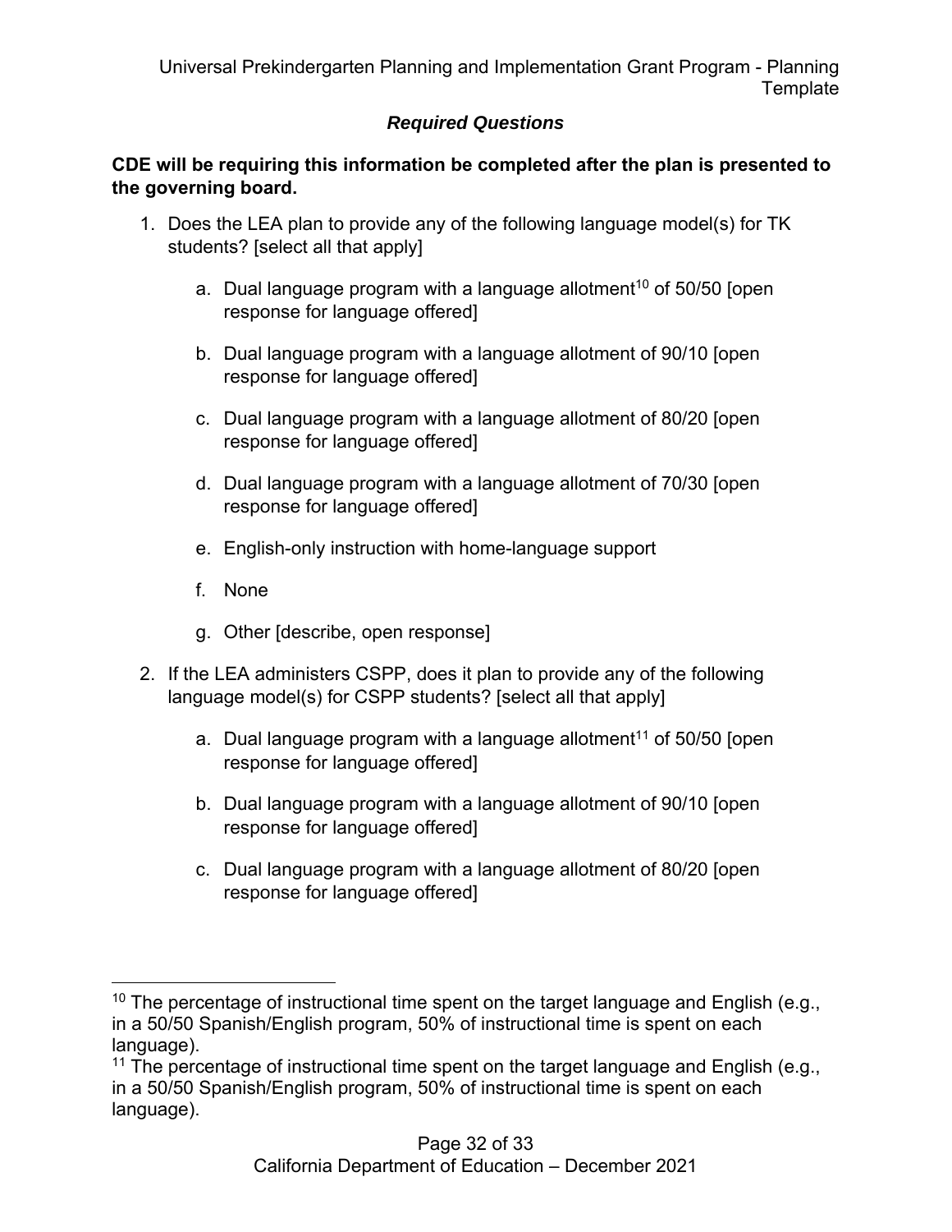### *Required Questions*

**CDE will be requiring this information be completed after the plan is presented to the governing board.**

1. Does the LEA plan to provide any of the following language model(s) for TK students? [select all that apply]

   a. Dual language program with a language allotment[10] of 50/50 [open response for language offered]

   b. Dual language program with a language allotment of 90/10 [open response for language offered]

   c. Dual language program with a language allotment of 80/20 [open response for language offered]

   d. Dual language program with a language allotment of 70/30 [open response for language offered]

   e. English-only instruction with home-language support

   f. None

   g. Other [describe, open response]

2. If the LEA administers CSPP, does it plan to provide any of the following language model(s) for CSPP students? [select all that apply]

   a. Dual language program with a language allotment[11] of 50/50 [open response for language offered]

   b. Dual language program with a language allotment of 90/10 [open response for language offered]

   c. Dual language program with a language allotment of 80/20 [open response for language offered]

---

[10] The percentage of instructional time spent on the target language and English (e.g., in a 50/50 Spanish/English program, 50% of instructional time is spent on each language).

[11] The percentage of instructional time spent on the target language and English (e.g., in a 50/50 Spanish/English program, 50% of instructional time is spent on each language).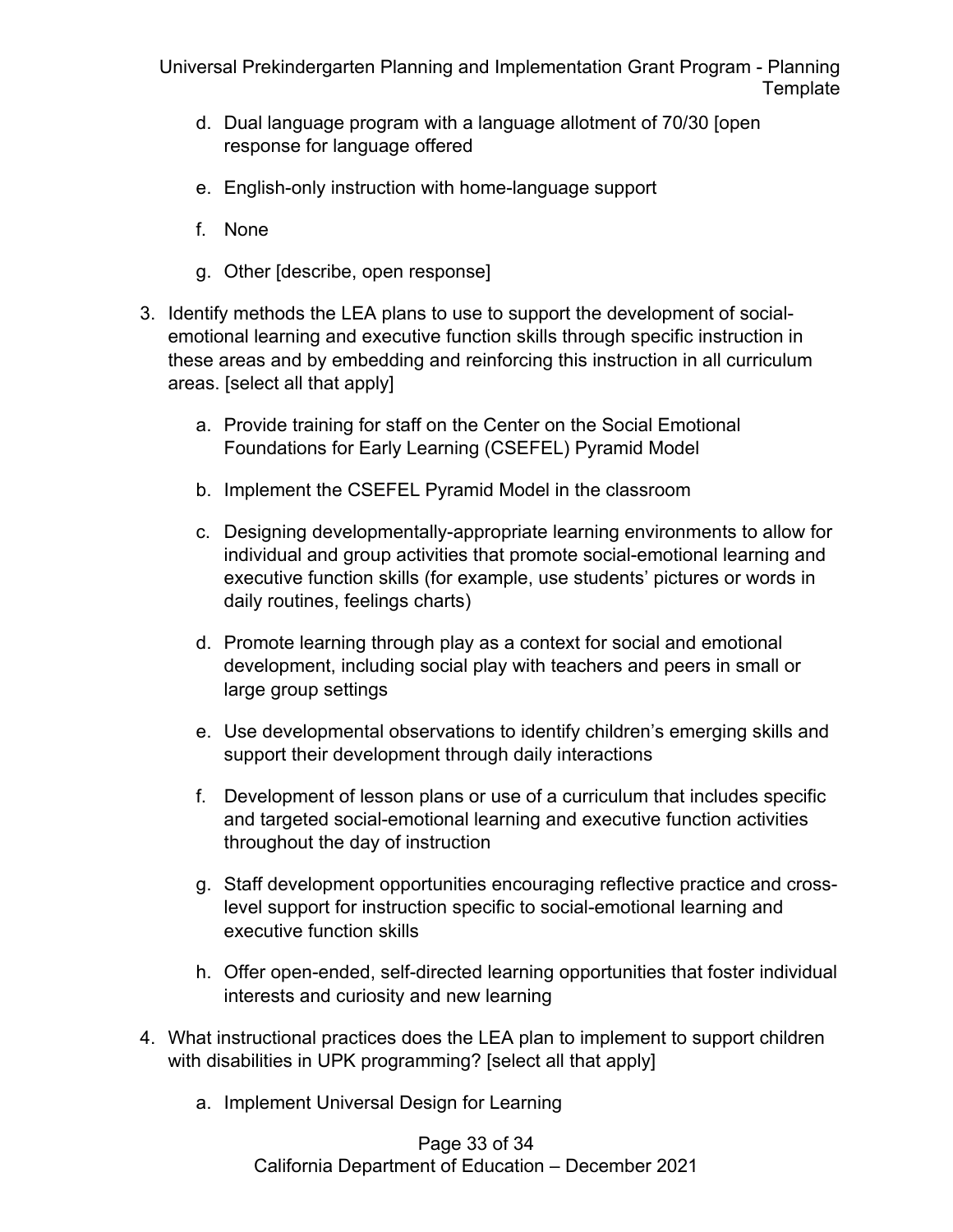d. Dual language program with a language allotment of 70/30 [open response for language offered

e. English-only instruction with home-language support

f. None

g. Other [describe, open response]

3. Identify methods the LEA plans to use to support the development of social-emotional learning and executive function skills through specific instruction in these areas and by embedding and reinforcing this instruction in all curriculum areas. [select all that apply]

    a. Provide training for staff on the Center on the Social Emotional Foundations for Early Learning (CSEFEL) Pyramid Model

    b. Implement the CSEFEL Pyramid Model in the classroom

    c. Designing developmentally-appropriate learning environments to allow for individual and group activities that promote social-emotional learning and executive function skills (for example, use students' pictures or words in daily routines, feelings charts)

    d. Promote learning through play as a context for social and emotional development, including social play with teachers and peers in small or large group settings

    e. Use developmental observations to identify children's emerging skills and support their development through daily interactions

    f. Development of lesson plans or use of a curriculum that includes specific and targeted social-emotional learning and executive function activities throughout the day of instruction

    g. Staff development opportunities encouraging reflective practice and cross-level support for instruction specific to social-emotional learning and executive function skills

    h. Offer open-ended, self-directed learning opportunities that foster individual interests and curiosity and new learning

4. What instructional practices does the LEA plan to implement to support children with disabilities in UPK programming? [select all that apply]

    a. Implement Universal Design for Learning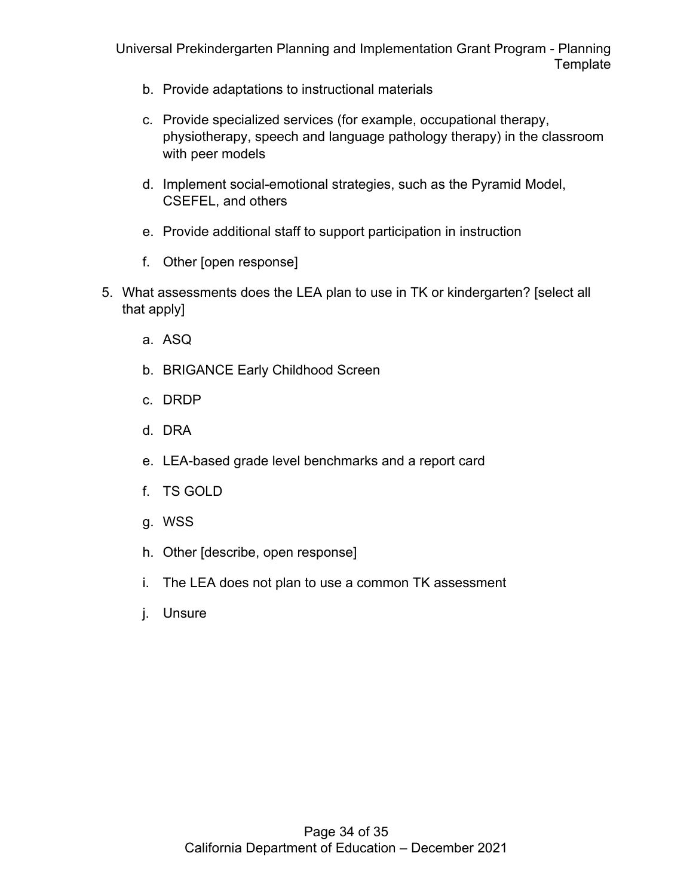b. Provide adaptations to instructional materials

c. Provide specialized services (for example, occupational therapy, physiotherapy, speech and language pathology therapy) in the classroom with peer models

d. Implement social-emotional strategies, such as the Pyramid Model, CSEFEL, and others

e. Provide additional staff to support participation in instruction

f. Other [open response]

5. What assessments does the LEA plan to use in TK or kindergarten? [select all that apply]

    a. ASQ

    b. BRIGANCE Early Childhood Screen

    c. DRDP

    d. DRA

    e. LEA-based grade level benchmarks and a report card

    f. TS GOLD

    g. WSS

    h. Other [describe, open response]

    i. The LEA does not plan to use a common TK assessment

    j. Unsure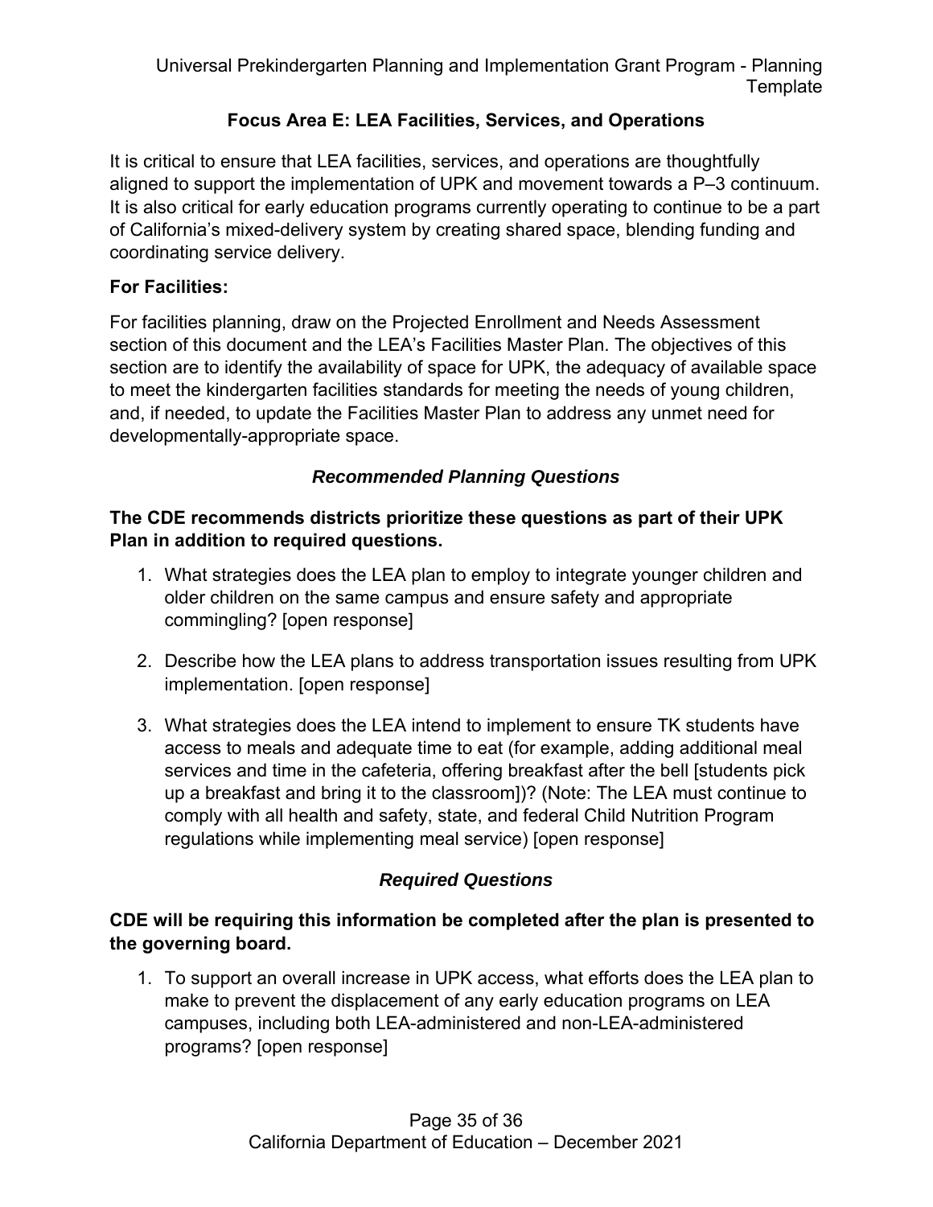### Focus Area E: LEA Facilities, Services, and Operations

It is critical to ensure that LEA facilities, services, and operations are thoughtfully aligned to support the implementation of UPK and movement towards a P–3 continuum. It is also critical for early education programs currently operating to continue to be a part of California's mixed-delivery system by creating shared space, blending funding and coordinating service delivery.

**For Facilities:**

For facilities planning, draw on the Projected Enrollment and Needs Assessment section of this document and the LEA's Facilities Master Plan. The objectives of this section are to identify the availability of space for UPK, the adequacy of available space to meet the kindergarten facilities standards for meeting the needs of young children, and, if needed, to update the Facilities Master Plan to address any unmet need for developmentally-appropriate space.

#### *Recommended Planning Questions*

**The CDE recommends districts prioritize these questions as part of their UPK Plan in addition to required questions.**

1. What strategies does the LEA plan to employ to integrate younger children and older children on the same campus and ensure safety and appropriate commingling? [open response]

2. Describe how the LEA plans to address transportation issues resulting from UPK implementation. [open response]

3. What strategies does the LEA intend to implement to ensure TK students have access to meals and adequate time to eat (for example, adding additional meal services and time in the cafeteria, offering breakfast after the bell [students pick up a breakfast and bring it to the classroom])? (Note: The LEA must continue to comply with all health and safety, state, and federal Child Nutrition Program regulations while implementing meal service) [open response]

#### *Required Questions*

**CDE will be requiring this information be completed after the plan is presented to the governing board.**

1. To support an overall increase in UPK access, what efforts does the LEA plan to make to prevent the displacement of any early education programs on LEA campuses, including both LEA-administered and non-LEA-administered programs? [open response]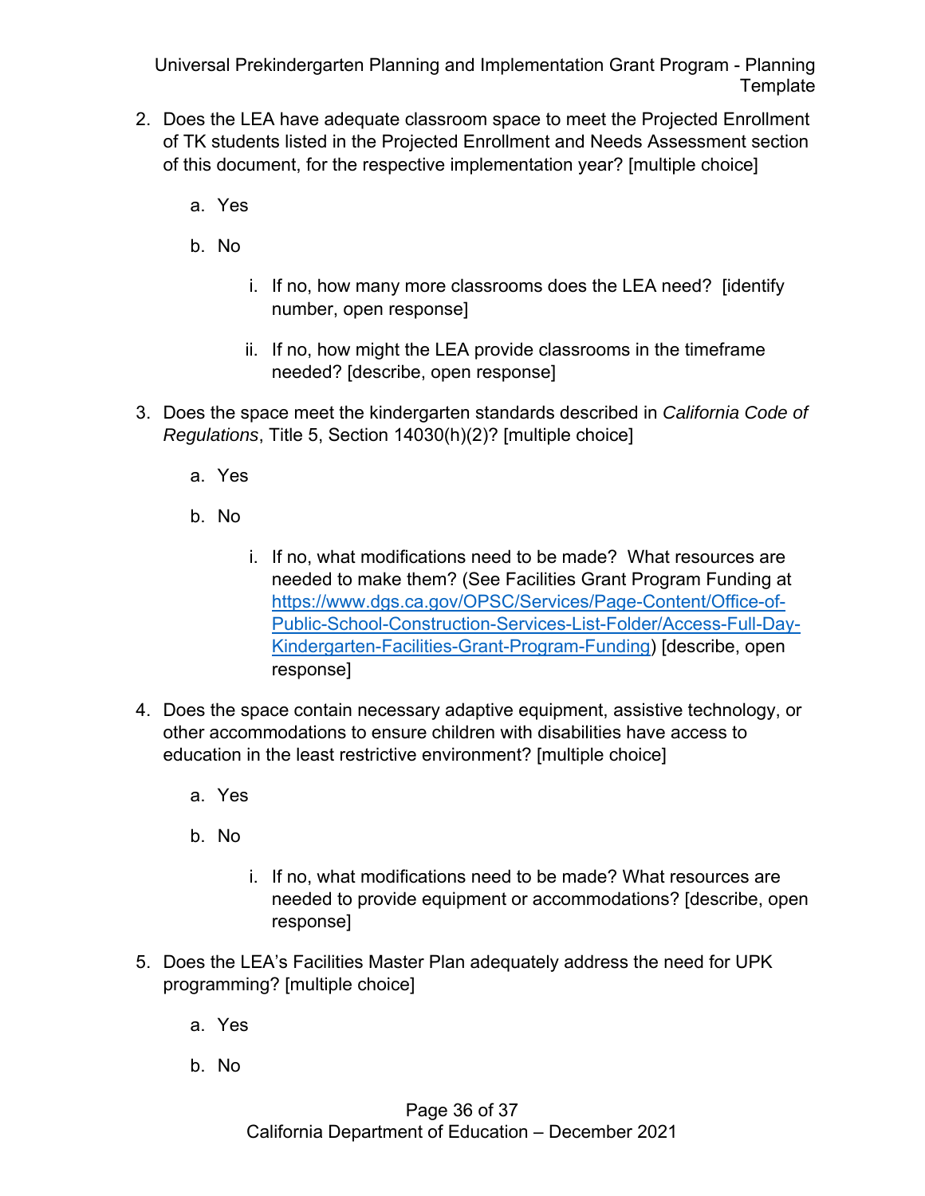2. Does the LEA have adequate classroom space to meet the Projected Enrollment of TK students listed in the Projected Enrollment and Needs Assessment section of this document, for the respective implementation year? [multiple choice]

    a. Yes

    b. No

        i. If no, how many more classrooms does the LEA need? [identify number, open response]

        ii. If no, how might the LEA provide classrooms in the timeframe needed? [describe, open response]

3. Does the space meet the kindergarten standards described in *California Code of Regulations*, Title 5, Section 14030(h)(2)? [multiple choice]

    a. Yes

    b. No

        i. If no, what modifications need to be made? What resources are needed to make them? (See Facilities Grant Program Funding at [https://www.dgs.ca.gov/OPSC/Services/Page-Content/Office-of-Public-School-Construction-Services-List-Folder/Access-Full-Day-Kindergarten-Facilities-Grant-Program-Funding](https://www.dgs.ca.gov/OPSC/Services/Page-Content/Office-of-Public-School-Construction-Services-List-Folder/Access-Full-Day-Kindergarten-Facilities-Grant-Program-Funding)) [describe, open response]

4. Does the space contain necessary adaptive equipment, assistive technology, or other accommodations to ensure children with disabilities have access to education in the least restrictive environment? [multiple choice]

    a. Yes

    b. No

        i. If no, what modifications need to be made? What resources are needed to provide equipment or accommodations? [describe, open response]

5. Does the LEA's Facilities Master Plan adequately address the need for UPK programming? [multiple choice]

    a. Yes

    b. No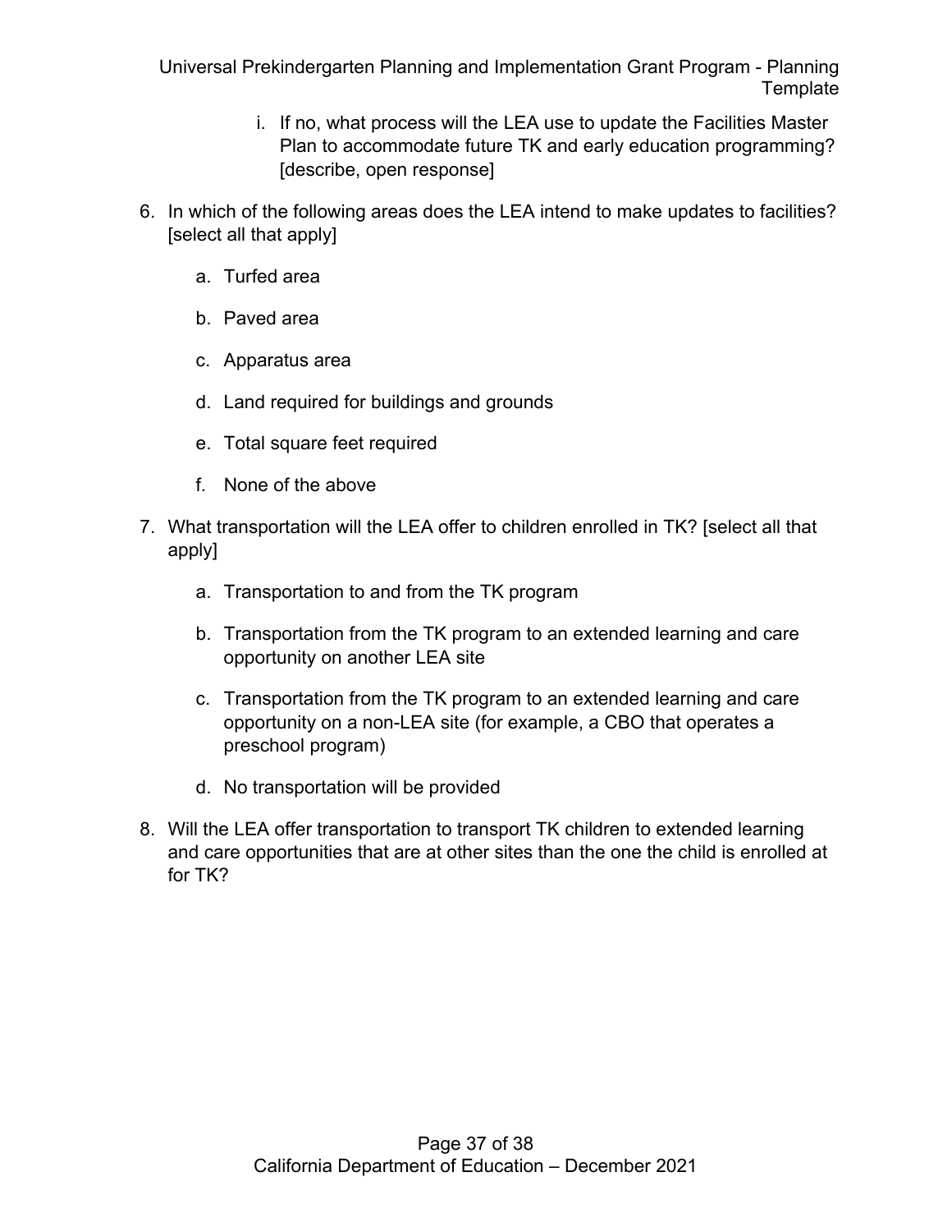i. If no, what process will the LEA use to update the Facilities Master Plan to accommodate future TK and early education programming? [describe, open response]

6. In which of the following areas does the LEA intend to make updates to facilities? [select all that apply]

    a. Turfed area

    b. Paved area

    c. Apparatus area

    d. Land required for buildings and grounds

    e. Total square feet required

    f. None of the above

7. What transportation will the LEA offer to children enrolled in TK? [select all that apply]

    a. Transportation to and from the TK program

    b. Transportation from the TK program to an extended learning and care opportunity on another LEA site

    c. Transportation from the TK program to an extended learning and care opportunity on a non-LEA site (for example, a CBO that operates a preschool program)

    d. No transportation will be provided

8. Will the LEA offer transportation to transport TK children to extended learning and care opportunities that are at other sites than the one the child is enrolled at for TK?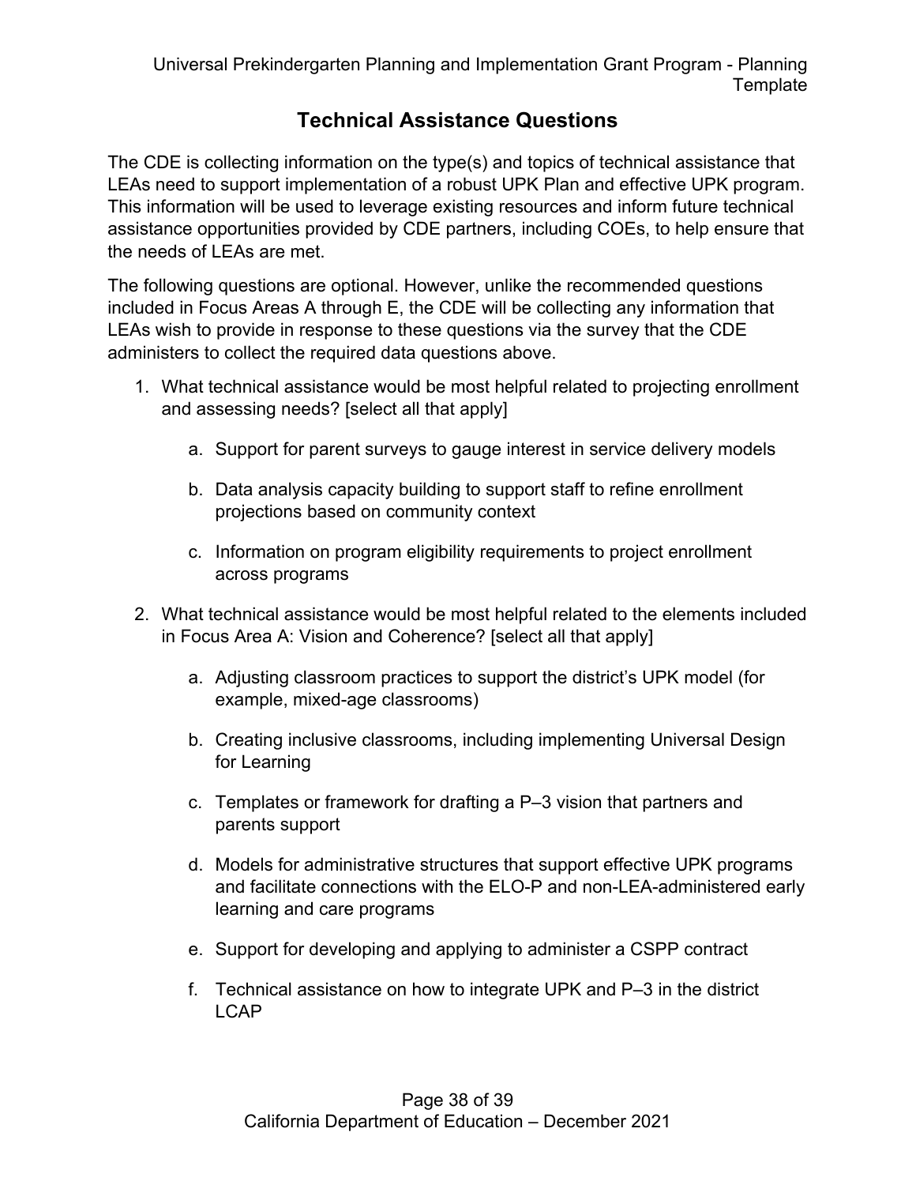## Technical Assistance Questions

The CDE is collecting information on the type(s) and topics of technical assistance that LEAs need to support implementation of a robust UPK Plan and effective UPK program. This information will be used to leverage existing resources and inform future technical assistance opportunities provided by CDE partners, including COEs, to help ensure that the needs of LEAs are met.

The following questions are optional. However, unlike the recommended questions included in Focus Areas A through E, the CDE will be collecting any information that LEAs wish to provide in response to these questions via the survey that the CDE administers to collect the required data questions above.

1. What technical assistance would be most helpful related to projecting enrollment and assessing needs? [select all that apply]

    a. Support for parent surveys to gauge interest in service delivery models

    b. Data analysis capacity building to support staff to refine enrollment projections based on community context

    c. Information on program eligibility requirements to project enrollment across programs

2. What technical assistance would be most helpful related to the elements included in Focus Area A: Vision and Coherence? [select all that apply]

    a. Adjusting classroom practices to support the district's UPK model (for example, mixed-age classrooms)

    b. Creating inclusive classrooms, including implementing Universal Design for Learning

    c. Templates or framework for drafting a P–3 vision that partners and parents support

    d. Models for administrative structures that support effective UPK programs and facilitate connections with the ELO-P and non-LEA-administered early learning and care programs

    e. Support for developing and applying to administer a CSPP contract

    f. Technical assistance on how to integrate UPK and P–3 in the district LCAP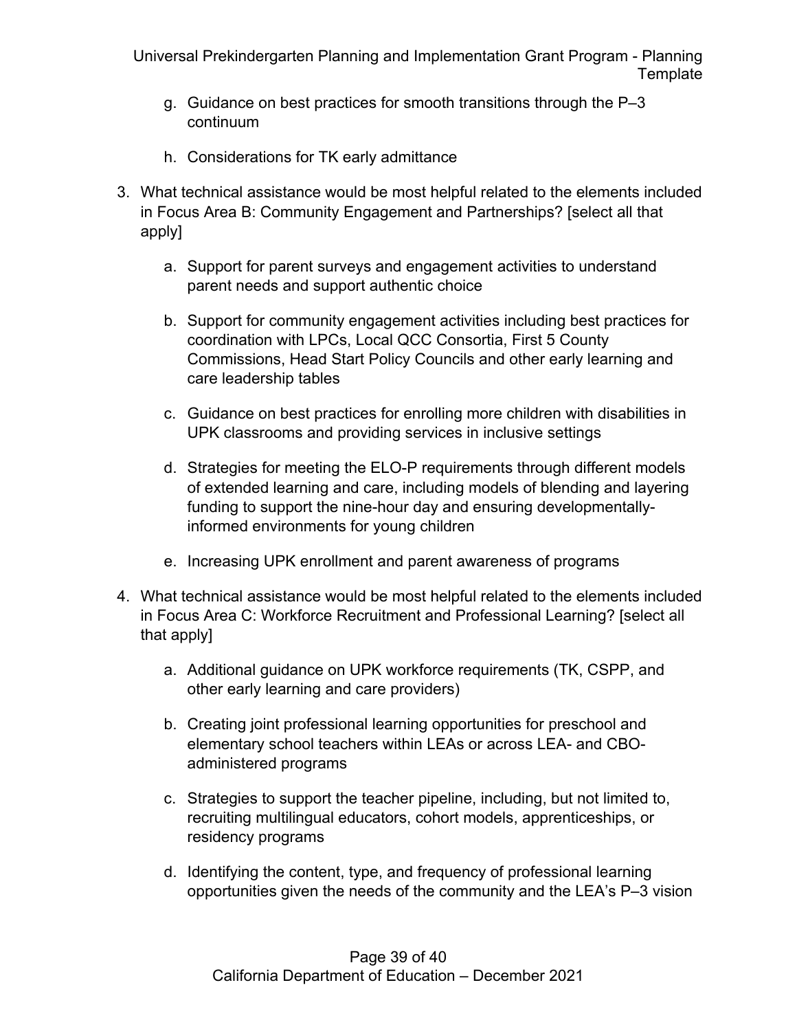g. Guidance on best practices for smooth transitions through the P–3 continuum

   h. Considerations for TK early admittance

3. What technical assistance would be most helpful related to the elements included in Focus Area B: Community Engagement and Partnerships? [select all that apply]

   a. Support for parent surveys and engagement activities to understand parent needs and support authentic choice

   b. Support for community engagement activities including best practices for coordination with LPCs, Local QCC Consortia, First 5 County Commissions, Head Start Policy Councils and other early learning and care leadership tables

   c. Guidance on best practices for enrolling more children with disabilities in UPK classrooms and providing services in inclusive settings

   d. Strategies for meeting the ELO-P requirements through different models of extended learning and care, including models of blending and layering funding to support the nine-hour day and ensuring developmentally-informed environments for young children

   e. Increasing UPK enrollment and parent awareness of programs

4. What technical assistance would be most helpful related to the elements included in Focus Area C: Workforce Recruitment and Professional Learning? [select all that apply]

   a. Additional guidance on UPK workforce requirements (TK, CSPP, and other early learning and care providers)

   b. Creating joint professional learning opportunities for preschool and elementary school teachers within LEAs or across LEA- and CBO-administered programs

   c. Strategies to support the teacher pipeline, including, but not limited to, recruiting multilingual educators, cohort models, apprenticeships, or residency programs

   d. Identifying the content, type, and frequency of professional learning opportunities given the needs of the community and the LEA's P–3 vision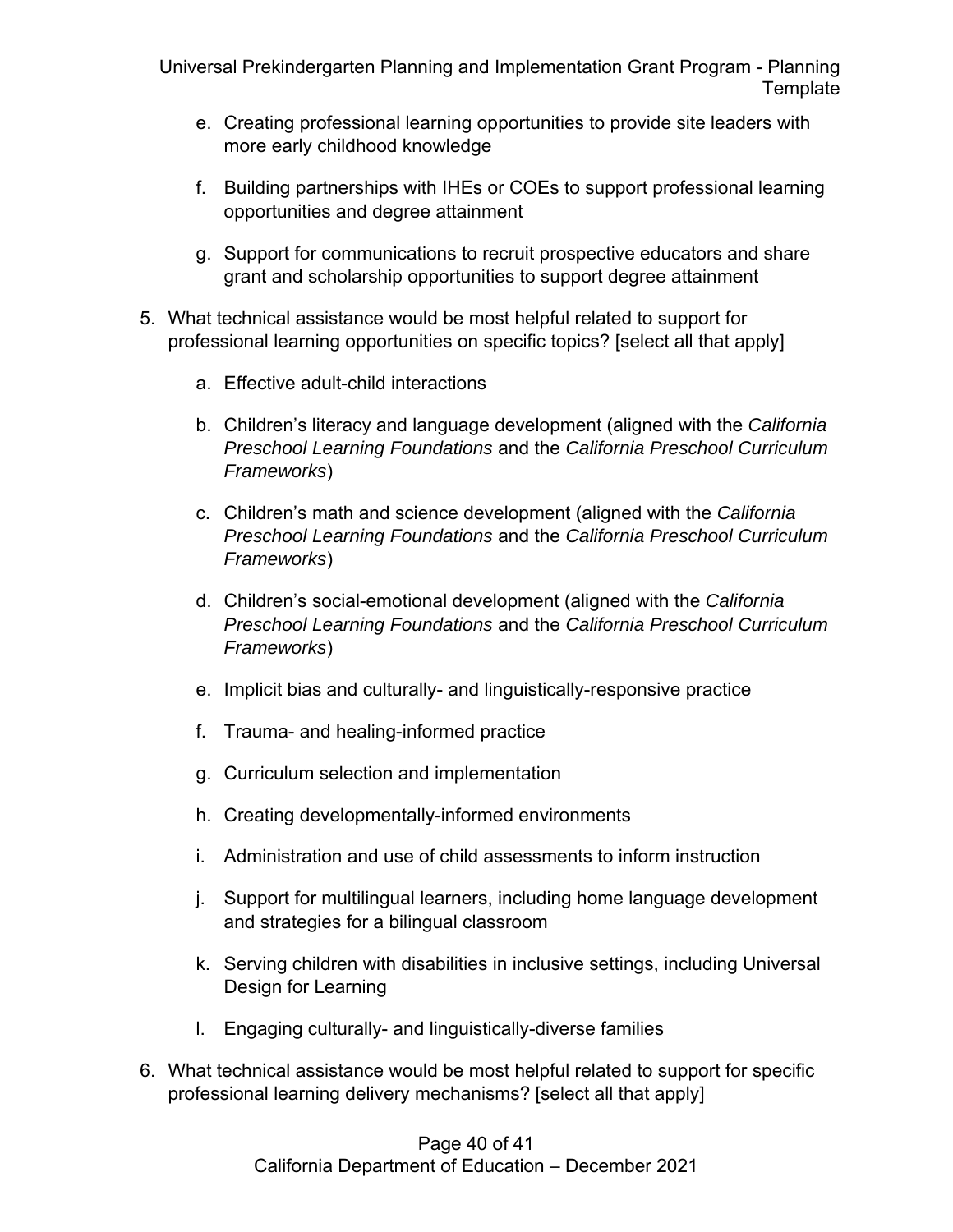e. Creating professional learning opportunities to provide site leaders with more early childhood knowledge

   f. Building partnerships with IHEs or COEs to support professional learning opportunities and degree attainment

   g. Support for communications to recruit prospective educators and share grant and scholarship opportunities to support degree attainment

5. What technical assistance would be most helpful related to support for professional learning opportunities on specific topics? [select all that apply]

   a. Effective adult-child interactions

   b. Children's literacy and language development (aligned with the *California Preschool Learning Foundations* and the *California Preschool Curriculum Frameworks*)

   c. Children's math and science development (aligned with the *California Preschool Learning Foundations* and the *California Preschool Curriculum Frameworks*)

   d. Children's social-emotional development (aligned with the *California Preschool Learning Foundations* and the *California Preschool Curriculum Frameworks*)

   e. Implicit bias and culturally- and linguistically-responsive practice

   f. Trauma- and healing-informed practice

   g. Curriculum selection and implementation

   h. Creating developmentally-informed environments

   i. Administration and use of child assessments to inform instruction

   j. Support for multilingual learners, including home language development and strategies for a bilingual classroom

   k. Serving children with disabilities in inclusive settings, including Universal Design for Learning

   l. Engaging culturally- and linguistically-diverse families

6. What technical assistance would be most helpful related to support for specific professional learning delivery mechanisms? [select all that apply]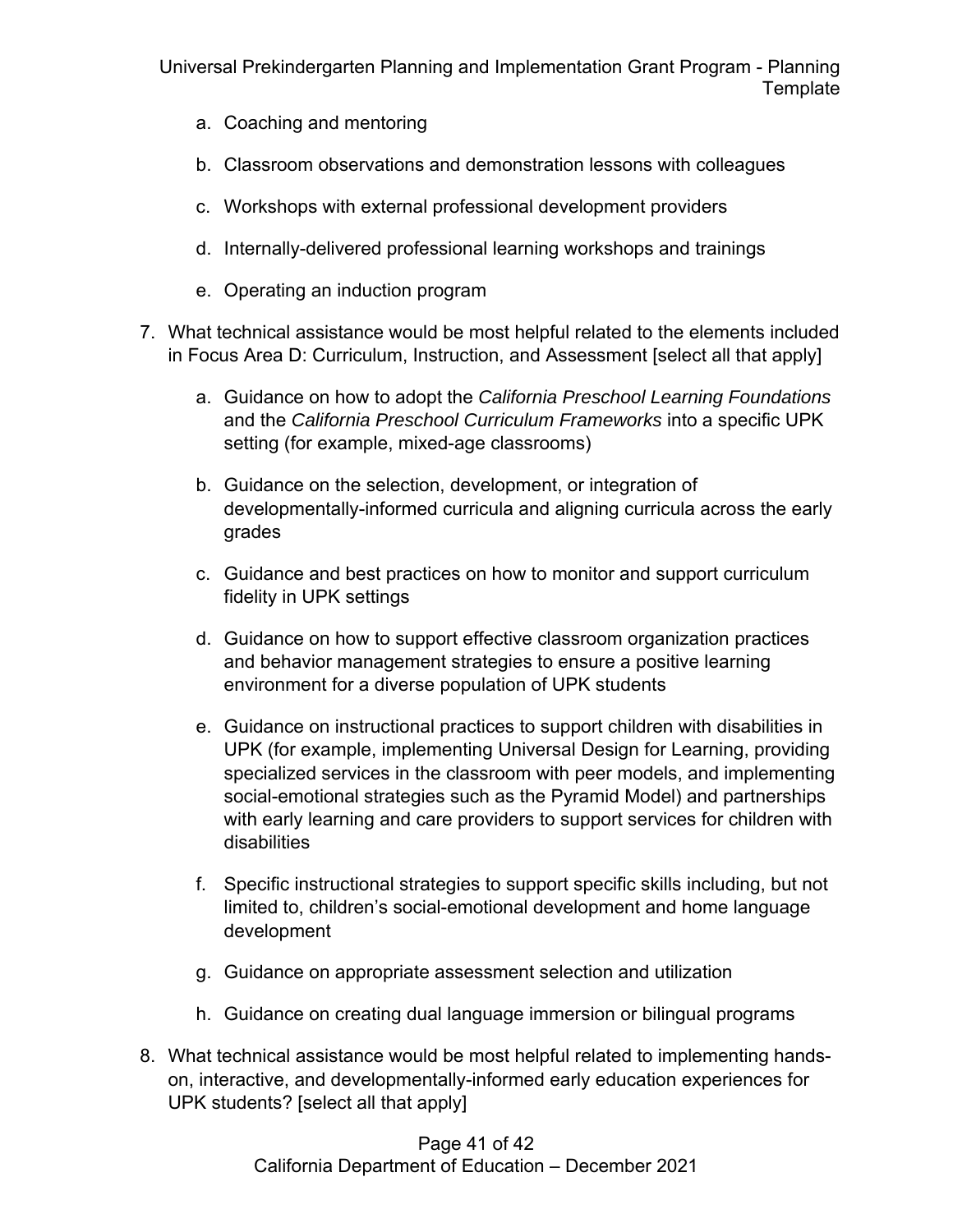a. Coaching and mentoring

   b. Classroom observations and demonstration lessons with colleagues

   c. Workshops with external professional development providers

   d. Internally-delivered professional learning workshops and trainings

   e. Operating an induction program

7. What technical assistance would be most helpful related to the elements included in Focus Area D: Curriculum, Instruction, and Assessment [select all that apply]

   a. Guidance on how to adopt the *California Preschool Learning Foundations* and the *California Preschool Curriculum Frameworks* into a specific UPK setting (for example, mixed-age classrooms)

   b. Guidance on the selection, development, or integration of developmentally-informed curricula and aligning curricula across the early grades

   c. Guidance and best practices on how to monitor and support curriculum fidelity in UPK settings

   d. Guidance on how to support effective classroom organization practices and behavior management strategies to ensure a positive learning environment for a diverse population of UPK students

   e. Guidance on instructional practices to support children with disabilities in UPK (for example, implementing Universal Design for Learning, providing specialized services in the classroom with peer models, and implementing social-emotional strategies such as the Pyramid Model) and partnerships with early learning and care providers to support services for children with disabilities

   f. Specific instructional strategies to support specific skills including, but not limited to, children's social-emotional development and home language development

   g. Guidance on appropriate assessment selection and utilization

   h. Guidance on creating dual language immersion or bilingual programs

8. What technical assistance would be most helpful related to implementing hands-on, interactive, and developmentally-informed early education experiences for UPK students? [select all that apply]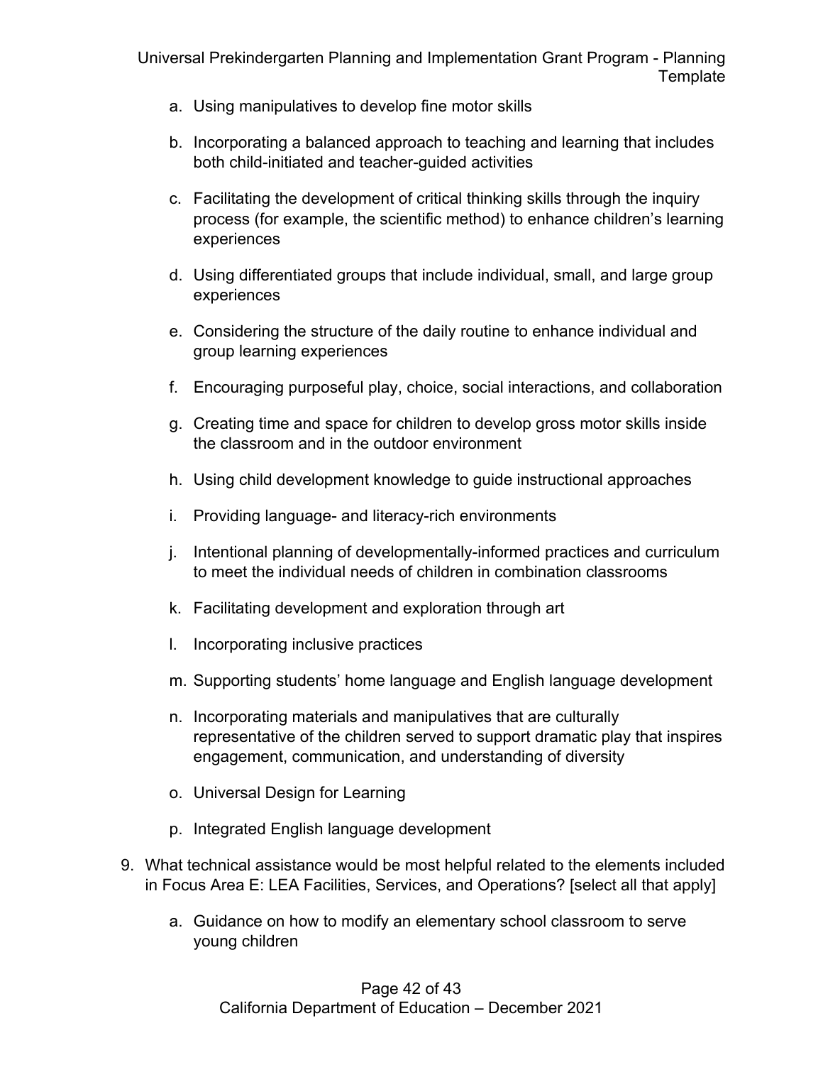a. Using manipulatives to develop fine motor skills

b. Incorporating a balanced approach to teaching and learning that includes both child-initiated and teacher-guided activities

c. Facilitating the development of critical thinking skills through the inquiry process (for example, the scientific method) to enhance children's learning experiences

d. Using differentiated groups that include individual, small, and large group experiences

e. Considering the structure of the daily routine to enhance individual and group learning experiences

f. Encouraging purposeful play, choice, social interactions, and collaboration

g. Creating time and space for children to develop gross motor skills inside the classroom and in the outdoor environment

h. Using child development knowledge to guide instructional approaches

i. Providing language- and literacy-rich environments

j. Intentional planning of developmentally-informed practices and curriculum to meet the individual needs of children in combination classrooms

k. Facilitating development and exploration through art

l. Incorporating inclusive practices

m. Supporting students' home language and English language development

n. Incorporating materials and manipulatives that are culturally representative of the children served to support dramatic play that inspires engagement, communication, and understanding of diversity

o. Universal Design for Learning

p. Integrated English language development

9. What technical assistance would be most helpful related to the elements included in Focus Area E: LEA Facilities, Services, and Operations? [select all that apply]

   a. Guidance on how to modify an elementary school classroom to serve young children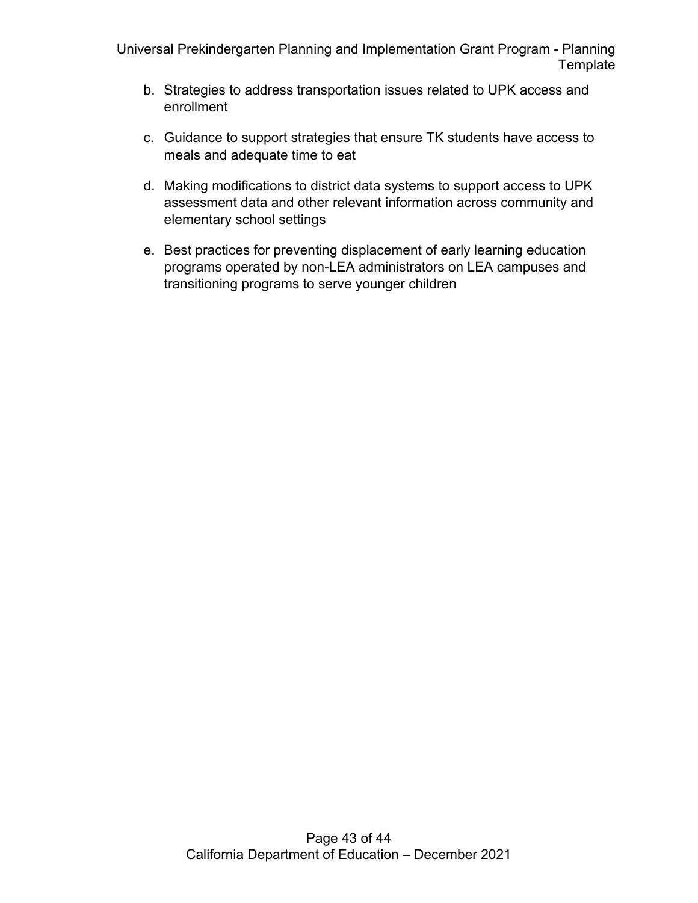b. Strategies to address transportation issues related to UPK access and enrollment

c. Guidance to support strategies that ensure TK students have access to meals and adequate time to eat

d. Making modifications to district data systems to support access to UPK assessment data and other relevant information across community and elementary school settings

e. Best practices for preventing displacement of early learning education programs operated by non-LEA administrators on LEA campuses and transitioning programs to serve younger children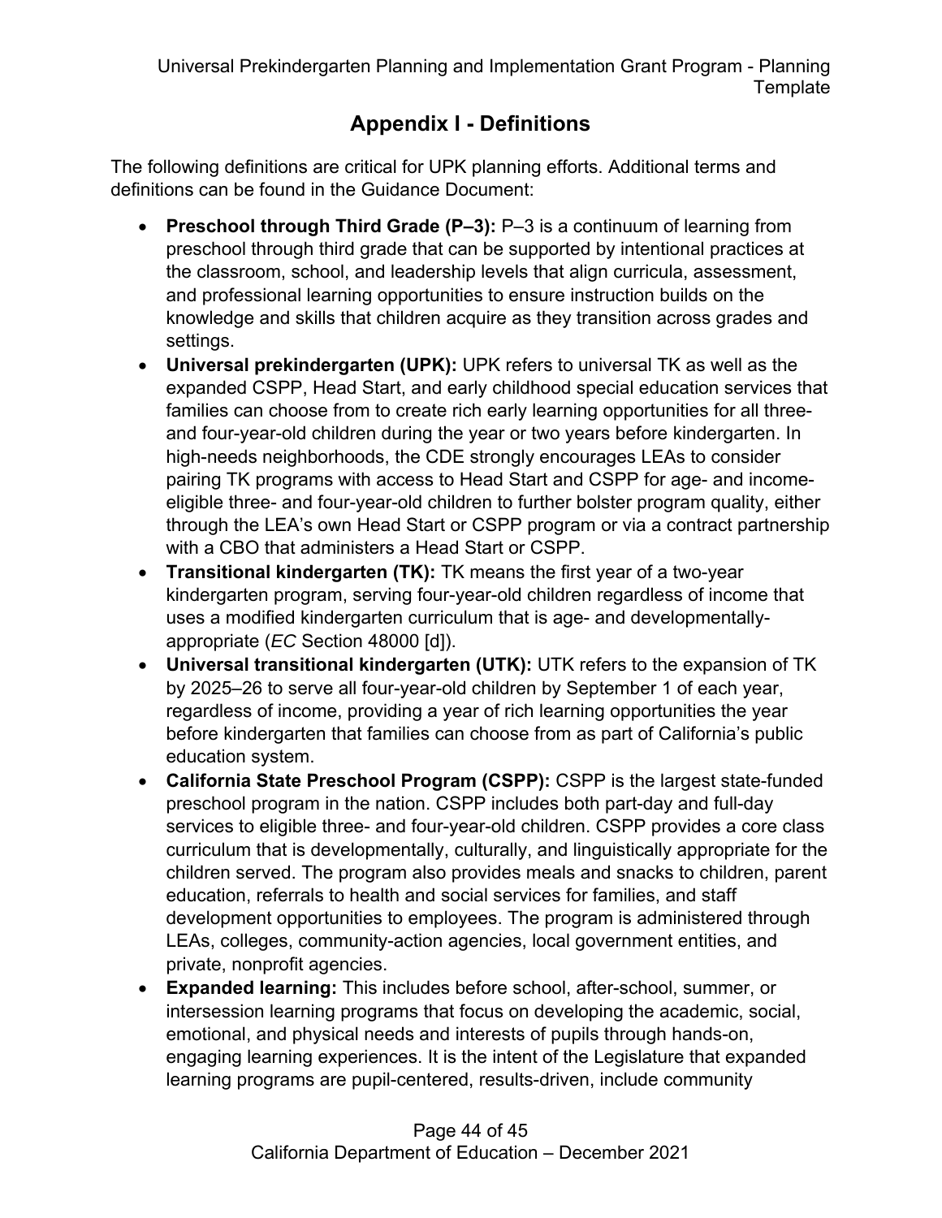# Appendix I - Definitions

The following definitions are critical for UPK planning efforts. Additional terms and definitions can be found in the Guidance Document:

- **Preschool through Third Grade (P–3):** P–3 is a continuum of learning from preschool through third grade that can be supported by intentional practices at the classroom, school, and leadership levels that align curricula, assessment, and professional learning opportunities to ensure instruction builds on the knowledge and skills that children acquire as they transition across grades and settings.
- **Universal prekindergarten (UPK):** UPK refers to universal TK as well as the expanded CSPP, Head Start, and early childhood special education services that families can choose from to create rich early learning opportunities for all three- and four-year-old children during the year or two years before kindergarten. In high-needs neighborhoods, the CDE strongly encourages LEAs to consider pairing TK programs with access to Head Start and CSPP for age- and income-eligible three- and four-year-old children to further bolster program quality, either through the LEA's own Head Start or CSPP program or via a contract partnership with a CBO that administers a Head Start or CSPP.
- **Transitional kindergarten (TK):** TK means the first year of a two-year kindergarten program, serving four-year-old children regardless of income that uses a modified kindergarten curriculum that is age- and developmentally-appropriate (*EC* Section 48000 [d]).
- **Universal transitional kindergarten (UTK):** UTK refers to the expansion of TK by 2025–26 to serve all four-year-old children by September 1 of each year, regardless of income, providing a year of rich learning opportunities the year before kindergarten that families can choose from as part of California's public education system.
- **California State Preschool Program (CSPP):** CSPP is the largest state-funded preschool program in the nation. CSPP includes both part-day and full-day services to eligible three- and four-year-old children. CSPP provides a core class curriculum that is developmentally, culturally, and linguistically appropriate for the children served. The program also provides meals and snacks to children, parent education, referrals to health and social services for families, and staff development opportunities to employees. The program is administered through LEAs, colleges, community-action agencies, local government entities, and private, nonprofit agencies.
- **Expanded learning:** This includes before school, after-school, summer, or intersession learning programs that focus on developing the academic, social, emotional, and physical needs and interests of pupils through hands-on, engaging learning experiences. It is the intent of the Legislature that expanded learning programs are pupil-centered, results-driven, include community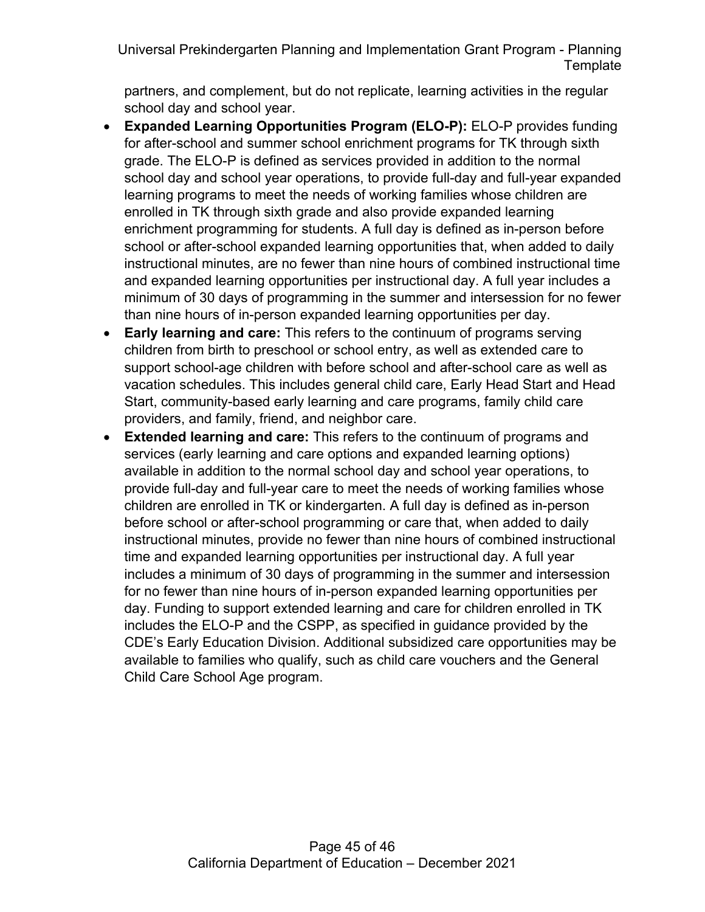partners, and complement, but do not replicate, learning activities in the regular school day and school year.

- **Expanded Learning Opportunities Program (ELO-P):** ELO-P provides funding for after-school and summer school enrichment programs for TK through sixth grade. The ELO-P is defined as services provided in addition to the normal school day and school year operations, to provide full-day and full-year expanded learning programs to meet the needs of working families whose children are enrolled in TK through sixth grade and also provide expanded learning enrichment programming for students. A full day is defined as in-person before school or after-school expanded learning opportunities that, when added to daily instructional minutes, are no fewer than nine hours of combined instructional time and expanded learning opportunities per instructional day. A full year includes a minimum of 30 days of programming in the summer and intersession for no fewer than nine hours of in-person expanded learning opportunities per day.
- **Early learning and care:** This refers to the continuum of programs serving children from birth to preschool or school entry, as well as extended care to support school-age children with before school and after-school care as well as vacation schedules. This includes general child care, Early Head Start and Head Start, community-based early learning and care programs, family child care providers, and family, friend, and neighbor care.
- **Extended learning and care:** This refers to the continuum of programs and services (early learning and care options and expanded learning options) available in addition to the normal school day and school year operations, to provide full-day and full-year care to meet the needs of working families whose children are enrolled in TK or kindergarten. A full day is defined as in-person before school or after-school programming or care that, when added to daily instructional minutes, provide no fewer than nine hours of combined instructional time and expanded learning opportunities per instructional day. A full year includes a minimum of 30 days of programming in the summer and intersession for no fewer than nine hours of in-person expanded learning opportunities per day. Funding to support extended learning and care for children enrolled in TK includes the ELO-P and the CSPP, as specified in guidance provided by the CDE's Early Education Division. Additional subsidized care opportunities may be available to families who qualify, such as child care vouchers and the General Child Care School Age program.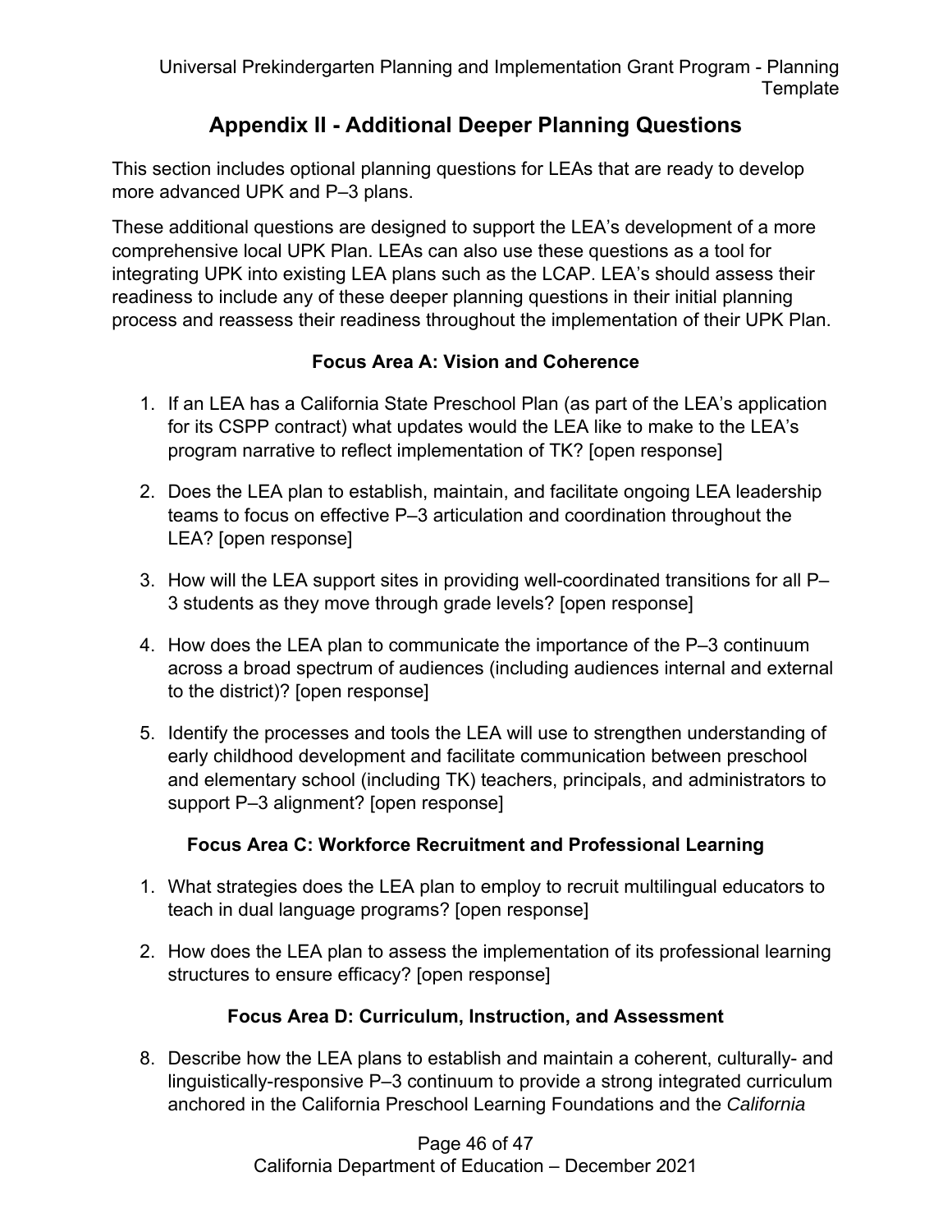## Appendix II - Additional Deeper Planning Questions

This section includes optional planning questions for LEAs that are ready to develop more advanced UPK and P–3 plans.

These additional questions are designed to support the LEA's development of a more comprehensive local UPK Plan. LEAs can also use these questions as a tool for integrating UPK into existing LEA plans such as the LCAP. LEA's should assess their readiness to include any of these deeper planning questions in their initial planning process and reassess their readiness throughout the implementation of their UPK Plan.

### Focus Area A: Vision and Coherence

1. If an LEA has a California State Preschool Plan (as part of the LEA's application for its CSPP contract) what updates would the LEA like to make to the LEA's program narrative to reflect implementation of TK? [open response]
2. Does the LEA plan to establish, maintain, and facilitate ongoing LEA leadership teams to focus on effective P–3 articulation and coordination throughout the LEA? [open response]
3. How will the LEA support sites in providing well-coordinated transitions for all P–3 students as they move through grade levels? [open response]
4. How does the LEA plan to communicate the importance of the P–3 continuum across a broad spectrum of audiences (including audiences internal and external to the district)? [open response]
5. Identify the processes and tools the LEA will use to strengthen understanding of early childhood development and facilitate communication between preschool and elementary school (including TK) teachers, principals, and administrators to support P–3 alignment? [open response]

### Focus Area C: Workforce Recruitment and Professional Learning

1. What strategies does the LEA plan to employ to recruit multilingual educators to teach in dual language programs? [open response]
2. How does the LEA plan to assess the implementation of its professional learning structures to ensure efficacy? [open response]

### Focus Area D: Curriculum, Instruction, and Assessment

8. Describe how the LEA plans to establish and maintain a coherent, culturally- and linguistically-responsive P–3 continuum to provide a strong integrated curriculum anchored in the California Preschool Learning Foundations and the *California*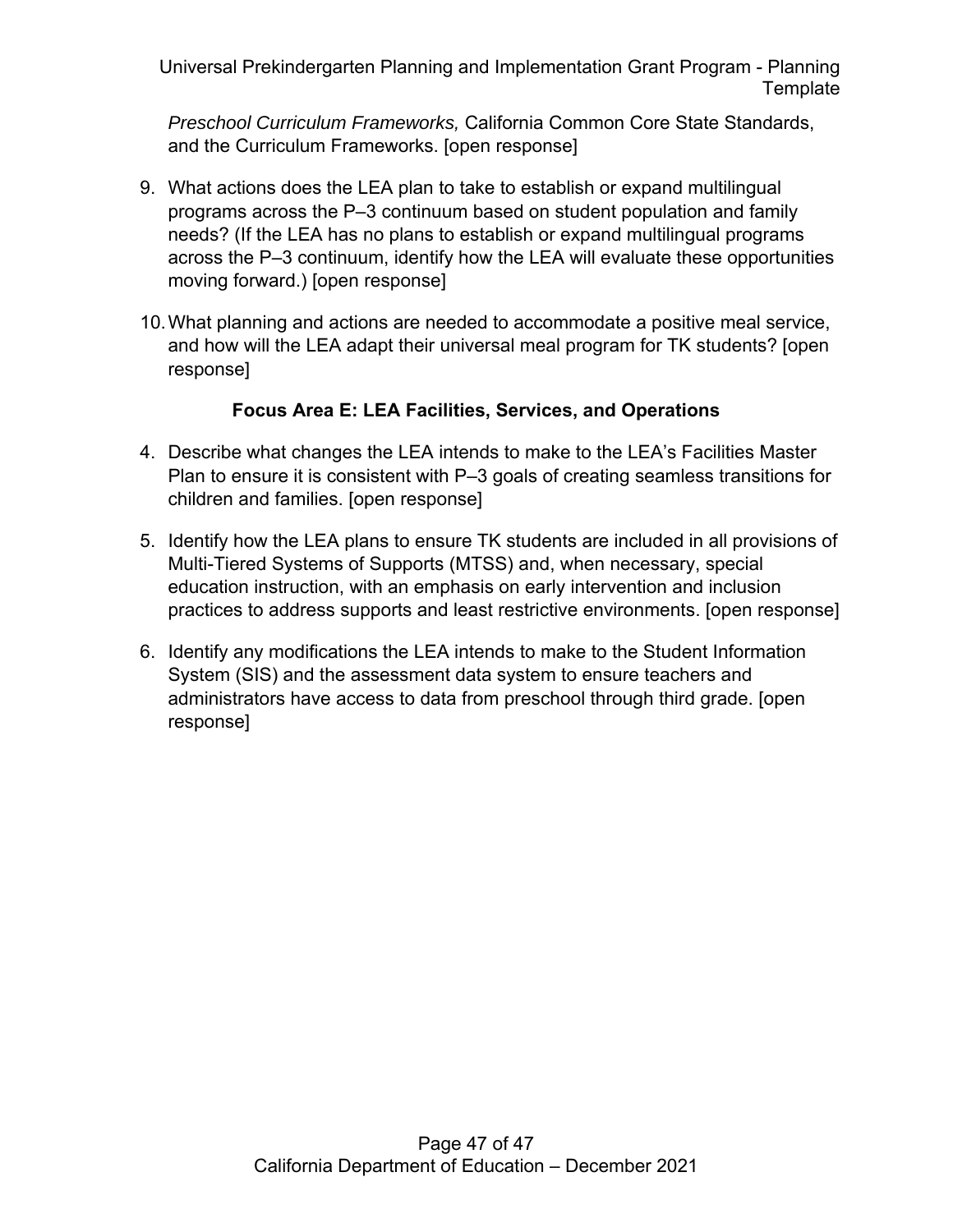*Preschool Curriculum Frameworks,* California Common Core State Standards, and the Curriculum Frameworks. [open response]

9. What actions does the LEA plan to take to establish or expand multilingual programs across the P–3 continuum based on student population and family needs? (If the LEA has no plans to establish or expand multilingual programs across the P–3 continuum, identify how the LEA will evaluate these opportunities moving forward.) [open response]

10. What planning and actions are needed to accommodate a positive meal service, and how will the LEA adapt their universal meal program for TK students? [open response]

### Focus Area E: LEA Facilities, Services, and Operations

4. Describe what changes the LEA intends to make to the LEA's Facilities Master Plan to ensure it is consistent with P–3 goals of creating seamless transitions for children and families. [open response]

5. Identify how the LEA plans to ensure TK students are included in all provisions of Multi-Tiered Systems of Supports (MTSS) and, when necessary, special education instruction, with an emphasis on early intervention and inclusion practices to address supports and least restrictive environments. [open response]

6. Identify any modifications the LEA intends to make to the Student Information System (SIS) and the assessment data system to ensure teachers and administrators have access to data from preschool through third grade. [open response]